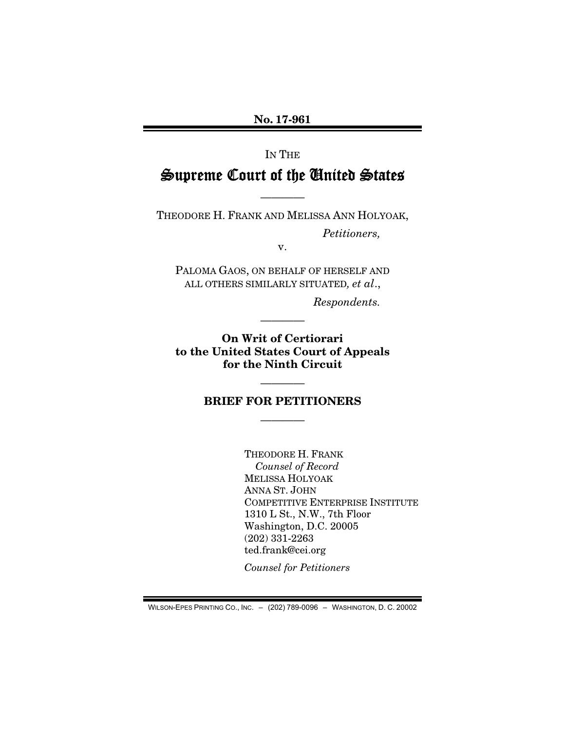**No. 17-961**

IN THE

# Supreme Court of the United States

————

THEODORE H. FRANK AND MELISSA ANN HOLYOAK,

*Petitioners,*

v.

PALOMA GAOS, ON BEHALF OF HERSELF AND ALL OTHERS SIMILARLY SITUATED, *et al.*,

*Respondents.*

————

**On Writ of Certiorari to the United States Court of Appeals for the Ninth Circuit**

————

## BRIEF FOR PETITIONERS

————

THEODORE H. FRANK
*Counsel of Record*
MELISSA HOLYOAK
ANNA ST. JOHN
COMPETITIVE ENTERPRISE INSTITUTE
1310 L St., N.W., 7th Floor
Washington, D.C. 20005
(202) 331-2263
ted.frank@cei.org

*Counsel for Petitioners*

WILSON-EPES PRINTING CO., INC. – (202) 789-0096 – WASHINGTON, D. C. 20002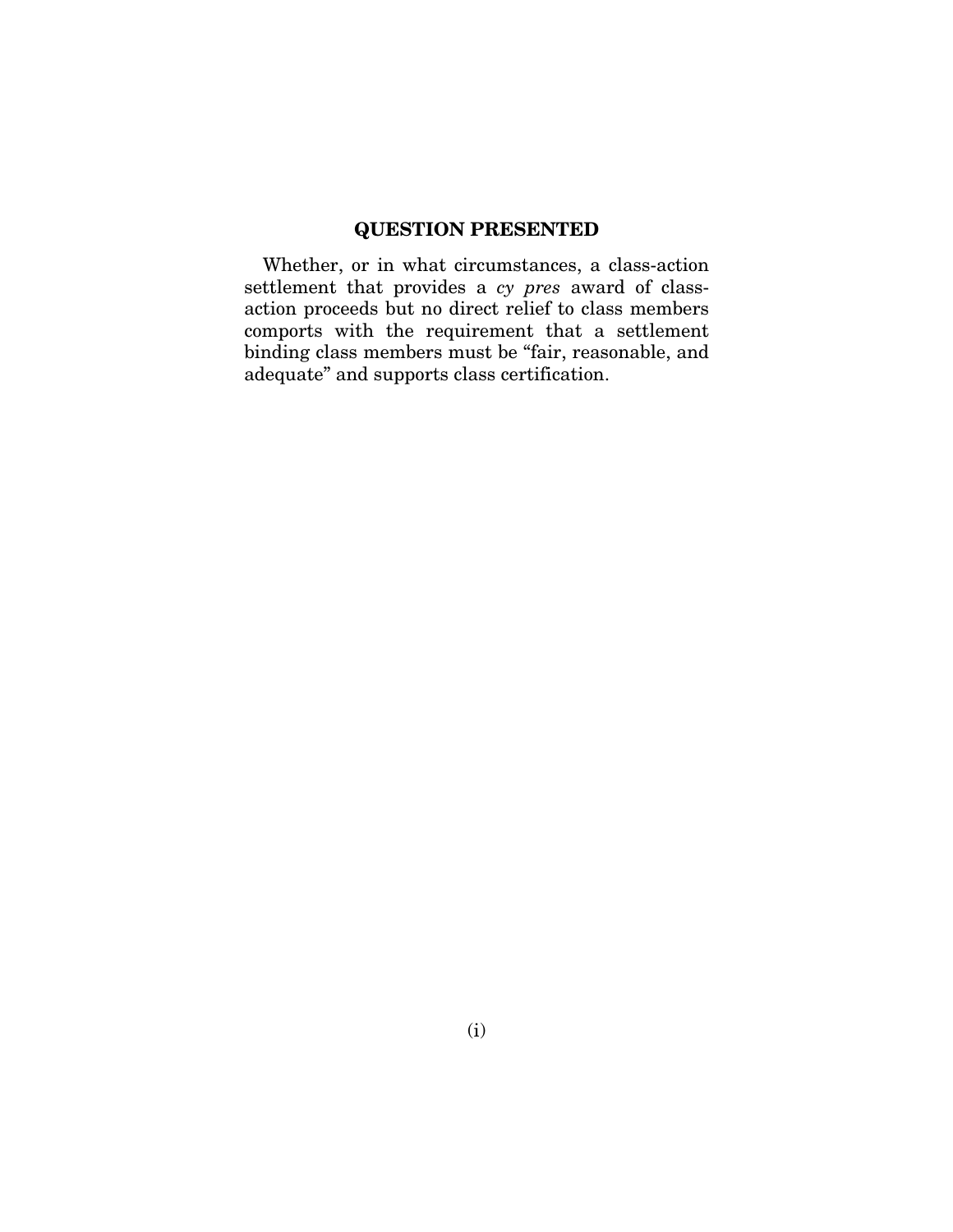## QUESTION PRESENTED

Whether, or in what circumstances, a class-action settlement that provides a *cy pres* award of class-action proceeds but no direct relief to class members comports with the requirement that a settlement binding class members must be "fair, reasonable, and adequate" and supports class certification.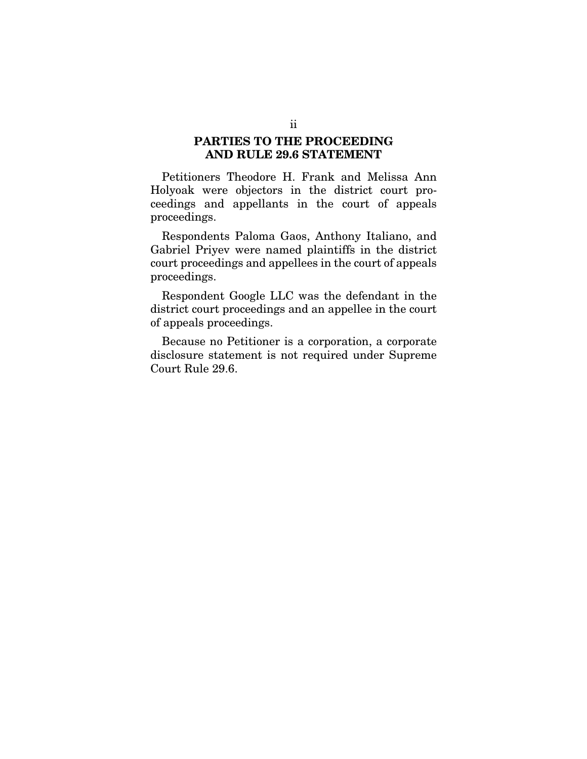# PARTIES TO THE PROCEEDING AND RULE 29.6 STATEMENT

Petitioners Theodore H. Frank and Melissa Ann Holyoak were objectors in the district court proceedings and appellants in the court of appeals proceedings.

Respondents Paloma Gaos, Anthony Italiano, and Gabriel Priyev were named plaintiffs in the district court proceedings and appellees in the court of appeals proceedings.

Respondent Google LLC was the defendant in the district court proceedings and an appellee in the court of appeals proceedings.

Because no Petitioner is a corporation, a corporate disclosure statement is not required under Supreme Court Rule 29.6.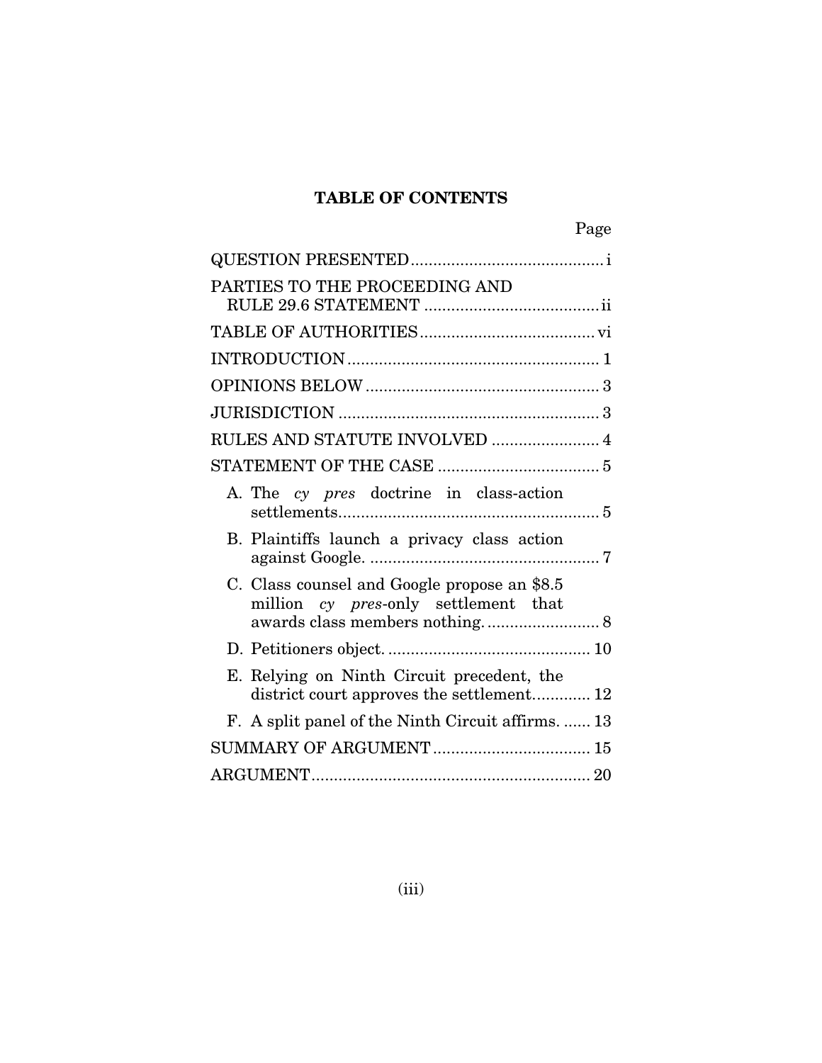# TABLE OF CONTENTS

| | Page |
|---|---|
| QUESTION PRESENTED | i |
| PARTIES TO THE PROCEEDING AND RULE 29.6 STATEMENT | ii |
| TABLE OF AUTHORITIES | vi |
| INTRODUCTION | 1 |
| OPINIONS BELOW | 3 |
| JURISDICTION | 3 |
| RULES AND STATUTE INVOLVED | 4 |
| STATEMENT OF THE CASE | 5 |
| A. The *cy pres* doctrine in class-action settlements | 5 |
| B. Plaintiffs launch a privacy class action against Google. | 7 |
| C. Class counsel and Google propose an $8.5 million *cy pres*-only settlement that awards class members nothing. | 8 |
| D. Petitioners object. | 10 |
| E. Relying on Ninth Circuit precedent, the district court approves the settlement. | 12 |
| F. A split panel of the Ninth Circuit affirms. | 13 |
| SUMMARY OF ARGUMENT | 15 |
| ARGUMENT | 20 |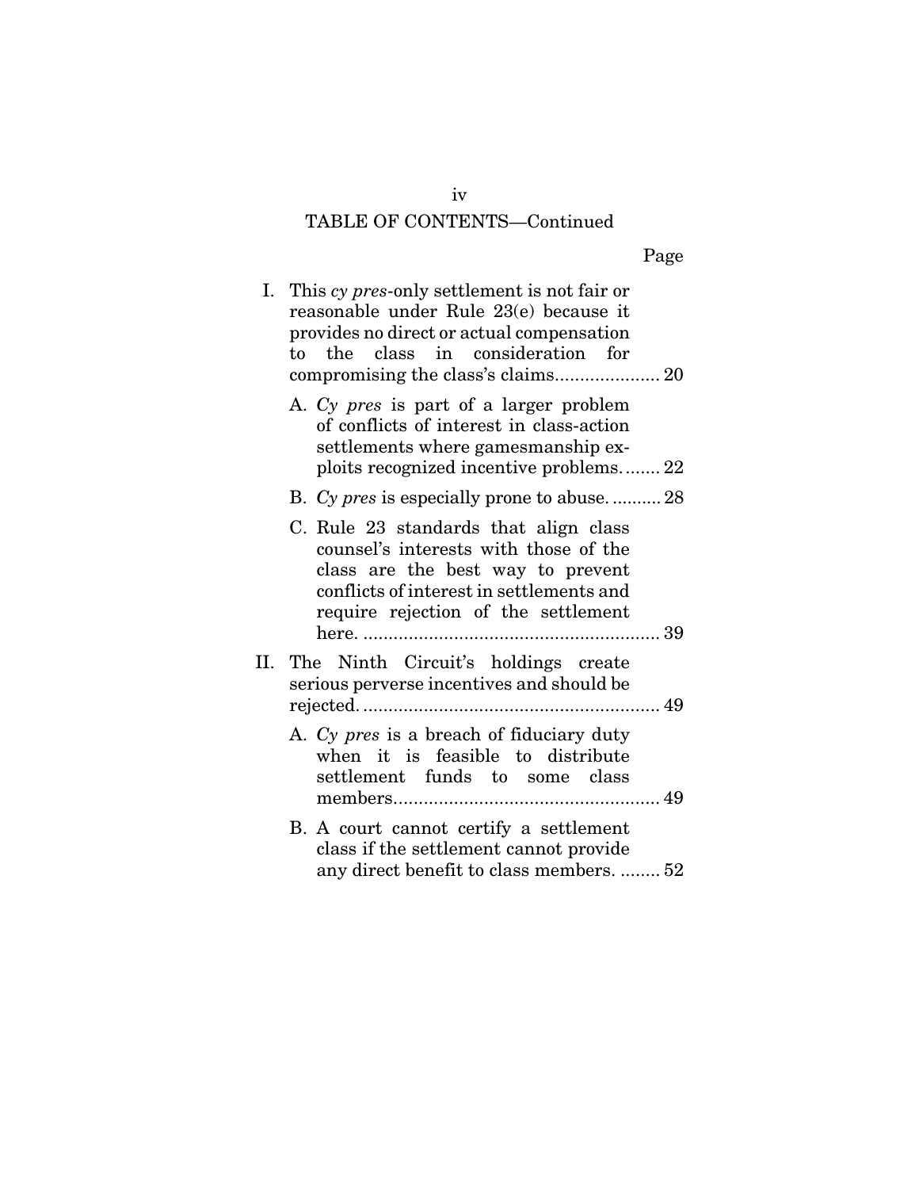TABLE OF CONTENTS—Continued

| | Page |
|---|---|
| I. This *cy pres*-only settlement is not fair or reasonable under Rule 23(e) because it provides no direct or actual compensation to the class in consideration for compromising the class's claims | 20 |
| A. *Cy pres* is part of a larger problem of conflicts of interest in class-action settlements where gamesmanship exploits recognized incentive problems | 22 |
| B. *Cy pres* is especially prone to abuse | 28 |
| C. Rule 23 standards that align class counsel's interests with those of the class are the best way to prevent conflicts of interest in settlements and require rejection of the settlement here | 39 |
| II. The Ninth Circuit's holdings create serious perverse incentives and should be rejected | 49 |
| A. *Cy pres* is a breach of fiduciary duty when it is feasible to distribute settlement funds to some class members | 49 |
| B. A court cannot certify a settlement class if the settlement cannot provide any direct benefit to class members | 52 |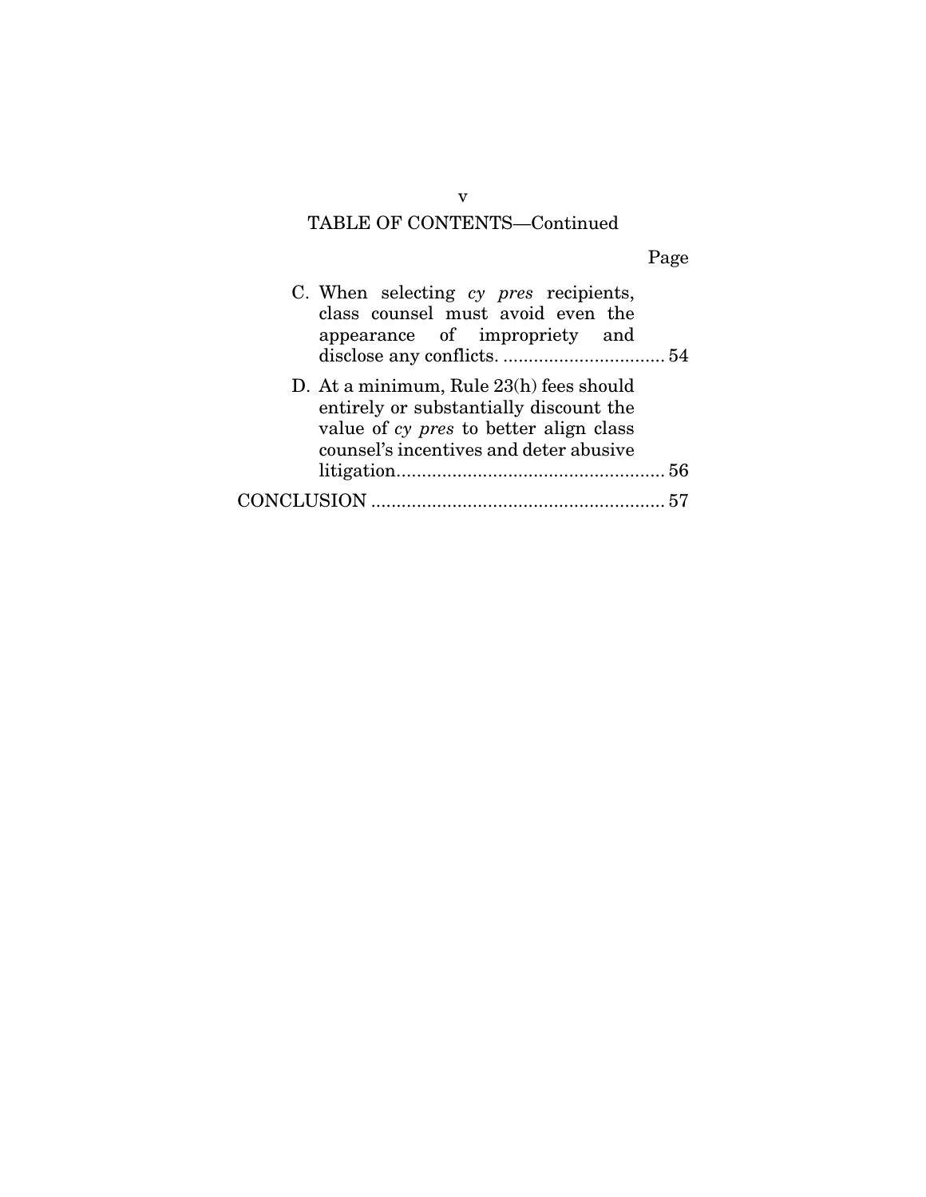## TABLE OF CONTENTS—Continued

| | Page |
|---|---|
| C. When selecting *cy pres* recipients, class counsel must avoid even the appearance of impropriety and disclose any conflicts. | 54 |
| D. At a minimum, Rule 23(h) fees should entirely or substantially discount the value of *cy pres* to better align class counsel's incentives and deter abusive litigation | 56 |
| CONCLUSION | 57 |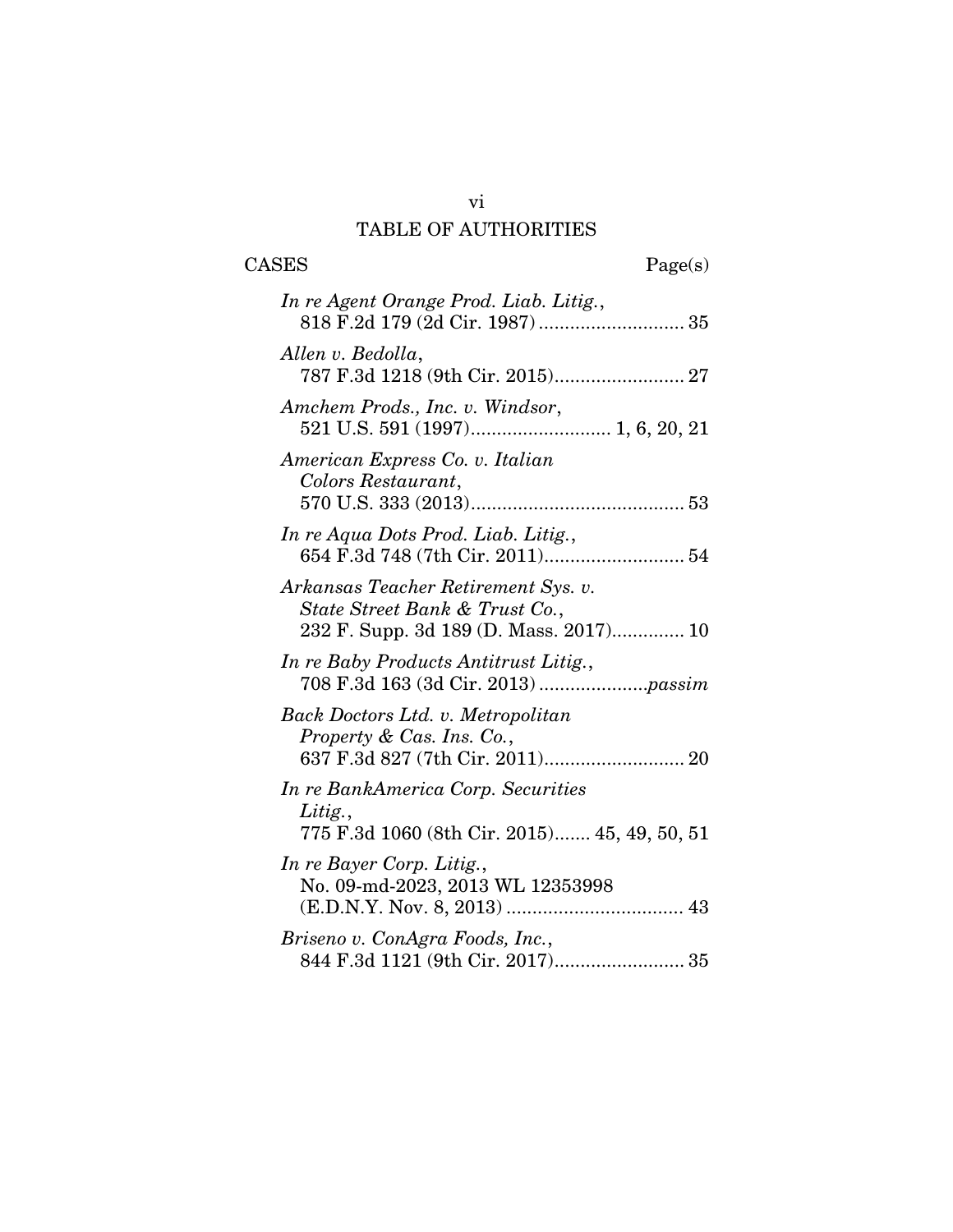# TABLE OF AUTHORITIES

CASES Page(s)

*In re Agent Orange Prod. Liab. Litig.*, 818 F.2d 179 (2d Cir. 1987) ........................... 35

*Allen v. Bedolla*, 787 F.3d 1218 (9th Cir. 2015)......................... 27

*Amchem Prods., Inc. v. Windsor*, 521 U.S. 591 (1997).......................... 1, 6, 20, 21

*American Express Co. v. Italian Colors Restaurant*, 570 U.S. 333 (2013)......................................... 53

*In re Aqua Dots Prod. Liab. Litig.*, 654 F.3d 748 (7th Cir. 2011)........................... 54

*Arkansas Teacher Retirement Sys. v. State Street Bank & Trust Co.*, 232 F. Supp. 3d 189 (D. Mass. 2017).............. 10

*In re Baby Products Antitrust Litig.*, 708 F.3d 163 (3d Cir. 2013) .....................*passim*

*Back Doctors Ltd. v. Metropolitan Property & Cas. Ins. Co.*, 637 F.3d 827 (7th Cir. 2011)........................... 20

*In re BankAmerica Corp. Securities Litig.*, 775 F.3d 1060 (8th Cir. 2015)....... 45, 49, 50, 51

*In re Bayer Corp. Litig.*, No. 09-md-2023, 2013 WL 12353998 (E.D.N.Y. Nov. 8, 2013) .................................. 43

*Briseno v. ConAgra Foods, Inc.*, 844 F.3d 1121 (9th Cir. 2017)......................... 35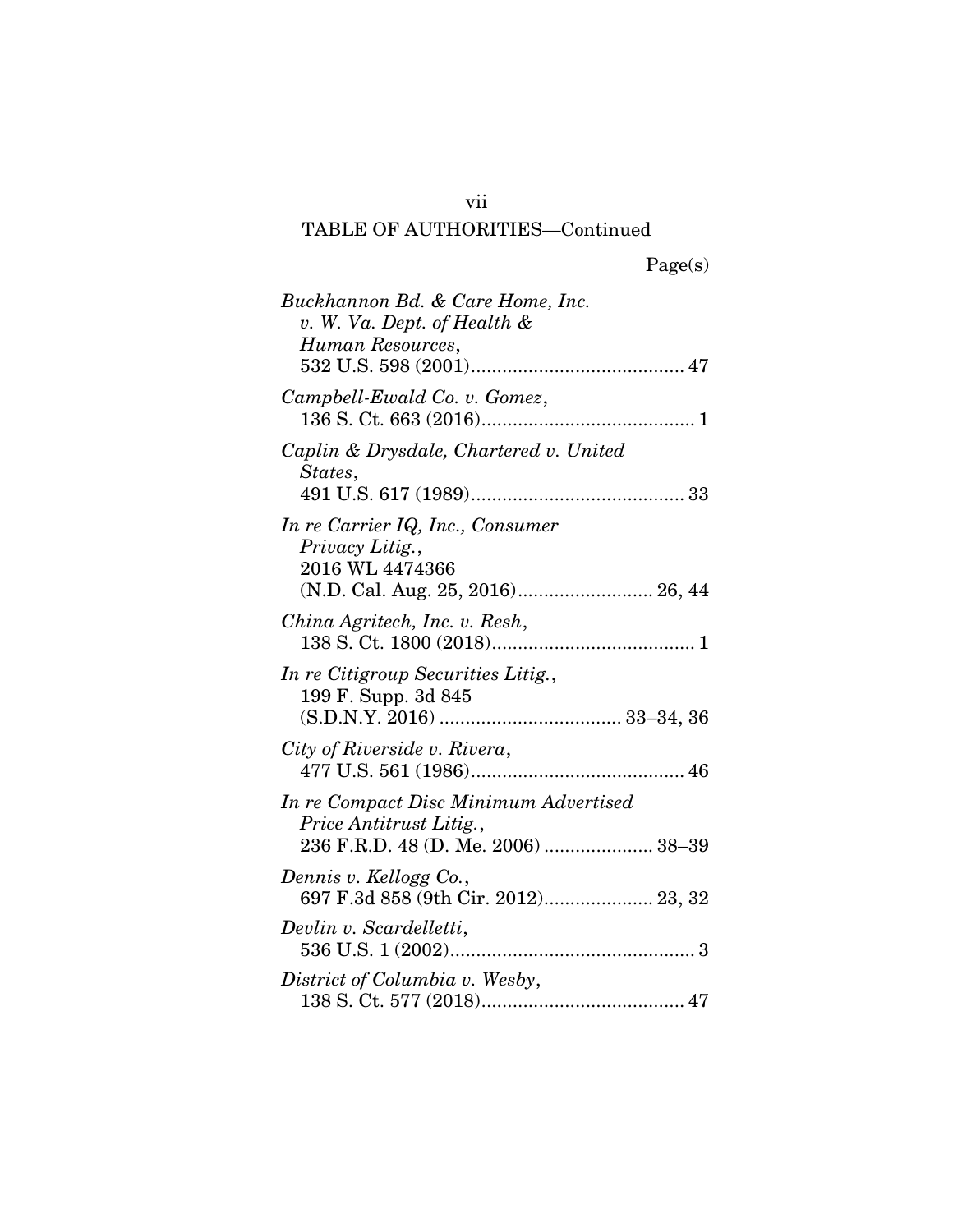TABLE OF AUTHORITIES—Continued

Page(s)

*Buckhannon Bd. & Care Home, Inc. v. W. Va. Dept. of Health & Human Resources*, 532 U.S. 598 (2001) ......................................... 47

*Campbell-Ewald Co. v. Gomez*, 136 S. Ct. 663 (2016) ......................................... 1

*Caplin & Drysdale, Chartered v. United States*, 491 U.S. 617 (1989) ......................................... 33

*In re Carrier IQ, Inc., Consumer Privacy Litig.*, 2016 WL 4474366 (N.D. Cal. Aug. 25, 2016) .......................... 26, 44

*China Agritech, Inc. v. Resh*, 138 S. Ct. 1800 (2018) ....................................... 1

*In re Citigroup Securities Litig.*, 199 F. Supp. 3d 845 (S.D.N.Y. 2016) .................................. 33–34, 36

*City of Riverside v. Rivera*, 477 U.S. 561 (1986) ......................................... 46

*In re Compact Disc Minimum Advertised Price Antitrust Litig.*, 236 F.R.D. 48 (D. Me. 2006) ..................... 38–39

*Dennis v. Kellogg Co.*, 697 F.3d 858 (9th Cir. 2012) ..................... 23, 32

*Devlin v. Scardelletti*, 536 U.S. 1 (2002) ............................................... 3

*District of Columbia v. Wesby*, 138 S. Ct. 577 (2018) ....................................... 47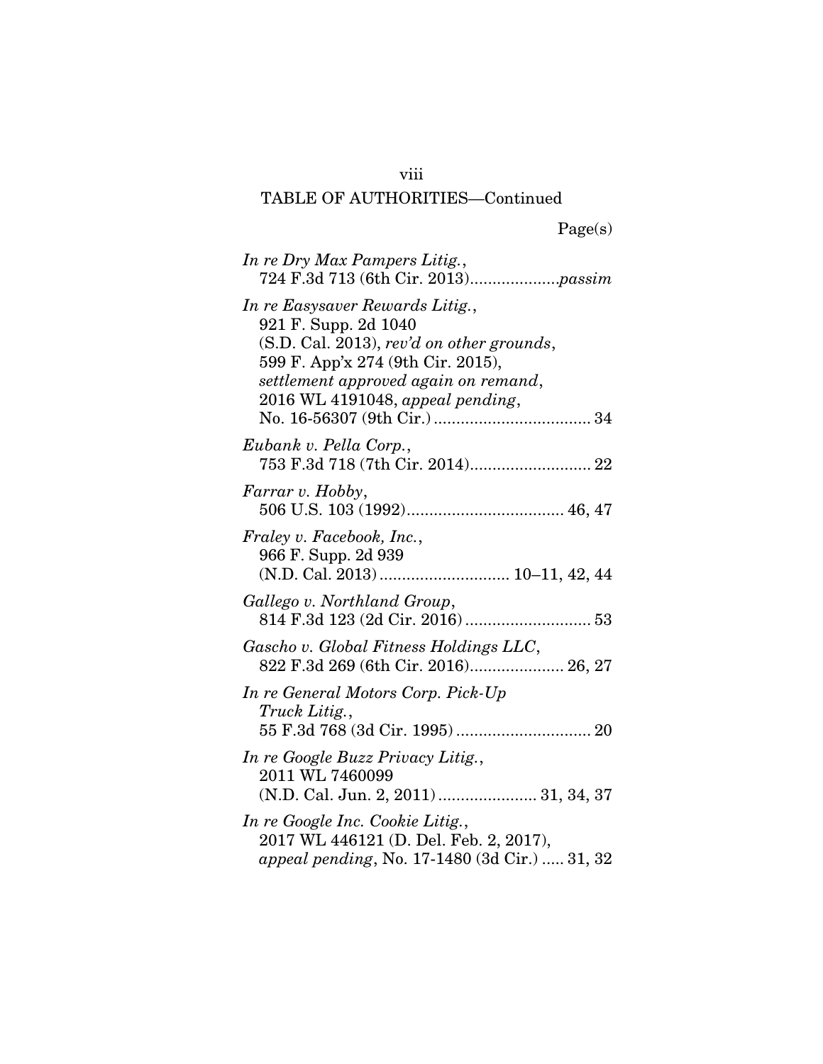## TABLE OF AUTHORITIES—Continued

Page(s)

*In re Dry Max Pampers Litig.*,
724 F.3d 713 (6th Cir. 2013)....................*passim*

*In re Easysaver Rewards Litig.*,
921 F. Supp. 2d 1040
(S.D. Cal. 2013), *rev'd on other grounds*,
599 F. App'x 274 (9th Cir. 2015),
*settlement approved again on remand*,
2016 WL 4191048, *appeal pending*,
No. 16-56307 (9th Cir.) .................................. 34

*Eubank v. Pella Corp.*,
753 F.3d 718 (7th Cir. 2014).......................... 22

*Farrar v. Hobby*,
506 U.S. 103 (1992).................................. 46, 47

*Fraley v. Facebook, Inc.*,
966 F. Supp. 2d 939
(N.D. Cal. 2013) ............................ 10–11, 42, 44

*Gallego v. Northland Group*,
814 F.3d 123 (2d Cir. 2016) ............................ 53

*Gascho v. Global Fitness Holdings LLC*,
822 F.3d 269 (6th Cir. 2016)..................... 26, 27

*In re General Motors Corp. Pick-Up Truck Litig.*,
55 F.3d 768 (3d Cir. 1995) .............................. 20

*In re Google Buzz Privacy Litig.*,
2011 WL 7460099
(N.D. Cal. Jun. 2, 2011) ...................... 31, 34, 37

*In re Google Inc. Cookie Litig.*,
2017 WL 446121 (D. Del. Feb. 2, 2017),
*appeal pending*, No. 17-1480 (3d Cir.) ..... 31, 32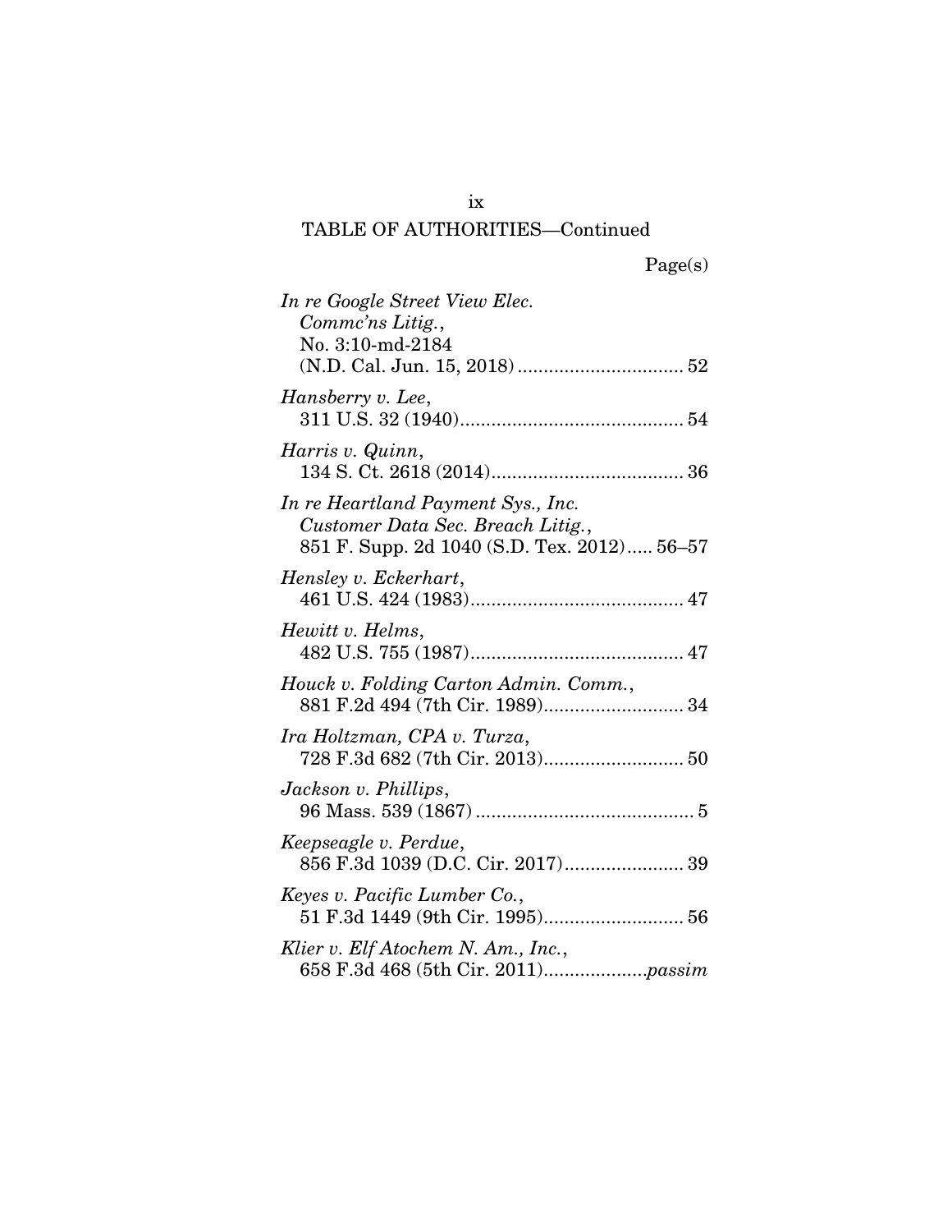TABLE OF AUTHORITIES—Continued

Page(s)

*In re Google Street View Elec. Commc'ns Litig.*, No. 3:10-md-2184 (N.D. Cal. Jun. 15, 2018) ................................ 52

*Hansberry v. Lee*, 311 U.S. 32 (1940)........................................... 54

*Harris v. Quinn*, 134 S. Ct. 2618 (2014)..................................... 36

*In re Heartland Payment Sys., Inc. Customer Data Sec. Breach Litig.*, 851 F. Supp. 2d 1040 (S.D. Tex. 2012)..... 56–57

*Hensley v. Eckerhart*, 461 U.S. 424 (1983)......................................... 47

*Hewitt v. Helms*, 482 U.S. 755 (1987)......................................... 47

*Houck v. Folding Carton Admin. Comm.*, 881 F.2d 494 (7th Cir. 1989)........................... 34

*Ira Holtzman, CPA v. Turza*, 728 F.3d 682 (7th Cir. 2013)........................... 50

*Jackson v. Phillips*, 96 Mass. 539 (1867) .......................................... 5

*Keepseagle v. Perdue*, 856 F.3d 1039 (D.C. Cir. 2017)....................... 39

*Keyes v. Pacific Lumber Co.*, 51 F.3d 1449 (9th Cir. 1995)........................... 56

*Klier v. Elf Atochem N. Am., Inc.*, 658 F.3d 468 (5th Cir. 2011)....................*passim*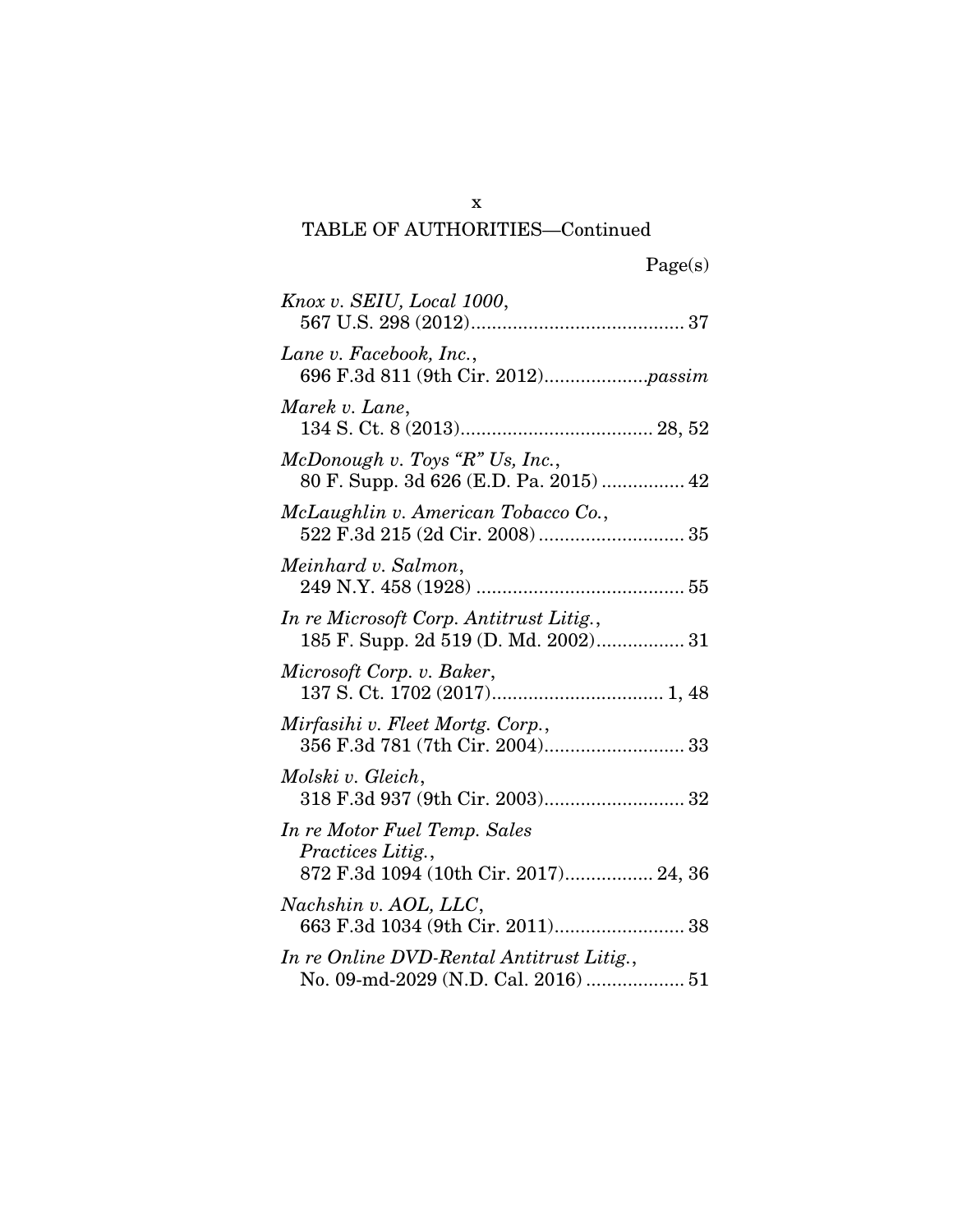TABLE OF AUTHORITIES—Continued

Page(s)

*Knox v. SEIU, Local 1000*,
567 U.S. 298 (2012)........................................ 37

*Lane v. Facebook, Inc.*,
696 F.3d 811 (9th Cir. 2012)...................*passim*

*Marek v. Lane*,
134 S. Ct. 8 (2013).................................... 28, 52

*McDonough v. Toys "R" Us, Inc.*,
80 F. Supp. 3d 626 (E.D. Pa. 2015) ................ 42

*McLaughlin v. American Tobacco Co.*,
522 F.3d 215 (2d Cir. 2008) ............................ 35

*Meinhard v. Salmon*,
249 N.Y. 458 (1928) ........................................ 55

*In re Microsoft Corp. Antitrust Litig.*,
185 F. Supp. 2d 519 (D. Md. 2002)................. 31

*Microsoft Corp. v. Baker*,
137 S. Ct. 1702 (2017)................................. 1, 48

*Mirfasihi v. Fleet Mortg. Corp.*,
356 F.3d 781 (7th Cir. 2004)........................... 33

*Molski v. Gleich*,
318 F.3d 937 (9th Cir. 2003)........................... 32

*In re Motor Fuel Temp. Sales Practices Litig.*,
872 F.3d 1094 (10th Cir. 2017)................. 24, 36

*Nachshin v. AOL, LLC*,
663 F.3d 1034 (9th Cir. 2011)......................... 38

*In re Online DVD-Rental Antitrust Litig.*,
No. 09-md-2029 (N.D. Cal. 2016) ................... 51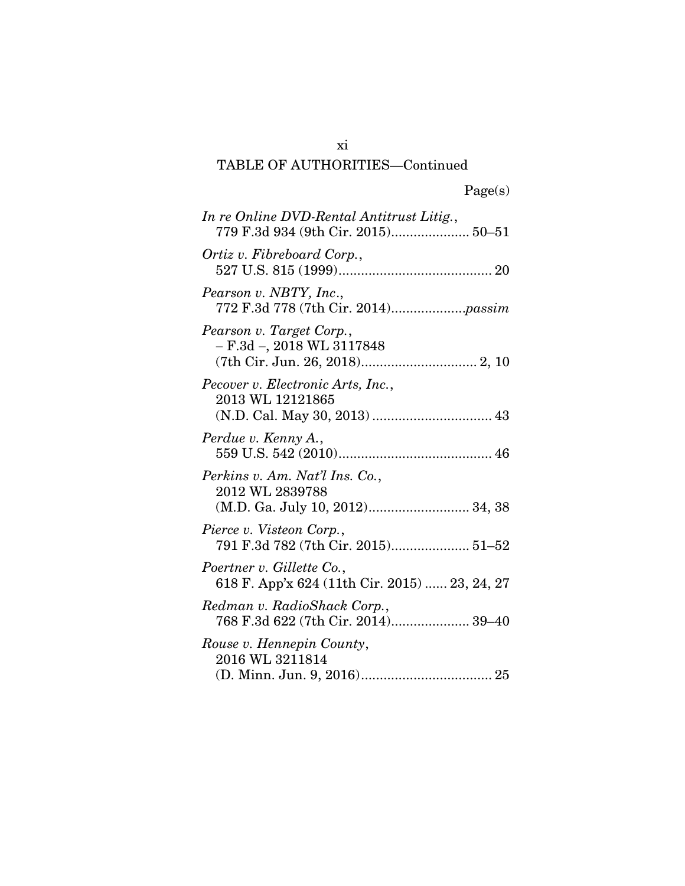TABLE OF AUTHORITIES—Continued

Page(s)

*In re Online DVD-Rental Antitrust Litig.*, 779 F.3d 934 (9th Cir. 2015)..................... 50–51

*Ortiz v. Fibreboard Corp.*, 527 U.S. 815 (1999)......................................... 20

*Pearson v. NBTY, Inc.*, 772 F.3d 778 (7th Cir. 2014)....................*passim*

*Pearson v. Target Corp.*, – F.3d –, 2018 WL 3117848 (7th Cir. Jun. 26, 2018)............................... 2, 10

*Pecover v. Electronic Arts, Inc.*, 2013 WL 12121865 (N.D. Cal. May 30, 2013) ................................ 43

*Perdue v. Kenny A.*, 559 U.S. 542 (2010)......................................... 46

*Perkins v. Am. Nat'l Ins. Co.*, 2012 WL 2839788 (M.D. Ga. July 10, 2012)........................... 34, 38

*Pierce v. Visteon Corp.*, 791 F.3d 782 (7th Cir. 2015)..................... 51–52

*Poertner v. Gillette Co.*, 618 F. App'x 624 (11th Cir. 2015) ...... 23, 24, 27

*Redman v. RadioShack Corp.*, 768 F.3d 622 (7th Cir. 2014)..................... 39–40

*Rouse v. Hennepin County*, 2016 WL 3211814 (D. Minn. Jun. 9, 2016)................................... 25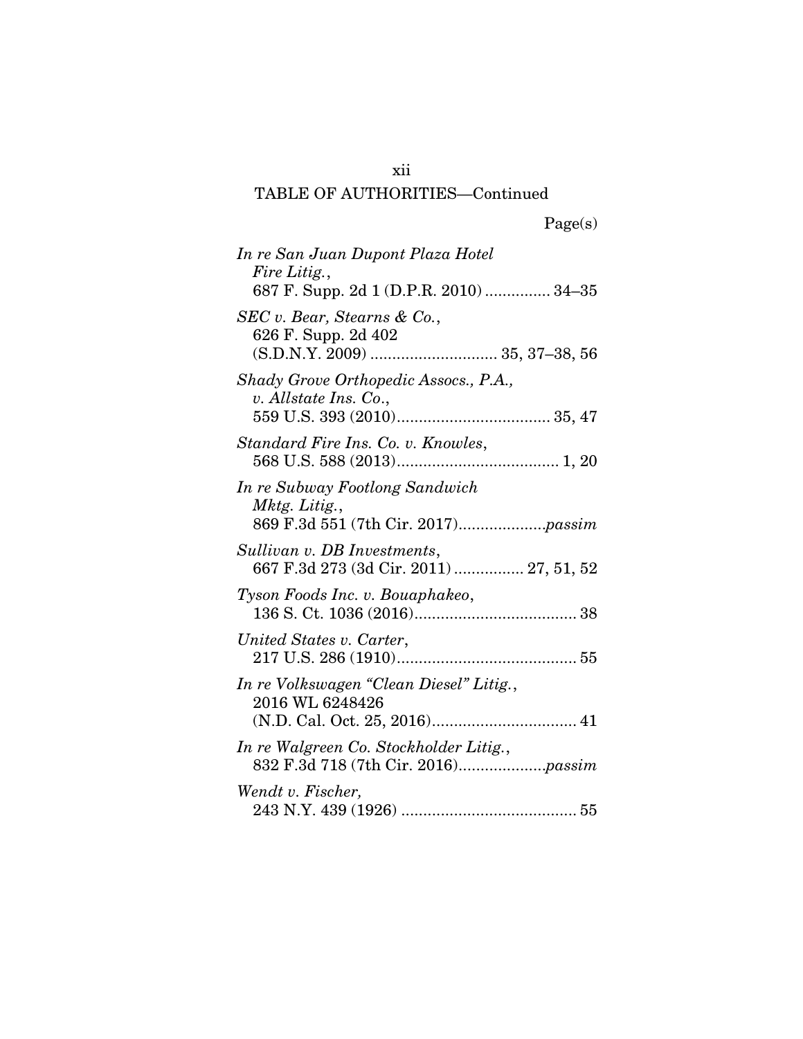TABLE OF AUTHORITIES—Continued

Page(s)

*In re San Juan Dupont Plaza Hotel Fire Litig.*,
687 F. Supp. 2d 1 (D.P.R. 2010) ............... 34–35

*SEC v. Bear, Stearns & Co.*,
626 F. Supp. 2d 402
(S.D.N.Y. 2009) ............................. 35, 37–38, 56

*Shady Grove Orthopedic Assocs., P.A., v. Allstate Ins. Co.*,
559 U.S. 393 (2010)................................... 35, 47

*Standard Fire Ins. Co. v. Knowles*,
568 U.S. 588 (2013)..................................... 1, 20

*In re Subway Footlong Sandwich Mktg. Litig.*,
869 F.3d 551 (7th Cir. 2017)....................*passim*

*Sullivan v. DB Investments*,
667 F.3d 273 (3d Cir. 2011) ................ 27, 51, 52

*Tyson Foods Inc. v. Bouaphakeo*,
136 S. Ct. 1036 (2016)..................................... 38

*United States v. Carter*,
217 U.S. 286 (1910)......................................... 55

*In re Volkswagen "Clean Diesel" Litig.*,
2016 WL 6248426
(N.D. Cal. Oct. 25, 2016)................................. 41

*In re Walgreen Co. Stockholder Litig.*,
832 F.3d 718 (7th Cir. 2016)....................*passim*

*Wendt v. Fischer,*
243 N.Y. 439 (1926) ........................................ 55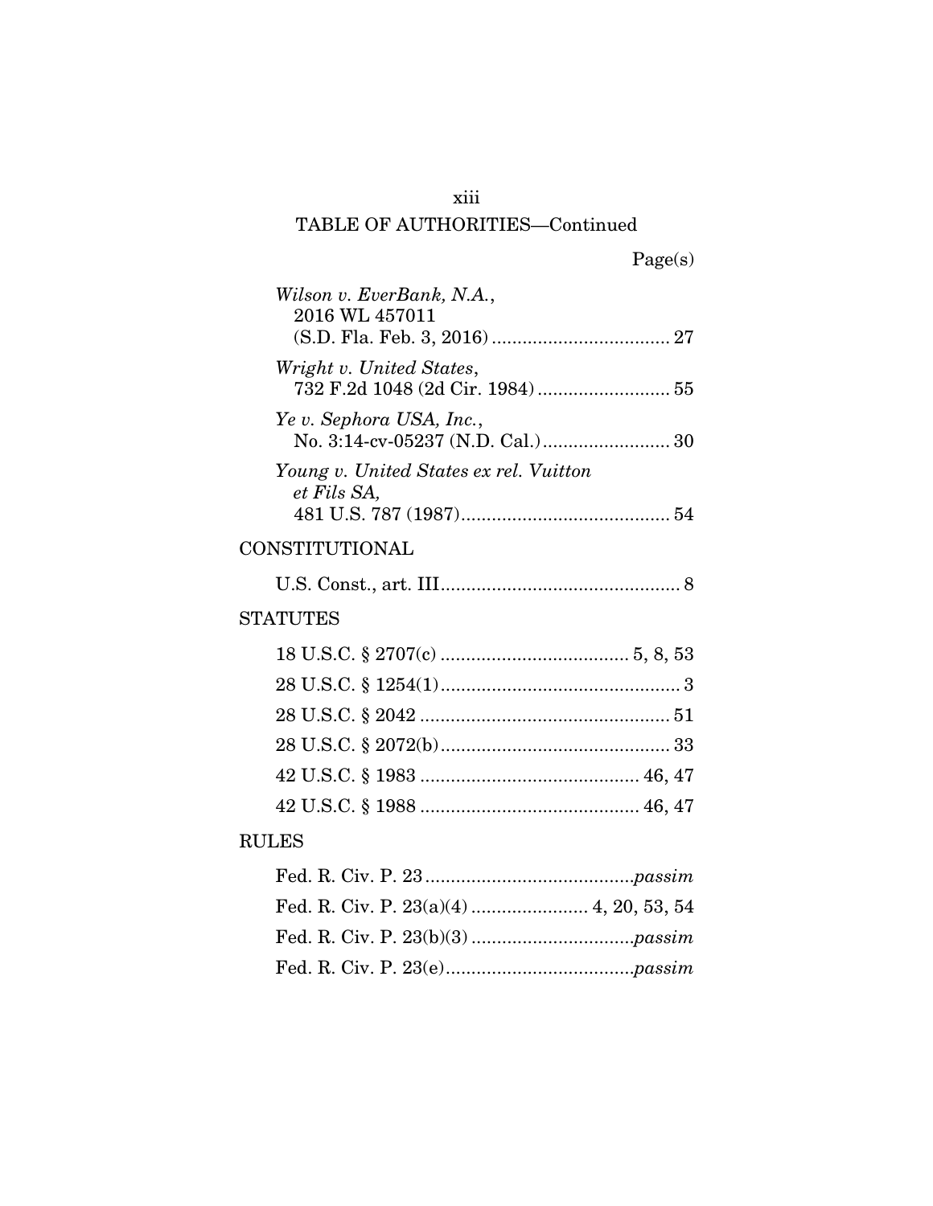## TABLE OF AUTHORITIES—Continued

Page(s)

*Wilson v. EverBank, N.A.*,
2016 WL 457011
(S.D. Fla. Feb. 3, 2016) .................................. 27

*Wright v. United States*,
732 F.2d 1048 (2d Cir. 1984) .......................... 55

*Ye v. Sephora USA, Inc.*,
No. 3:14-cv-05237 (N.D. Cal.) ......................... 30

*Young v. United States ex rel. Vuitton et Fils SA*,
481 U.S. 787 (1987) ......................................... 54

### CONSTITUTIONAL

U.S. Const., art. III ............................................... 8

### STATUTES

18 U.S.C. § 2707(c) ..................................... 5, 8, 53

28 U.S.C. § 1254(1) ............................................... 3

28 U.S.C. § 2042 ................................................. 51

28 U.S.C. § 2072(b) ............................................. 33

42 U.S.C. § 1983 ........................................... 46, 47

42 U.S.C. § 1988 ........................................... 46, 47

### RULES

Fed. R. Civ. P. 23 ........................................ *passim*

Fed. R. Civ. P. 23(a)(4) ....................... 4, 20, 53, 54

Fed. R. Civ. P. 23(b)(3) ................................ *passim*

Fed. R. Civ. P. 23(e) ..................................... *passim*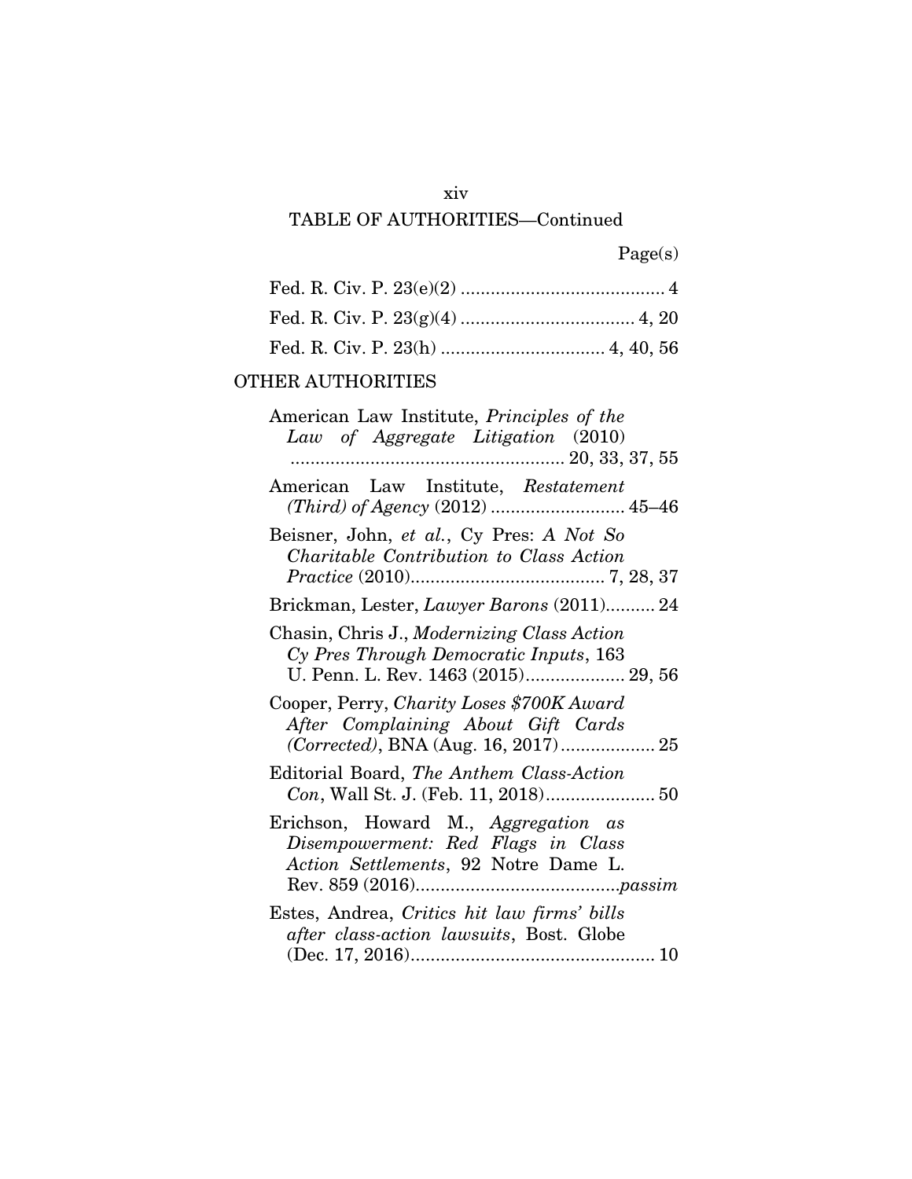TABLE OF AUTHORITIES—Continued

Page(s)

Fed. R. Civ. P. 23(e)(2) .......................................... 4

Fed. R. Civ. P. 23(g)(4) .................................... 4, 20

Fed. R. Civ. P. 23(h) ................................. 4, 40, 56

OTHER AUTHORITIES

American Law Institute, *Principles of the Law of Aggregate Litigation* (2010) ....................................................... 20, 33, 37, 55

American Law Institute, *Restatement (Third) of Agency* (2012) ........................... 45–46

Beisner, John, *et al.*, Cy Pres: *A Not So Charitable Contribution to Class Action Practice* (2010)...................................... 7, 28, 37

Brickman, Lester, *Lawyer Barons* (2011).......... 24

Chasin, Chris J., *Modernizing Class Action Cy Pres Through Democratic Inputs*, 163 U. Penn. L. Rev. 1463 (2015).................... 29, 56

Cooper, Perry, *Charity Loses $700K Award After Complaining About Gift Cards (Corrected)*, BNA (Aug. 16, 2017)................... 25

Editorial Board, *The Anthem Class-Action Con*, Wall St. J. (Feb. 11, 2018)...................... 50

Erichson, Howard M., *Aggregation as Disempowerment: Red Flags in Class Action Settlements*, 92 Notre Dame L. Rev. 859 (2016).........................................*passim*

Estes, Andrea, *Critics hit law firms' bills after class-action lawsuits*, Bost. Globe (Dec. 17, 2016)................................................. 10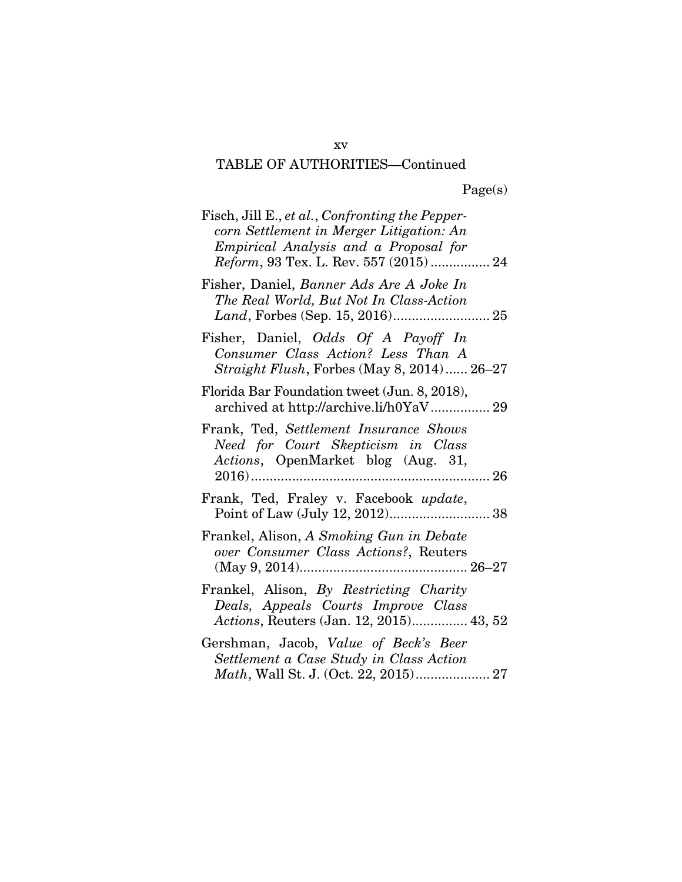TABLE OF AUTHORITIES—Continued

Page(s)

Fisch, Jill E., *et al.*, *Confronting the Peppercorn Settlement in Merger Litigation: An Empirical Analysis and a Proposal for Reform*, 93 Tex. L. Rev. 557 (2015) ................ 24

Fisher, Daniel, *Banner Ads Are A Joke In The Real World, But Not In Class-Action Land*, Forbes (Sep. 15, 2016) .......................... 25

Fisher, Daniel, *Odds Of A Payoff In Consumer Class Action? Less Than A Straight Flush*, Forbes (May 8, 2014) ...... 26–27

Florida Bar Foundation tweet (Jun. 8, 2018), archived at http://archive.li/h0YaV ................ 29

Frank, Ted, *Settlement Insurance Shows Need for Court Skepticism in Class Actions*, OpenMarket blog (Aug. 31, 2016) ................................................................ 26

Frank, Ted, Fraley v. Facebook *update*, Point of Law (July 12, 2012) ........................... 38

Frankel, Alison, *A Smoking Gun in Debate over Consumer Class Actions?*, Reuters (May 9, 2014) ............................................. 26–27

Frankel, Alison, *By Restricting Charity Deals, Appeals Courts Improve Class Actions*, Reuters (Jan. 12, 2015) ............... 43, 52

Gershman, Jacob, *Value of Beck's Beer Settlement a Case Study in Class Action Math*, Wall St. J. (Oct. 22, 2015) .................... 27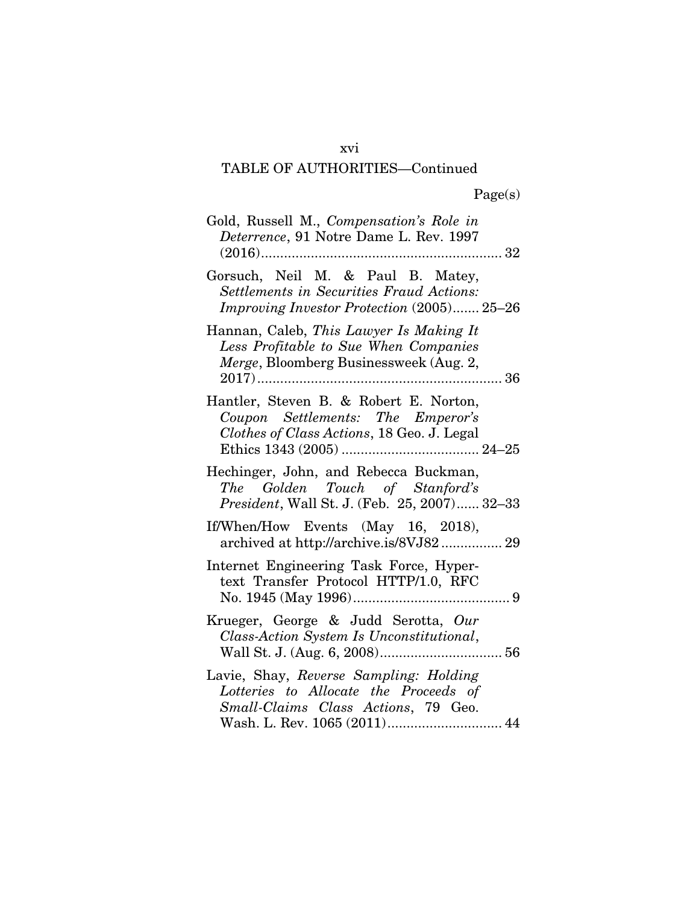TABLE OF AUTHORITIES—Continued

Page(s)

Gold, Russell M., *Compensation's Role in Deterrence*, 91 Notre Dame L. Rev. 1997 (2016)................................................................ 32

Gorsuch, Neil M. & Paul B. Matey, *Settlements in Securities Fraud Actions: Improving Investor Protection* (2005)....... 25–26

Hannan, Caleb, *This Lawyer Is Making It Less Profitable to Sue When Companies Merge*, Bloomberg Businessweek (Aug. 2, 2017)................................................................ 36

Hantler, Steven B. & Robert E. Norton, *Coupon Settlements: The Emperor's Clothes of Class Actions*, 18 Geo. J. Legal Ethics 1343 (2005) .................................... 24–25

Hechinger, John, and Rebecca Buckman, *The Golden Touch of Stanford's President*, Wall St. J. (Feb. 25, 2007)...... 32–33

If/When/How Events (May 16, 2018), archived at http://archive.is/8VJ82 ................ 29

Internet Engineering Task Force, Hypertext Transfer Protocol HTTP/1.0, RFC No. 1945 (May 1996)......................................... 9

Krueger, George & Judd Serotta, *Our Class-Action System Is Unconstitutional*, Wall St. J. (Aug. 6, 2008)................................ 56

Lavie, Shay, *Reverse Sampling: Holding Lotteries to Allocate the Proceeds of Small-Claims Class Actions*, 79 Geo. Wash. L. Rev. 1065 (2011).............................. 44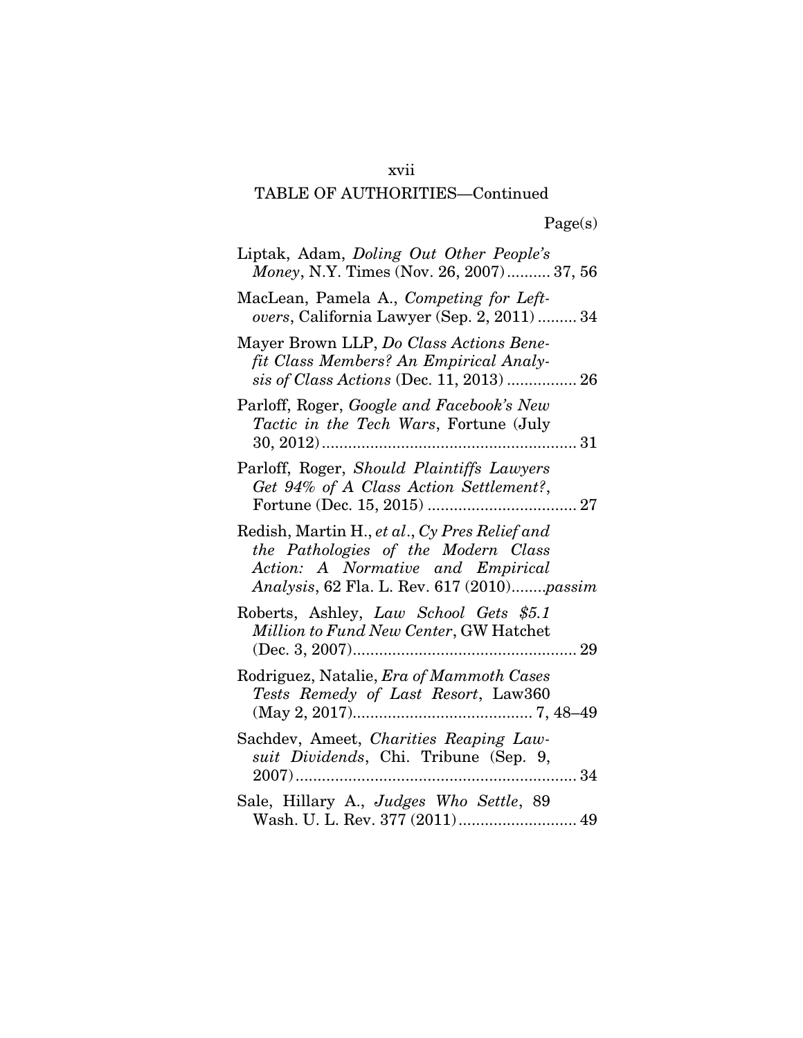TABLE OF AUTHORITIES—Continued

Page(s)

Liptak, Adam, *Doling Out Other People's Money*, N.Y. Times (Nov. 26, 2007) .......... 37, 56

MacLean, Pamela A., *Competing for Leftovers*, California Lawyer (Sep. 2, 2011) ......... 34

Mayer Brown LLP, *Do Class Actions Benefit Class Members? An Empirical Analysis of Class Actions* (Dec. 11, 2013) ................ 26

Parloff, Roger, *Google and Facebook's New Tactic in the Tech Wars*, Fortune (July 30, 2012) .......................................................... 31

Parloff, Roger, *Should Plaintiffs Lawyers Get 94% of A Class Action Settlement?*, Fortune (Dec. 15, 2015) .................................. 27

Redish, Martin H., *et al*., *Cy Pres Relief and the Pathologies of the Modern Class Action: A Normative and Empirical Analysis*, 62 Fla. L. Rev. 617 (2010)........*passim*

Roberts, Ashley, *Law School Gets $5.1 Million to Fund New Center*, GW Hatchet (Dec. 3, 2007)................................................... 29

Rodriguez, Natalie, *Era of Mammoth Cases Tests Remedy of Last Resort*, Law360 (May 2, 2017)......................................... 7, 48–49

Sachdev, Ameet, *Charities Reaping Lawsuit Dividends*, Chi. Tribune (Sep. 9, 2007) ................................................................ 34

Sale, Hillary A., *Judges Who Settle*, 89 Wash. U. L. Rev. 377 (2011)........................... 49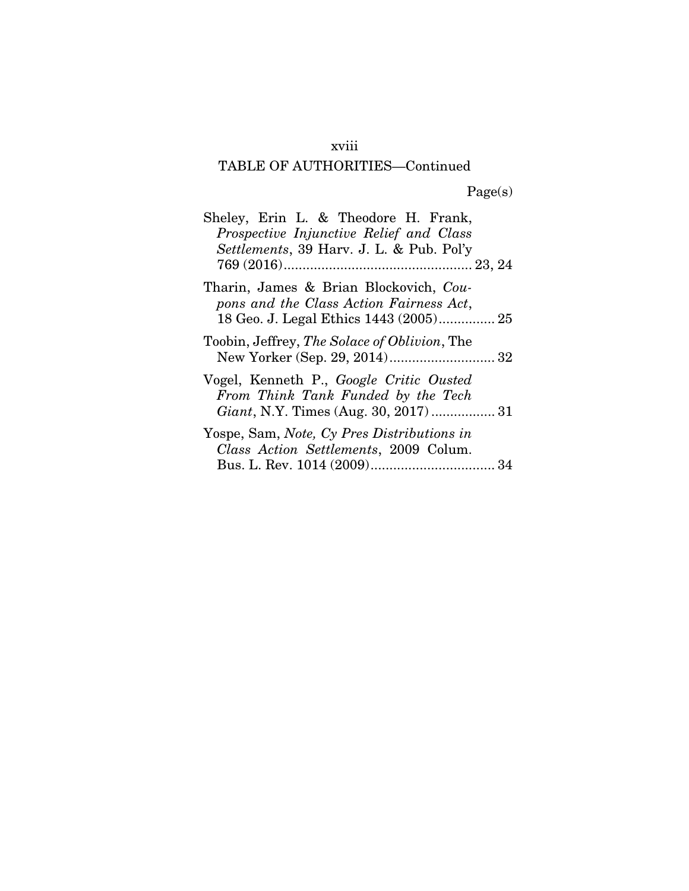TABLE OF AUTHORITIES—Continued

Page(s)

Sheley, Erin L. & Theodore H. Frank, *Prospective Injunctive Relief and Class Settlements*, 39 Harv. J. L. & Pub. Pol'y 769 (2016).................................................. 23, 24

Tharin, James & Brian Blockovich, *Coupons and the Class Action Fairness Act*, 18 Geo. J. Legal Ethics 1443 (2005)............... 25

Toobin, Jeffrey, *The Solace of Oblivion*, The New Yorker (Sep. 29, 2014)............................ 32

Vogel, Kenneth P., *Google Critic Ousted From Think Tank Funded by the Tech Giant*, N.Y. Times (Aug. 30, 2017) ................. 31

Yospe, Sam, *Note, Cy Pres Distributions in Class Action Settlements*, 2009 Colum. Bus. L. Rev. 1014 (2009)................................. 34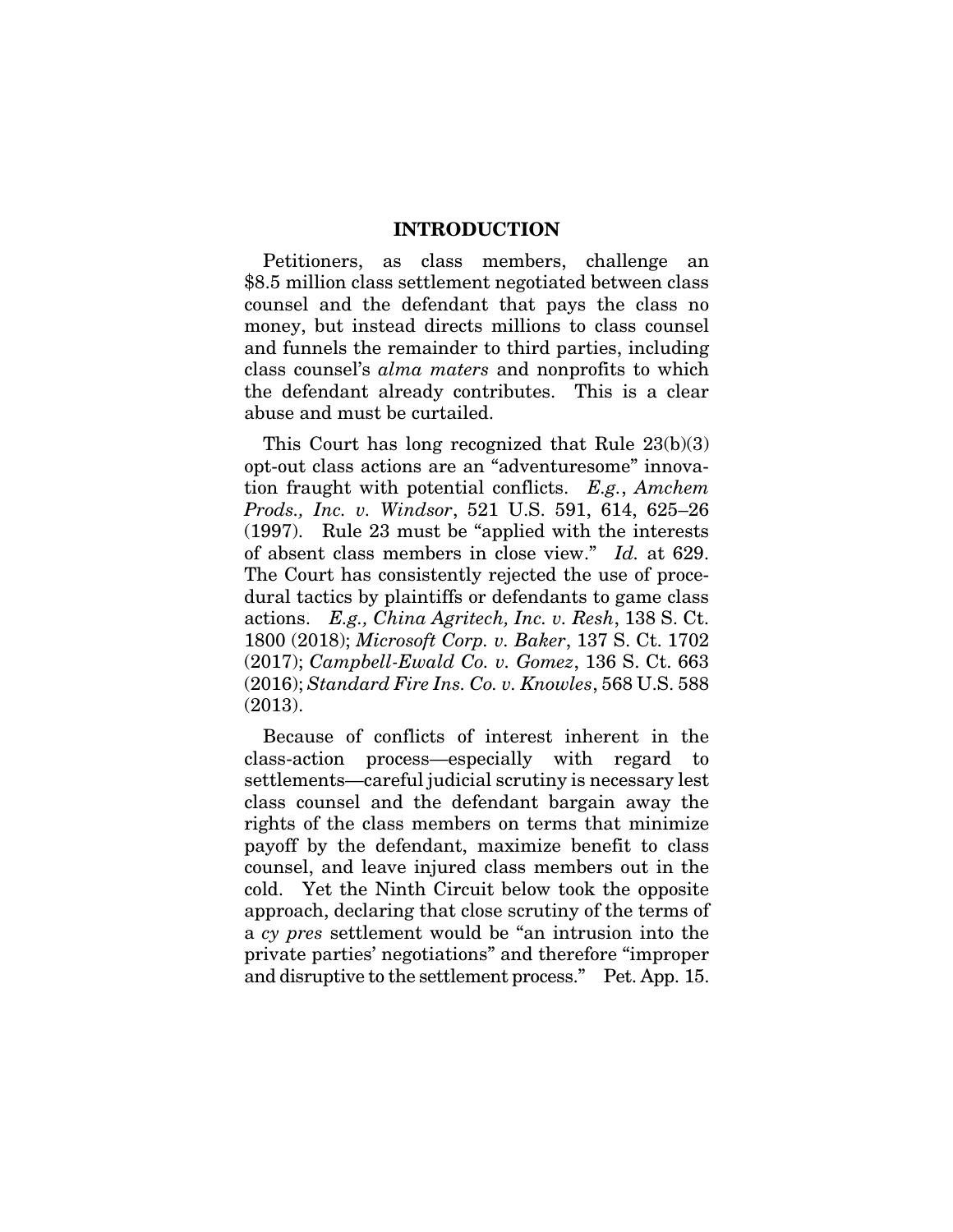## INTRODUCTION

Petitioners, as class members, challenge an $8.5 million class settlement negotiated between class counsel and the defendant that pays the class no money, but instead directs millions to class counsel and funnels the remainder to third parties, including class counsel's *alma maters* and nonprofits to which the defendant already contributes. This is a clear abuse and must be curtailed.

This Court has long recognized that Rule 23(b)(3) opt-out class actions are an "adventuresome" innovation fraught with potential conflicts. *E.g.*, *Amchem Prods., Inc. v. Windsor*, 521 U.S. 591, 614, 625–26 (1997). Rule 23 must be "applied with the interests of absent class members in close view." *Id.* at 629. The Court has consistently rejected the use of procedural tactics by plaintiffs or defendants to game class actions. *E.g., China Agritech, Inc. v. Resh*, 138 S. Ct. 1800 (2018); *Microsoft Corp. v. Baker*, 137 S. Ct. 1702 (2017); *Campbell-Ewald Co. v. Gomez*, 136 S. Ct. 663 (2016); *Standard Fire Ins. Co. v. Knowles*, 568 U.S. 588 (2013).

Because of conflicts of interest inherent in the class-action process—especially with regard to settlements—careful judicial scrutiny is necessary lest class counsel and the defendant bargain away the rights of the class members on terms that minimize payoff by the defendant, maximize benefit to class counsel, and leave injured class members out in the cold. Yet the Ninth Circuit below took the opposite approach, declaring that close scrutiny of the terms of a *cy pres* settlement would be "an intrusion into the private parties' negotiations" and therefore "improper and disruptive to the settlement process." Pet. App. 15.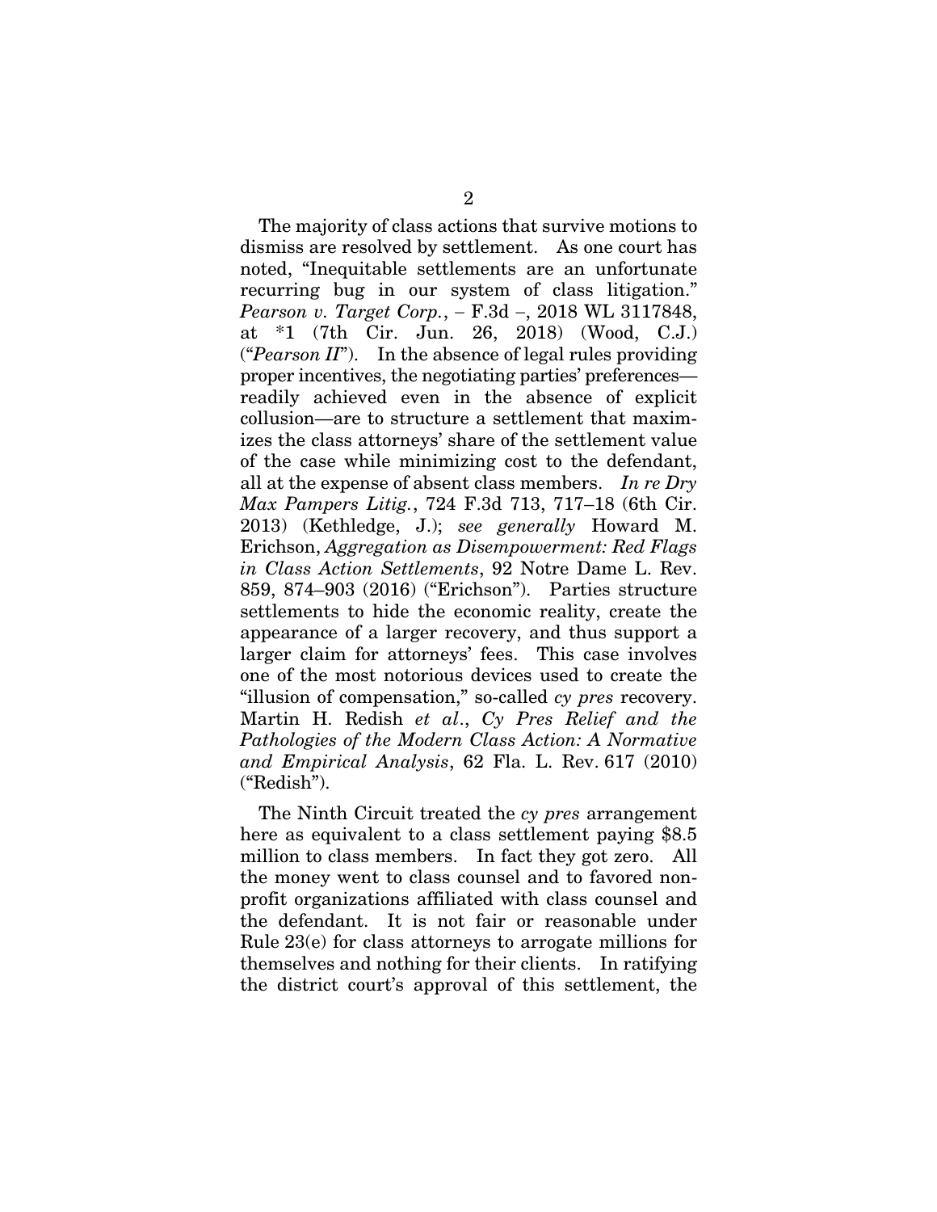The majority of class actions that survive motions to dismiss are resolved by settlement. As one court has noted, "Inequitable settlements are an unfortunate recurring bug in our system of class litigation." *Pearson v. Target Corp.*, – F.3d –, 2018 WL 3117848, at \*1 (7th Cir. Jun. 26, 2018) (Wood, C.J.) ("*Pearson II*"). In the absence of legal rules providing proper incentives, the negotiating parties' preferences—readily achieved even in the absence of explicit collusion—are to structure a settlement that maximizes the class attorneys' share of the settlement value of the case while minimizing cost to the defendant, all at the expense of absent class members. *In re Dry Max Pampers Litig.*, 724 F.3d 713, 717–18 (6th Cir. 2013) (Kethledge, J.); *see generally* Howard M. Erichson, *Aggregation as Disempowerment: Red Flags in Class Action Settlements*, 92 Notre Dame L. Rev. 859, 874–903 (2016) ("Erichson"). Parties structure settlements to hide the economic reality, create the appearance of a larger recovery, and thus support a larger claim for attorneys' fees. This case involves one of the most notorious devices used to create the "illusion of compensation," so-called *cy pres* recovery. Martin H. Redish *et al*., *Cy Pres Relief and the Pathologies of the Modern Class Action: A Normative and Empirical Analysis*, 62 Fla. L. Rev. 617 (2010) ("Redish").

The Ninth Circuit treated the *cy pres* arrangement here as equivalent to a class settlement paying $8.5 million to class members. In fact they got zero. All the money went to class counsel and to favored non-profit organizations affiliated with class counsel and the defendant. It is not fair or reasonable under Rule 23(e) for class attorneys to arrogate millions for themselves and nothing for their clients. In ratifying the district court's approval of this settlement, the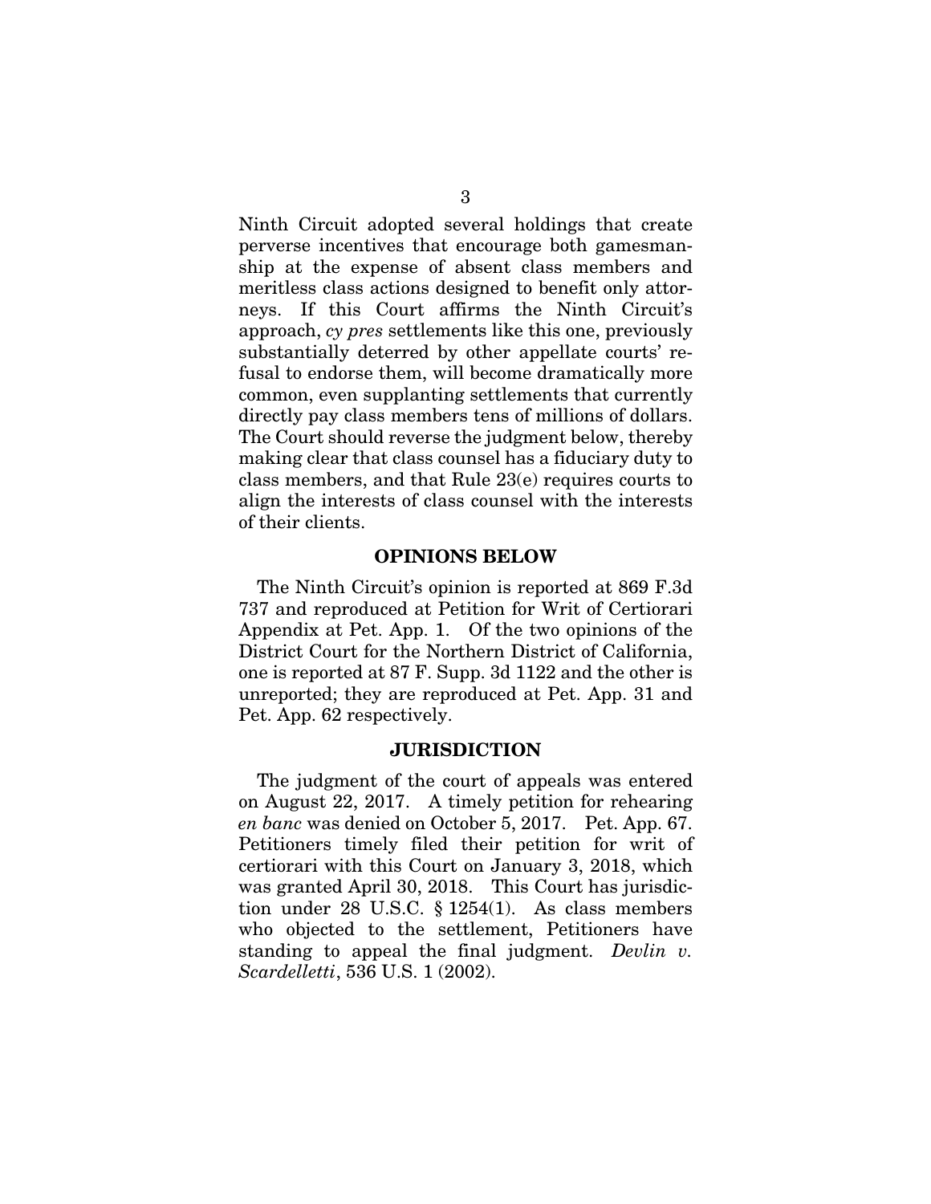Ninth Circuit adopted several holdings that create perverse incentives that encourage both gamesmanship at the expense of absent class members and meritless class actions designed to benefit only attorneys. If this Court affirms the Ninth Circuit's approach, *cy pres* settlements like this one, previously substantially deterred by other appellate courts' refusal to endorse them, will become dramatically more common, even supplanting settlements that currently directly pay class members tens of millions of dollars. The Court should reverse the judgment below, thereby making clear that class counsel has a fiduciary duty to class members, and that Rule 23(e) requires courts to align the interests of class counsel with the interests of their clients.

## OPINIONS BELOW

The Ninth Circuit's opinion is reported at 869 F.3d 737 and reproduced at Petition for Writ of Certiorari Appendix at Pet. App. 1. Of the two opinions of the District Court for the Northern District of California, one is reported at 87 F. Supp. 3d 1122 and the other is unreported; they are reproduced at Pet. App. 31 and Pet. App. 62 respectively.

## JURISDICTION

The judgment of the court of appeals was entered on August 22, 2017. A timely petition for rehearing *en banc* was denied on October 5, 2017. Pet. App. 67. Petitioners timely filed their petition for writ of certiorari with this Court on January 3, 2018, which was granted April 30, 2018. This Court has jurisdiction under 28 U.S.C. § 1254(1). As class members who objected to the settlement, Petitioners have standing to appeal the final judgment. *Devlin v. Scardelletti*, 536 U.S. 1 (2002).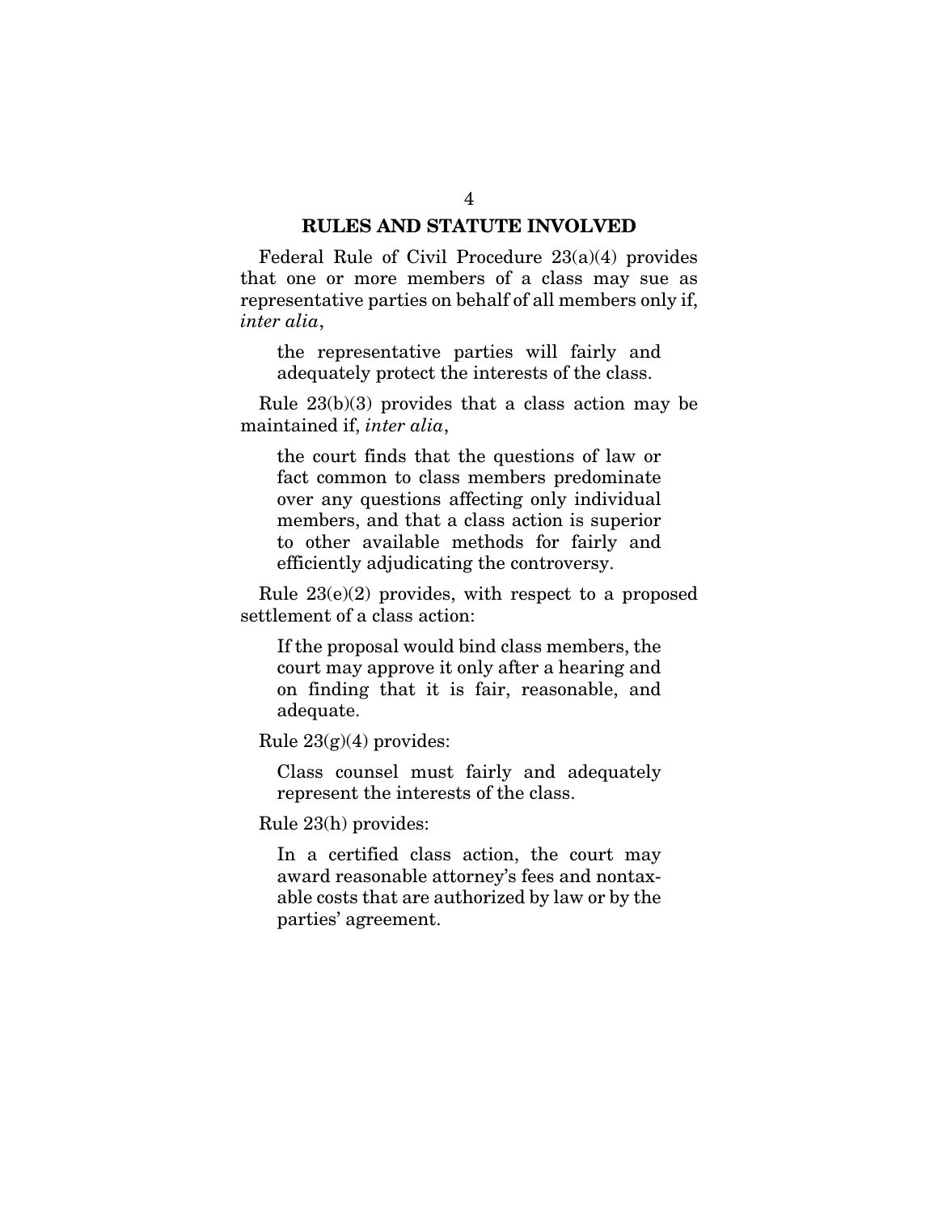## RULES AND STATUTE INVOLVED

Federal Rule of Civil Procedure 23(a)(4) provides that one or more members of a class may sue as representative parties on behalf of all members only if, *inter alia*,

> the representative parties will fairly and adequately protect the interests of the class.

Rule 23(b)(3) provides that a class action may be maintained if, *inter alia*,

> the court finds that the questions of law or fact common to class members predominate over any questions affecting only individual members, and that a class action is superior to other available methods for fairly and efficiently adjudicating the controversy.

Rule 23(e)(2) provides, with respect to a proposed settlement of a class action:

> If the proposal would bind class members, the court may approve it only after a hearing and on finding that it is fair, reasonable, and adequate.

Rule 23(g)(4) provides:

> Class counsel must fairly and adequately represent the interests of the class.

Rule 23(h) provides:

> In a certified class action, the court may award reasonable attorney's fees and nontaxable costs that are authorized by law or by the parties' agreement.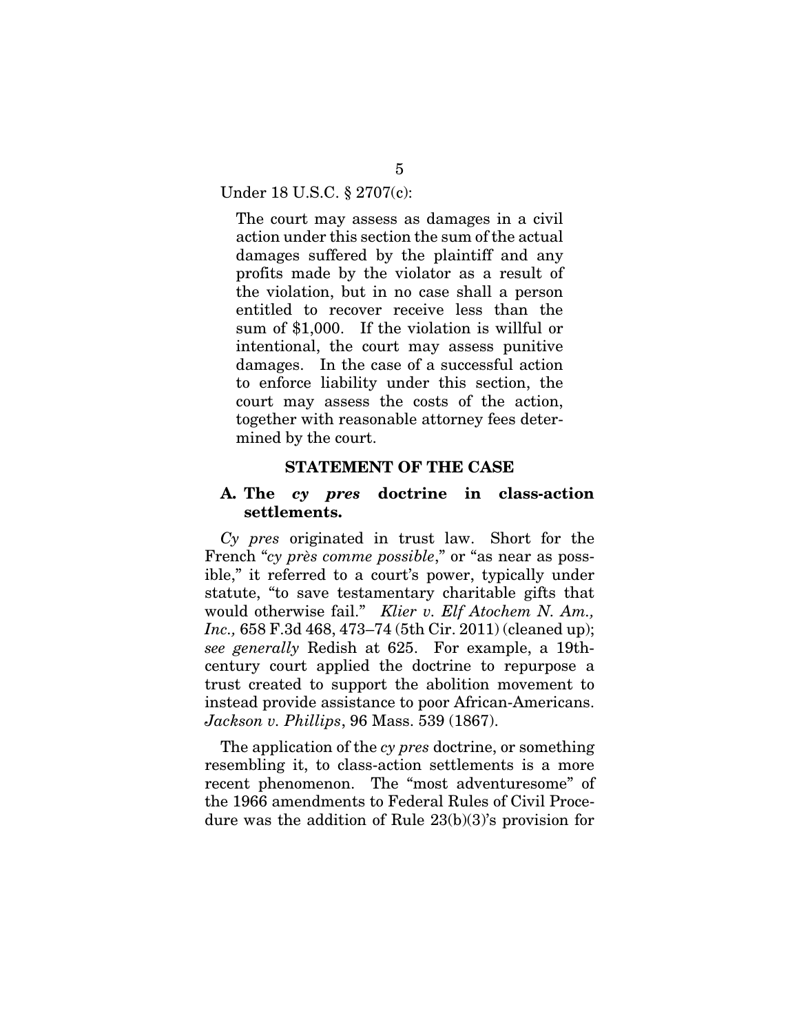Under 18 U.S.C. § 2707(c):

> The court may assess as damages in a civil action under this section the sum of the actual damages suffered by the plaintiff and any profits made by the violator as a result of the violation, but in no case shall a person entitled to recover receive less than the sum of $1,000. If the violation is willful or intentional, the court may assess punitive damages. In the case of a successful action to enforce liability under this section, the court may assess the costs of the action, together with reasonable attorney fees determined by the court.

## STATEMENT OF THE CASE

### A. The *cy pres* doctrine in class-action settlements.

*Cy pres* originated in trust law. Short for the French "*cy près comme possible*," or "as near as possible," it referred to a court's power, typically under statute, "to save testamentary charitable gifts that would otherwise fail." *Klier v. Elf Atochem N. Am., Inc.,* 658 F.3d 468, 473–74 (5th Cir. 2011) (cleaned up); *see generally* Redish at 625. For example, a 19th-century court applied the doctrine to repurpose a trust created to support the abolition movement to instead provide assistance to poor African-Americans. *Jackson v. Phillips*, 96 Mass. 539 (1867).

The application of the *cy pres* doctrine, or something resembling it, to class-action settlements is a more recent phenomenon. The "most adventuresome" of the 1966 amendments to Federal Rules of Civil Procedure was the addition of Rule 23(b)(3)'s provision for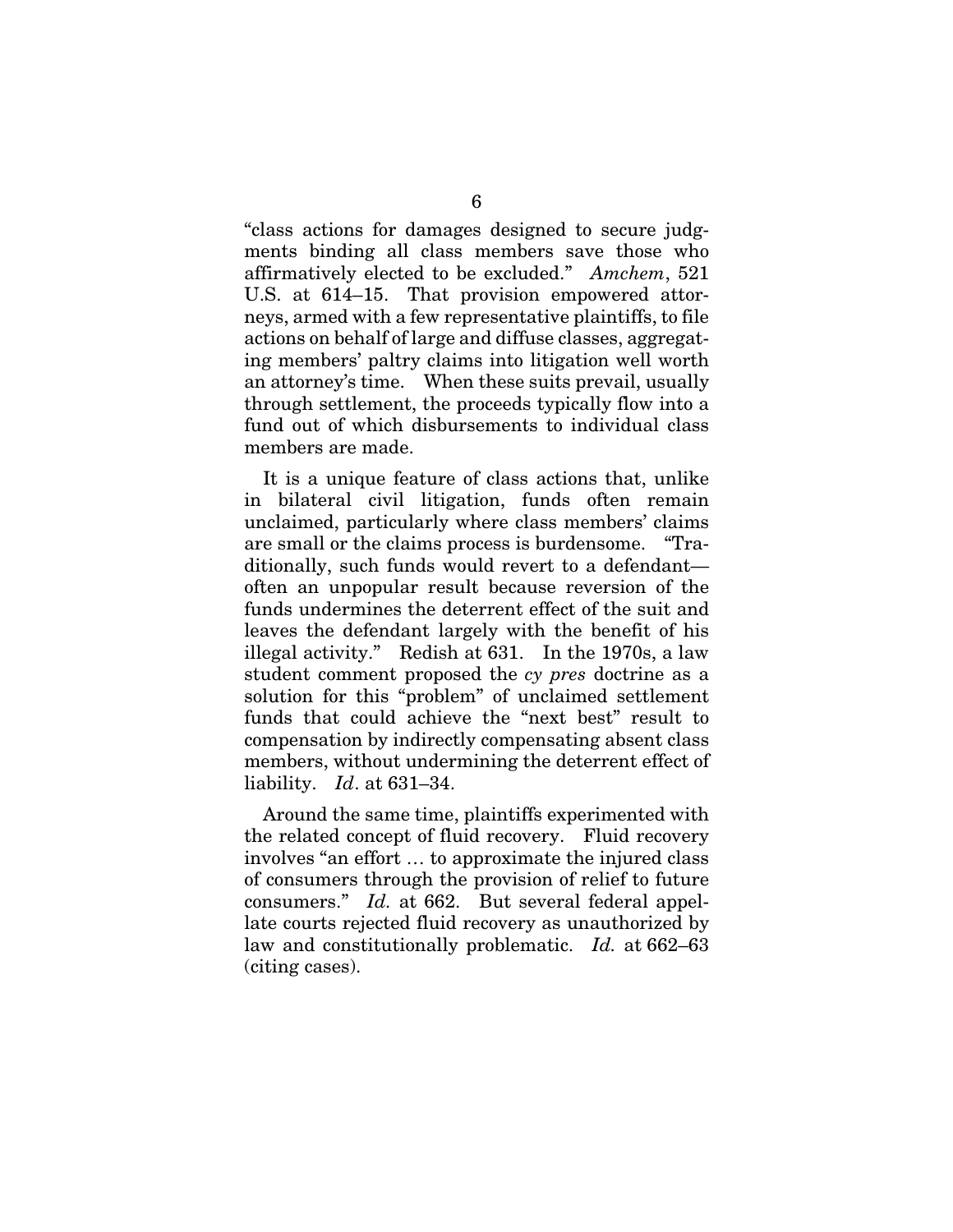"class actions for damages designed to secure judgments binding all class members save those who affirmatively elected to be excluded." *Amchem*, 521 U.S. at 614–15. That provision empowered attorneys, armed with a few representative plaintiffs, to file actions on behalf of large and diffuse classes, aggregating members' paltry claims into litigation well worth an attorney's time. When these suits prevail, usually through settlement, the proceeds typically flow into a fund out of which disbursements to individual class members are made.

It is a unique feature of class actions that, unlike in bilateral civil litigation, funds often remain unclaimed, particularly where class members' claims are small or the claims process is burdensome. "Traditionally, such funds would revert to a defendant—often an unpopular result because reversion of the funds undermines the deterrent effect of the suit and leaves the defendant largely with the benefit of his illegal activity." Redish at 631. In the 1970s, a law student comment proposed the *cy pres* doctrine as a solution for this "problem" of unclaimed settlement funds that could achieve the "next best" result to compensation by indirectly compensating absent class members, without undermining the deterrent effect of liability. *Id*. at 631–34.

Around the same time, plaintiffs experimented with the related concept of fluid recovery. Fluid recovery involves "an effort … to approximate the injured class of consumers through the provision of relief to future consumers." *Id.* at 662. But several federal appellate courts rejected fluid recovery as unauthorized by law and constitutionally problematic. *Id.* at 662–63 (citing cases).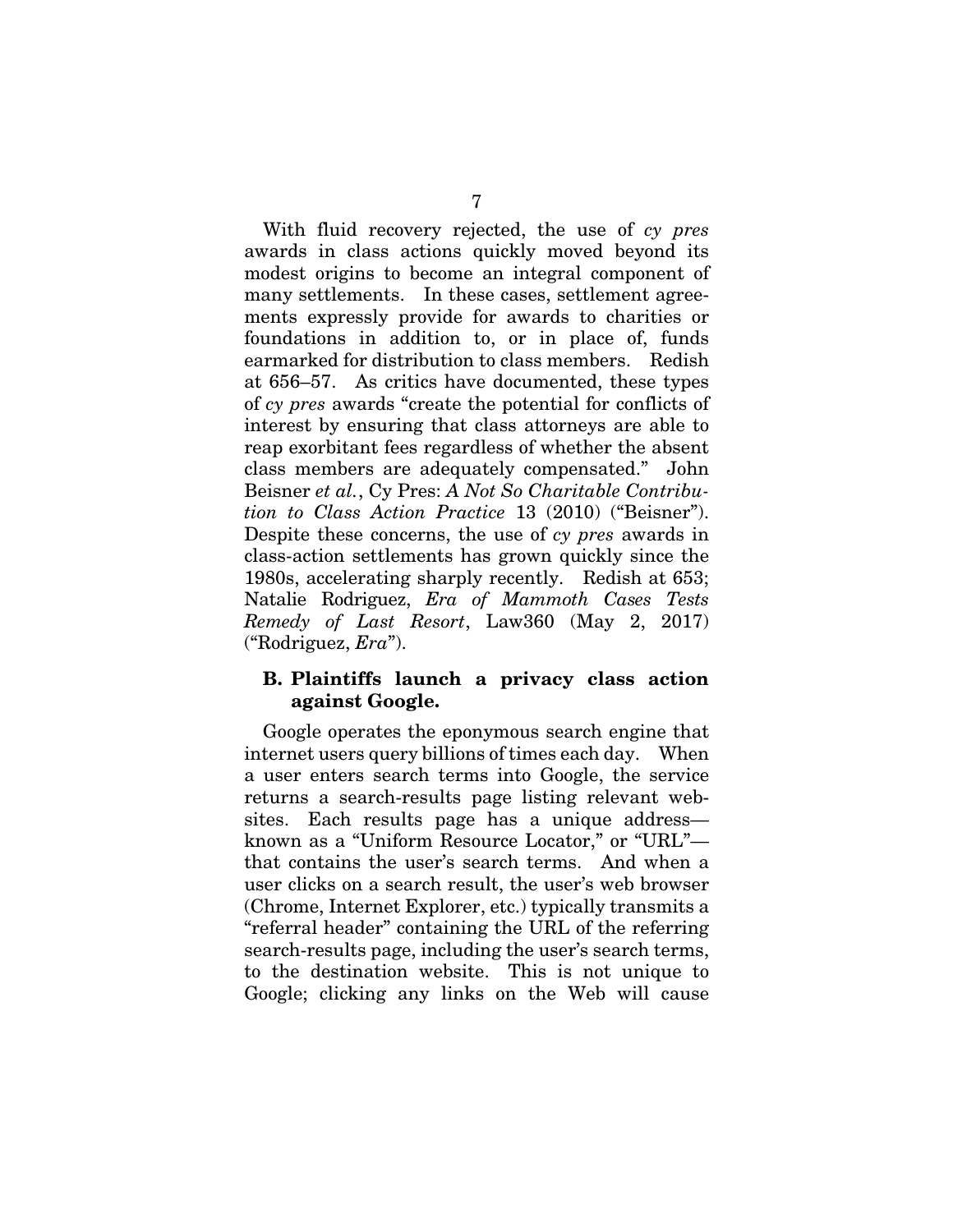With fluid recovery rejected, the use of *cy pres* awards in class actions quickly moved beyond its modest origins to become an integral component of many settlements. In these cases, settlement agreements expressly provide for awards to charities or foundations in addition to, or in place of, funds earmarked for distribution to class members. Redish at 656–57. As critics have documented, these types of *cy pres* awards "create the potential for conflicts of interest by ensuring that class attorneys are able to reap exorbitant fees regardless of whether the absent class members are adequately compensated." John Beisner *et al.*, Cy Pres: *A Not So Charitable Contribution to Class Action Practice* 13 (2010) ("Beisner"). Despite these concerns, the use of *cy pres* awards in class-action settlements has grown quickly since the 1980s, accelerating sharply recently. Redish at 653; Natalie Rodriguez, *Era of Mammoth Cases Tests Remedy of Last Resort*, Law360 (May 2, 2017) ("Rodriguez, *Era*").

### B. Plaintiffs launch a privacy class action against Google.

Google operates the eponymous search engine that internet users query billions of times each day. When a user enters search terms into Google, the service returns a search-results page listing relevant websites. Each results page has a unique address—known as a "Uniform Resource Locator," or "URL"—that contains the user's search terms. And when a user clicks on a search result, the user's web browser (Chrome, Internet Explorer, etc.) typically transmits a "referral header" containing the URL of the referring search-results page, including the user's search terms, to the destination website. This is not unique to Google; clicking any links on the Web will cause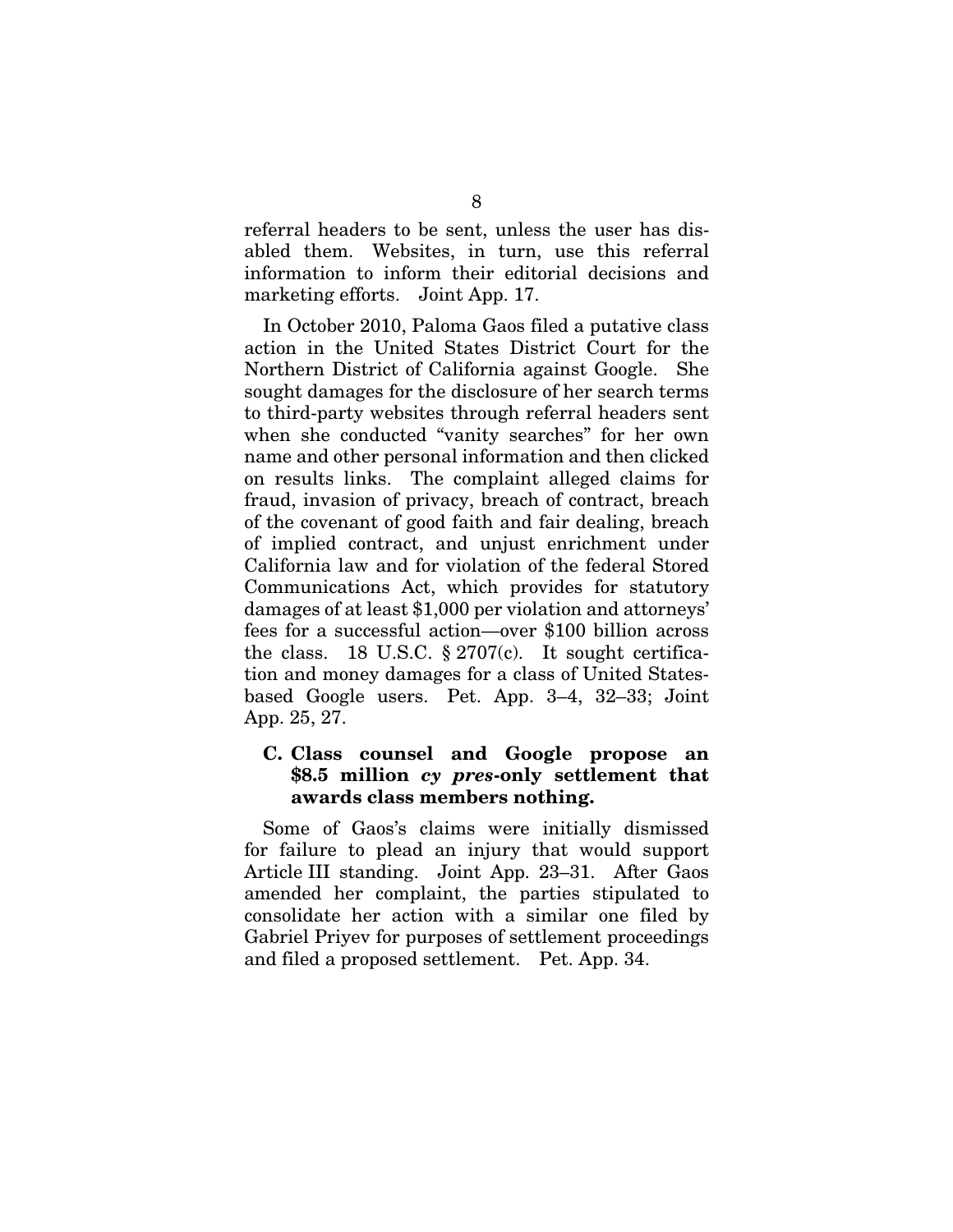referral headers to be sent, unless the user has disabled them. Websites, in turn, use this referral information to inform their editorial decisions and marketing efforts. Joint App. 17.

In October 2010, Paloma Gaos filed a putative class action in the United States District Court for the Northern District of California against Google. She sought damages for the disclosure of her search terms to third-party websites through referral headers sent when she conducted "vanity searches" for her own name and other personal information and then clicked on results links. The complaint alleged claims for fraud, invasion of privacy, breach of contract, breach of the covenant of good faith and fair dealing, breach of implied contract, and unjust enrichment under California law and for violation of the federal Stored Communications Act, which provides for statutory damages of at least $1,000 per violation and attorneys' fees for a successful action—over $100 billion across the class. 18 U.S.C. § 2707(c). It sought certification and money damages for a class of United States-based Google users. Pet. App. 3–4, 32–33; Joint App. 25, 27.

### C. Class counsel and Google propose an $8.5 million *cy pres*-only settlement that awards class members nothing.

Some of Gaos's claims were initially dismissed for failure to plead an injury that would support Article III standing. Joint App. 23–31. After Gaos amended her complaint, the parties stipulated to consolidate her action with a similar one filed by Gabriel Priyev for purposes of settlement proceedings and filed a proposed settlement. Pet. App. 34.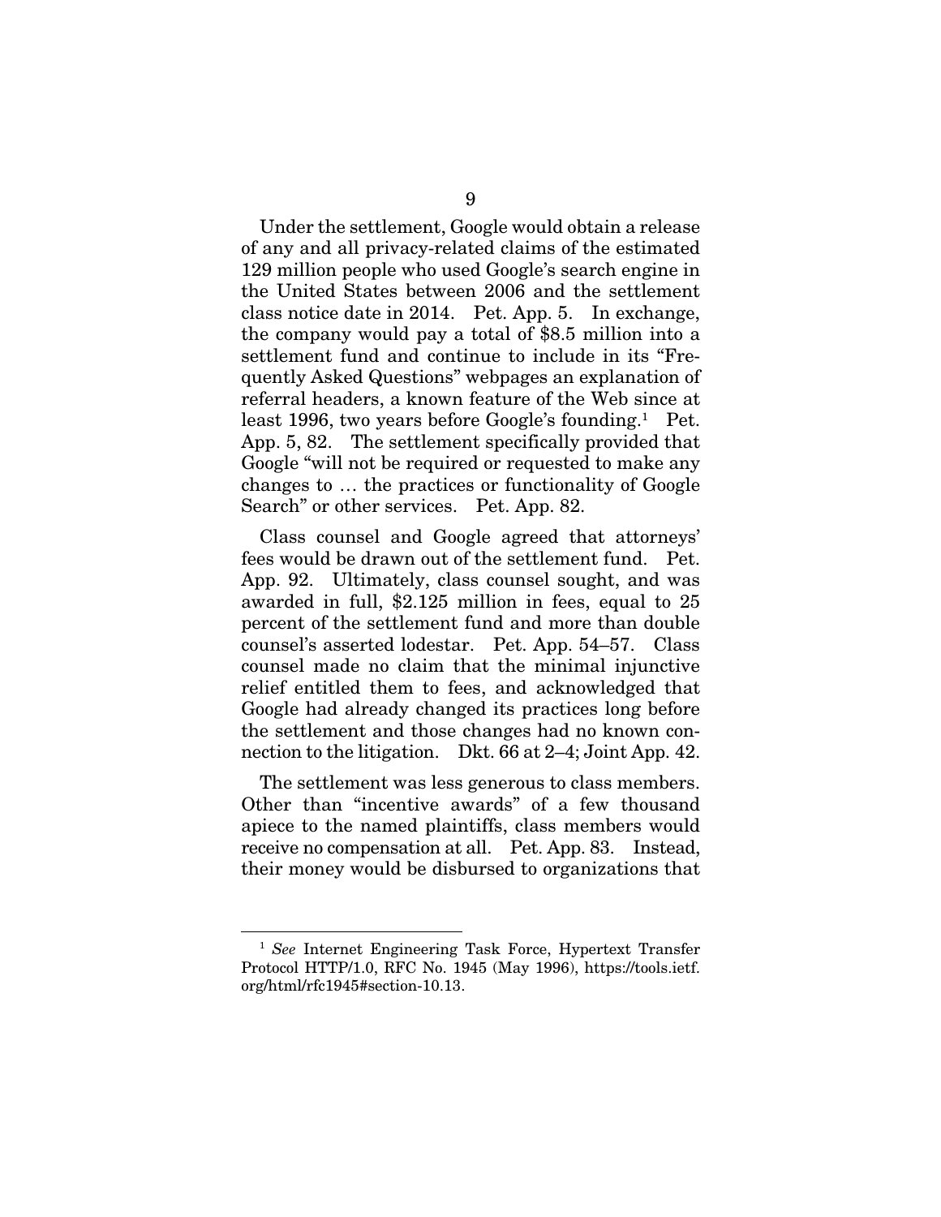Under the settlement, Google would obtain a release of any and all privacy-related claims of the estimated 129 million people who used Google's search engine in the United States between 2006 and the settlement class notice date in 2014. Pet. App. 5. In exchange, the company would pay a total of $8.5 million into a settlement fund and continue to include in its "Frequently Asked Questions" webpages an explanation of referral headers, a known feature of the Web since at least 1996, two years before Google's founding.[1] Pet. App. 5, 82. The settlement specifically provided that Google "will not be required or requested to make any changes to … the practices or functionality of Google Search" or other services. Pet. App. 82.

Class counsel and Google agreed that attorneys' fees would be drawn out of the settlement fund. Pet. App. 92. Ultimately, class counsel sought, and was awarded in full, $2.125 million in fees, equal to 25 percent of the settlement fund and more than double counsel's asserted lodestar. Pet. App. 54–57. Class counsel made no claim that the minimal injunctive relief entitled them to fees, and acknowledged that Google had already changed its practices long before the settlement and those changes had no known connection to the litigation. Dkt. 66 at 2–4; Joint App. 42.

The settlement was less generous to class members. Other than "incentive awards" of a few thousand apiece to the named plaintiffs, class members would receive no compensation at all. Pet. App. 83. Instead, their money would be disbursed to organizations that

[1] *See* Internet Engineering Task Force, Hypertext Transfer Protocol HTTP/1.0, RFC No. 1945 (May 1996), https://tools.ietf.org/html/rfc1945#section-10.13.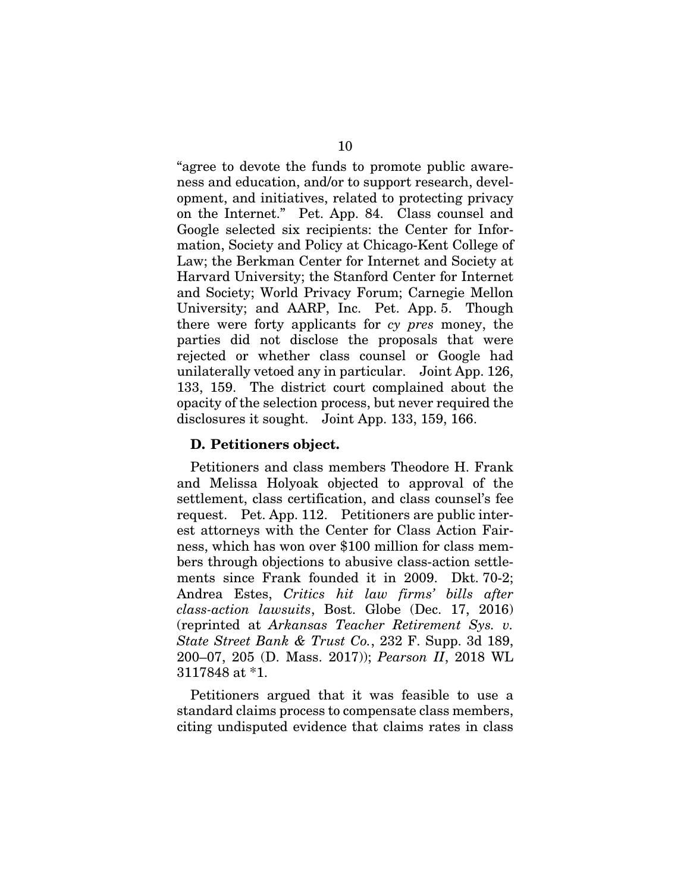"agree to devote the funds to promote public awareness and education, and/or to support research, development, and initiatives, related to protecting privacy on the Internet." Pet. App. 84. Class counsel and Google selected six recipients: the Center for Information, Society and Policy at Chicago-Kent College of Law; the Berkman Center for Internet and Society at Harvard University; the Stanford Center for Internet and Society; World Privacy Forum; Carnegie Mellon University; and AARP, Inc. Pet. App. 5. Though there were forty applicants for *cy pres* money, the parties did not disclose the proposals that were rejected or whether class counsel or Google had unilaterally vetoed any in particular. Joint App. 126, 133, 159. The district court complained about the opacity of the selection process, but never required the disclosures it sought. Joint App. 133, 159, 166.

### D. Petitioners object.

Petitioners and class members Theodore H. Frank and Melissa Holyoak objected to approval of the settlement, class certification, and class counsel's fee request. Pet. App. 112. Petitioners are public interest attorneys with the Center for Class Action Fairness, which has won over $100 million for class members through objections to abusive class-action settlements since Frank founded it in 2009. Dkt. 70-2; Andrea Estes, *Critics hit law firms' bills after class-action lawsuits*, Bost. Globe (Dec. 17, 2016) (reprinted at *Arkansas Teacher Retirement Sys. v. State Street Bank & Trust Co.*, 232 F. Supp. 3d 189, 200–07, 205 (D. Mass. 2017)); *Pearson II*, 2018 WL 3117848 at *1.

Petitioners argued that it was feasible to use a standard claims process to compensate class members, citing undisputed evidence that claims rates in class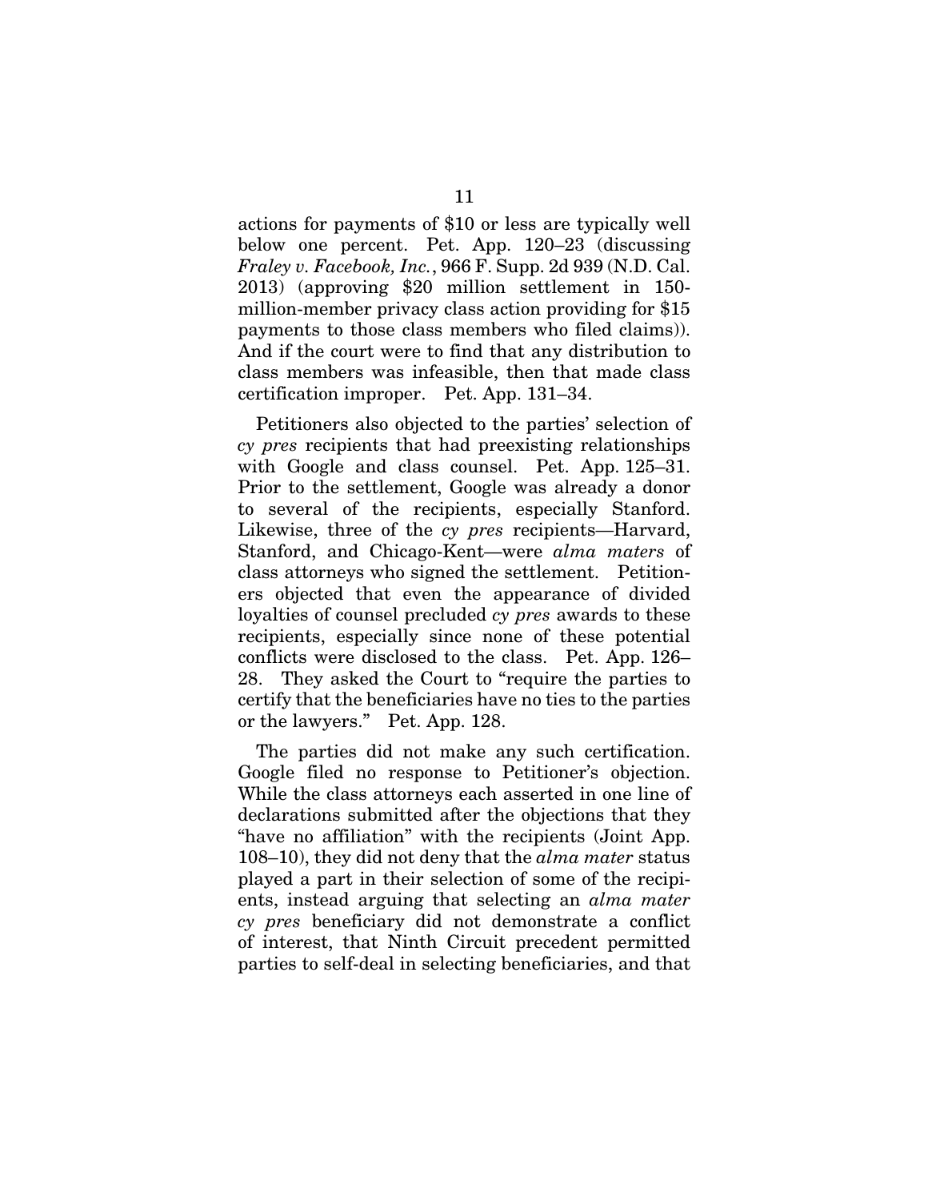actions for payments of $10 or less are typically well below one percent. Pet. App. 120–23 (discussing *Fraley v. Facebook, Inc.*, 966 F. Supp. 2d 939 (N.D. Cal. 2013) (approving $20 million settlement in 150-million-member privacy class action providing for $15 payments to those class members who filed claims)). And if the court were to find that any distribution to class members was infeasible, then that made class certification improper. Pet. App. 131–34.

Petitioners also objected to the parties' selection of *cy pres* recipients that had preexisting relationships with Google and class counsel. Pet. App. 125–31. Prior to the settlement, Google was already a donor to several of the recipients, especially Stanford. Likewise, three of the *cy pres* recipients—Harvard, Stanford, and Chicago-Kent—were *alma maters* of class attorneys who signed the settlement. Petitioners objected that even the appearance of divided loyalties of counsel precluded *cy pres* awards to these recipients, especially since none of these potential conflicts were disclosed to the class. Pet. App. 126–28. They asked the Court to "require the parties to certify that the beneficiaries have no ties to the parties or the lawyers." Pet. App. 128.

The parties did not make any such certification. Google filed no response to Petitioner's objection. While the class attorneys each asserted in one line of declarations submitted after the objections that they "have no affiliation" with the recipients (Joint App. 108–10), they did not deny that the *alma mater* status played a part in their selection of some of the recipients, instead arguing that selecting an *alma mater cy pres* beneficiary did not demonstrate a conflict of interest, that Ninth Circuit precedent permitted parties to self-deal in selecting beneficiaries, and that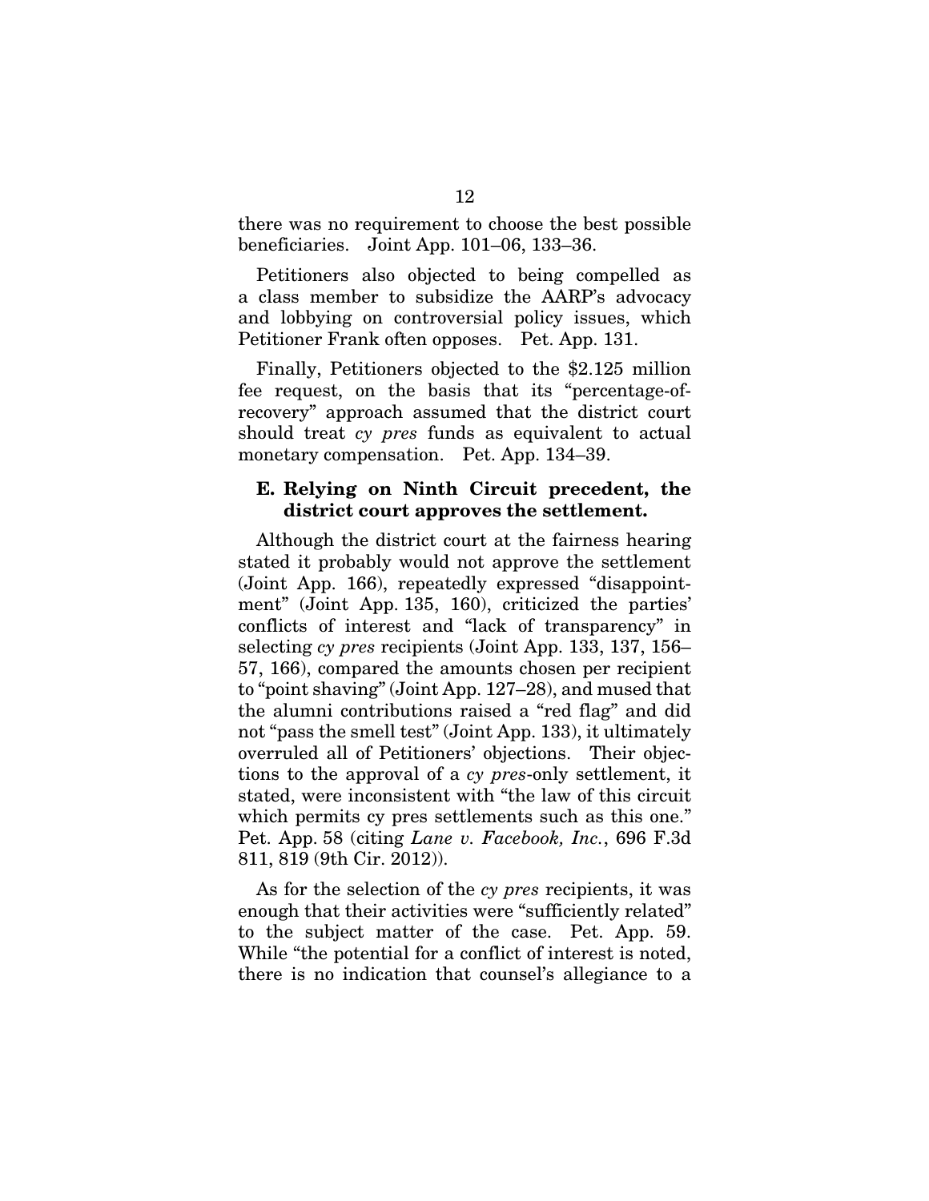there was no requirement to choose the best possible beneficiaries. Joint App. 101–06, 133–36.

Petitioners also objected to being compelled as a class member to subsidize the AARP's advocacy and lobbying on controversial policy issues, which Petitioner Frank often opposes. Pet. App. 131.

Finally, Petitioners objected to the $2.125 million fee request, on the basis that its "percentage-of-recovery" approach assumed that the district court should treat *cy pres* funds as equivalent to actual monetary compensation. Pet. App. 134–39.

### E. Relying on Ninth Circuit precedent, the district court approves the settlement.

Although the district court at the fairness hearing stated it probably would not approve the settlement (Joint App. 166), repeatedly expressed "disappointment" (Joint App. 135, 160), criticized the parties' conflicts of interest and "lack of transparency" in selecting *cy pres* recipients (Joint App. 133, 137, 156–57, 166), compared the amounts chosen per recipient to "point shaving" (Joint App. 127–28), and mused that the alumni contributions raised a "red flag" and did not "pass the smell test" (Joint App. 133), it ultimately overruled all of Petitioners' objections. Their objections to the approval of a *cy pres*-only settlement, it stated, were inconsistent with "the law of this circuit which permits cy pres settlements such as this one." Pet. App. 58 (citing *Lane v. Facebook, Inc.*, 696 F.3d 811, 819 (9th Cir. 2012)).

As for the selection of the *cy pres* recipients, it was enough that their activities were "sufficiently related" to the subject matter of the case. Pet. App. 59. While "the potential for a conflict of interest is noted, there is no indication that counsel's allegiance to a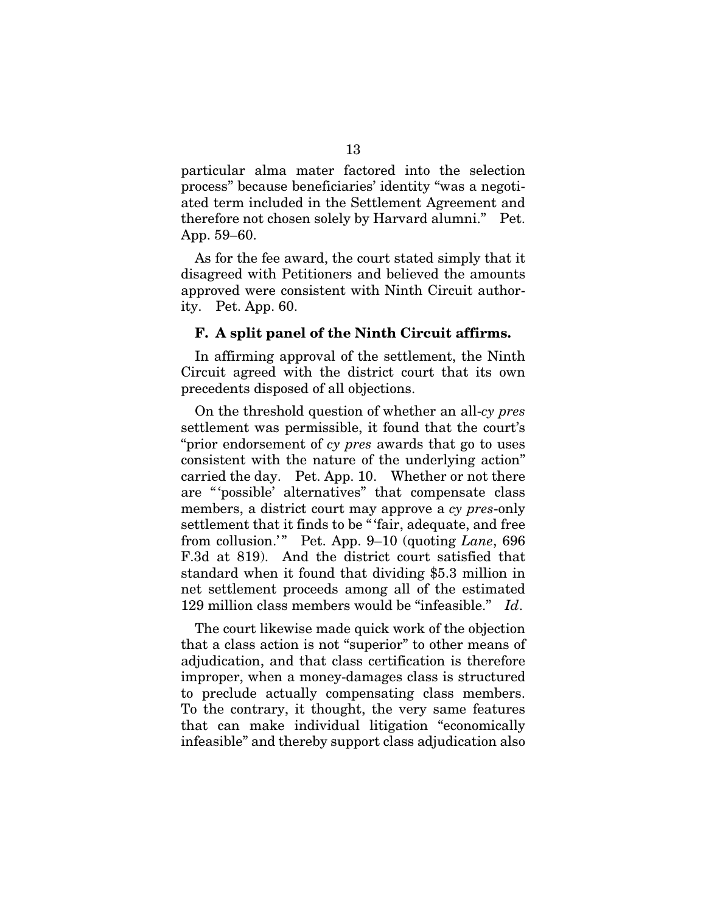particular alma mater factored into the selection process" because beneficiaries' identity "was a negotiated term included in the Settlement Agreement and therefore not chosen solely by Harvard alumni." Pet. App. 59–60.

As for the fee award, the court stated simply that it disagreed with Petitioners and believed the amounts approved were consistent with Ninth Circuit authority. Pet. App. 60.

### F. A split panel of the Ninth Circuit affirms.

In affirming approval of the settlement, the Ninth Circuit agreed with the district court that its own precedents disposed of all objections.

On the threshold question of whether an all-*cy pres* settlement was permissible, it found that the court's "prior endorsement of *cy pres* awards that go to uses consistent with the nature of the underlying action" carried the day. Pet. App. 10. Whether or not there are "'possible' alternatives" that compensate class members, a district court may approve a *cy pres*-only settlement that it finds to be "'fair, adequate, and free from collusion.'" Pet. App. 9–10 (quoting *Lane*, 696 F.3d at 819). And the district court satisfied that standard when it found that dividing $5.3 million in net settlement proceeds among all of the estimated 129 million class members would be "infeasible." *Id*.

The court likewise made quick work of the objection that a class action is not "superior" to other means of adjudication, and that class certification is therefore improper, when a money-damages class is structured to preclude actually compensating class members. To the contrary, it thought, the very same features that can make individual litigation "economically infeasible" and thereby support class adjudication also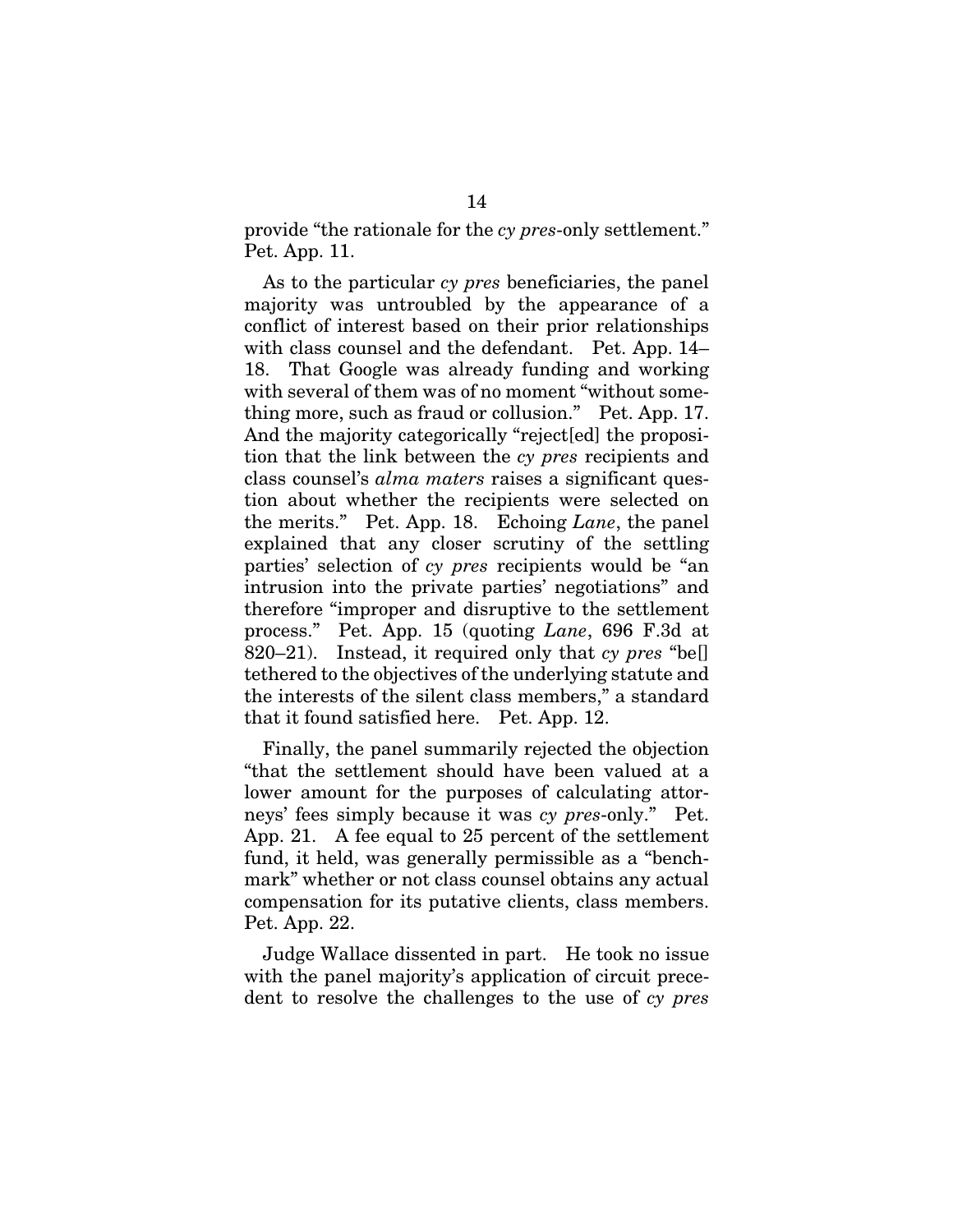provide "the rationale for the *cy pres*-only settlement." Pet. App. 11.

As to the particular *cy pres* beneficiaries, the panel majority was untroubled by the appearance of a conflict of interest based on their prior relationships with class counsel and the defendant. Pet. App. 14–18. That Google was already funding and working with several of them was of no moment "without something more, such as fraud or collusion." Pet. App. 17. And the majority categorically "reject[ed] the proposition that the link between the *cy pres* recipients and class counsel's *alma maters* raises a significant question about whether the recipients were selected on the merits." Pet. App. 18. Echoing *Lane*, the panel explained that any closer scrutiny of the settling parties' selection of *cy pres* recipients would be "an intrusion into the private parties' negotiations" and therefore "improper and disruptive to the settlement process." Pet. App. 15 (quoting *Lane*, 696 F.3d at 820–21). Instead, it required only that *cy pres* "be[] tethered to the objectives of the underlying statute and the interests of the silent class members," a standard that it found satisfied here. Pet. App. 12.

Finally, the panel summarily rejected the objection "that the settlement should have been valued at a lower amount for the purposes of calculating attorneys' fees simply because it was *cy pres*-only." Pet. App. 21. A fee equal to 25 percent of the settlement fund, it held, was generally permissible as a "benchmark" whether or not class counsel obtains any actual compensation for its putative clients, class members. Pet. App. 22.

Judge Wallace dissented in part. He took no issue with the panel majority's application of circuit precedent to resolve the challenges to the use of *cy pres*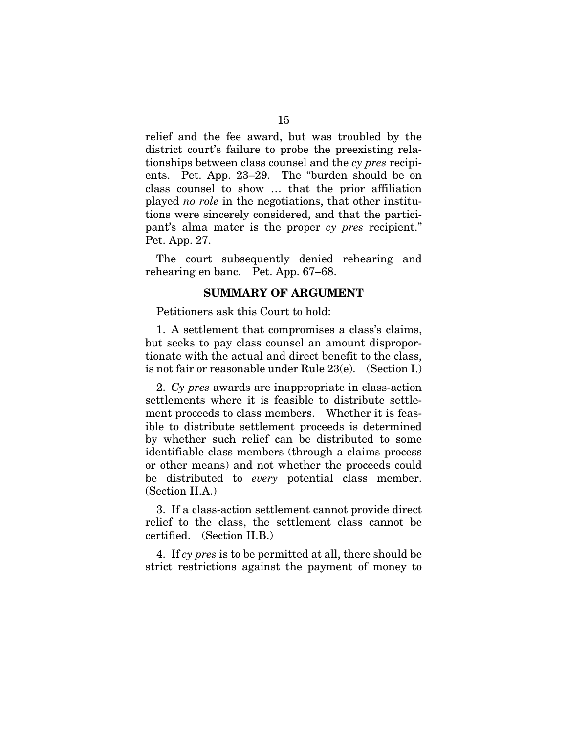relief and the fee award, but was troubled by the district court's failure to probe the preexisting relationships between class counsel and the *cy pres* recipients. Pet. App. 23–29. The "burden should be on class counsel to show … that the prior affiliation played *no role* in the negotiations, that other institutions were sincerely considered, and that the participant's alma mater is the proper *cy pres* recipient." Pet. App. 27.

The court subsequently denied rehearing and rehearing en banc. Pet. App. 67–68.

## SUMMARY OF ARGUMENT

Petitioners ask this Court to hold:

1. A settlement that compromises a class's claims, but seeks to pay class counsel an amount disproportionate with the actual and direct benefit to the class, is not fair or reasonable under Rule 23(e). (Section I.)

2. *Cy pres* awards are inappropriate in class-action settlements where it is feasible to distribute settlement proceeds to class members. Whether it is feasible to distribute settlement proceeds is determined by whether such relief can be distributed to some identifiable class members (through a claims process or other means) and not whether the proceeds could be distributed to *every* potential class member. (Section II.A.)

3. If a class-action settlement cannot provide direct relief to the class, the settlement class cannot be certified. (Section II.B.)

4. If *cy pres* is to be permitted at all, there should be strict restrictions against the payment of money to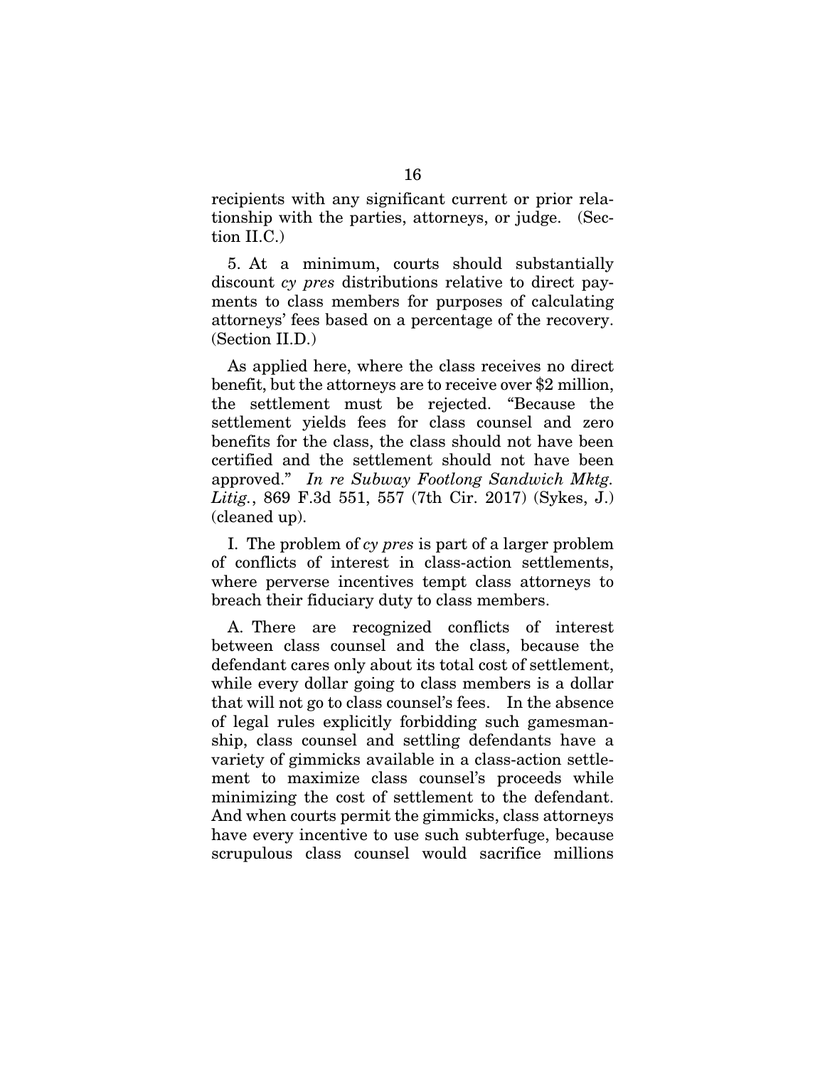recipients with any significant current or prior relationship with the parties, attorneys, or judge. (Section II.C.)

5. At a minimum, courts should substantially discount *cy pres* distributions relative to direct payments to class members for purposes of calculating attorneys' fees based on a percentage of the recovery. (Section II.D.)

As applied here, where the class receives no direct benefit, but the attorneys are to receive over $2 million, the settlement must be rejected. "Because the settlement yields fees for class counsel and zero benefits for the class, the class should not have been certified and the settlement should not have been approved." *In re Subway Footlong Sandwich Mktg. Litig.*, 869 F.3d 551, 557 (7th Cir. 2017) (Sykes, J.) (cleaned up).

I. The problem of *cy pres* is part of a larger problem of conflicts of interest in class-action settlements, where perverse incentives tempt class attorneys to breach their fiduciary duty to class members.

A. There are recognized conflicts of interest between class counsel and the class, because the defendant cares only about its total cost of settlement, while every dollar going to class members is a dollar that will not go to class counsel's fees. In the absence of legal rules explicitly forbidding such gamesmanship, class counsel and settling defendants have a variety of gimmicks available in a class-action settlement to maximize class counsel's proceeds while minimizing the cost of settlement to the defendant. And when courts permit the gimmicks, class attorneys have every incentive to use such subterfuge, because scrupulous class counsel would sacrifice millions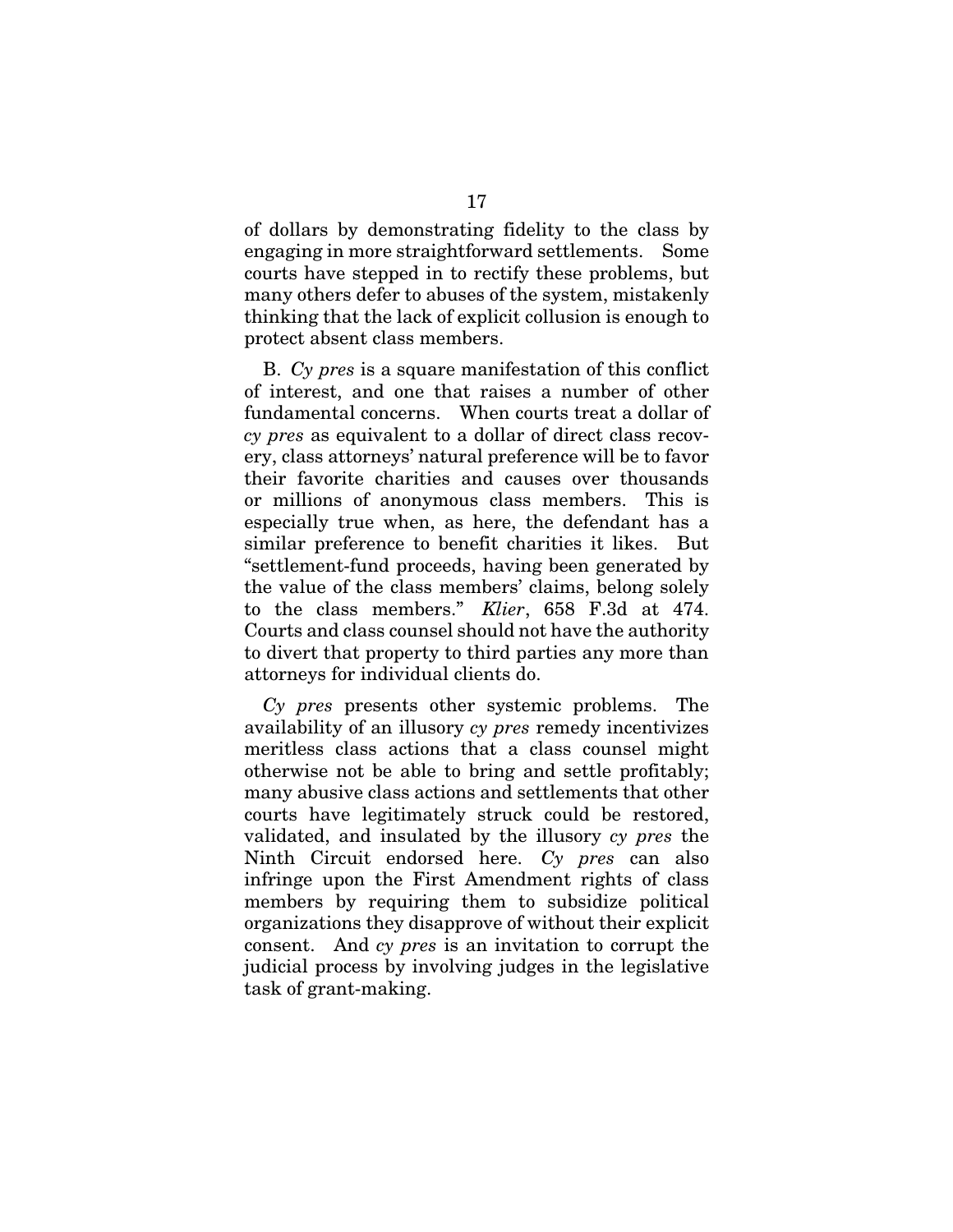of dollars by demonstrating fidelity to the class by engaging in more straightforward settlements. Some courts have stepped in to rectify these problems, but many others defer to abuses of the system, mistakenly thinking that the lack of explicit collusion is enough to protect absent class members.

B. *Cy pres* is a square manifestation of this conflict of interest, and one that raises a number of other fundamental concerns. When courts treat a dollar of *cy pres* as equivalent to a dollar of direct class recovery, class attorneys' natural preference will be to favor their favorite charities and causes over thousands or millions of anonymous class members. This is especially true when, as here, the defendant has a similar preference to benefit charities it likes. But "settlement-fund proceeds, having been generated by the value of the class members' claims, belong solely to the class members." *Klier*, 658 F.3d at 474. Courts and class counsel should not have the authority to divert that property to third parties any more than attorneys for individual clients do.

*Cy pres* presents other systemic problems. The availability of an illusory *cy pres* remedy incentivizes meritless class actions that a class counsel might otherwise not be able to bring and settle profitably; many abusive class actions and settlements that other courts have legitimately struck could be restored, validated, and insulated by the illusory *cy pres* the Ninth Circuit endorsed here. *Cy pres* can also infringe upon the First Amendment rights of class members by requiring them to subsidize political organizations they disapprove of without their explicit consent. And *cy pres* is an invitation to corrupt the judicial process by involving judges in the legislative task of grant-making.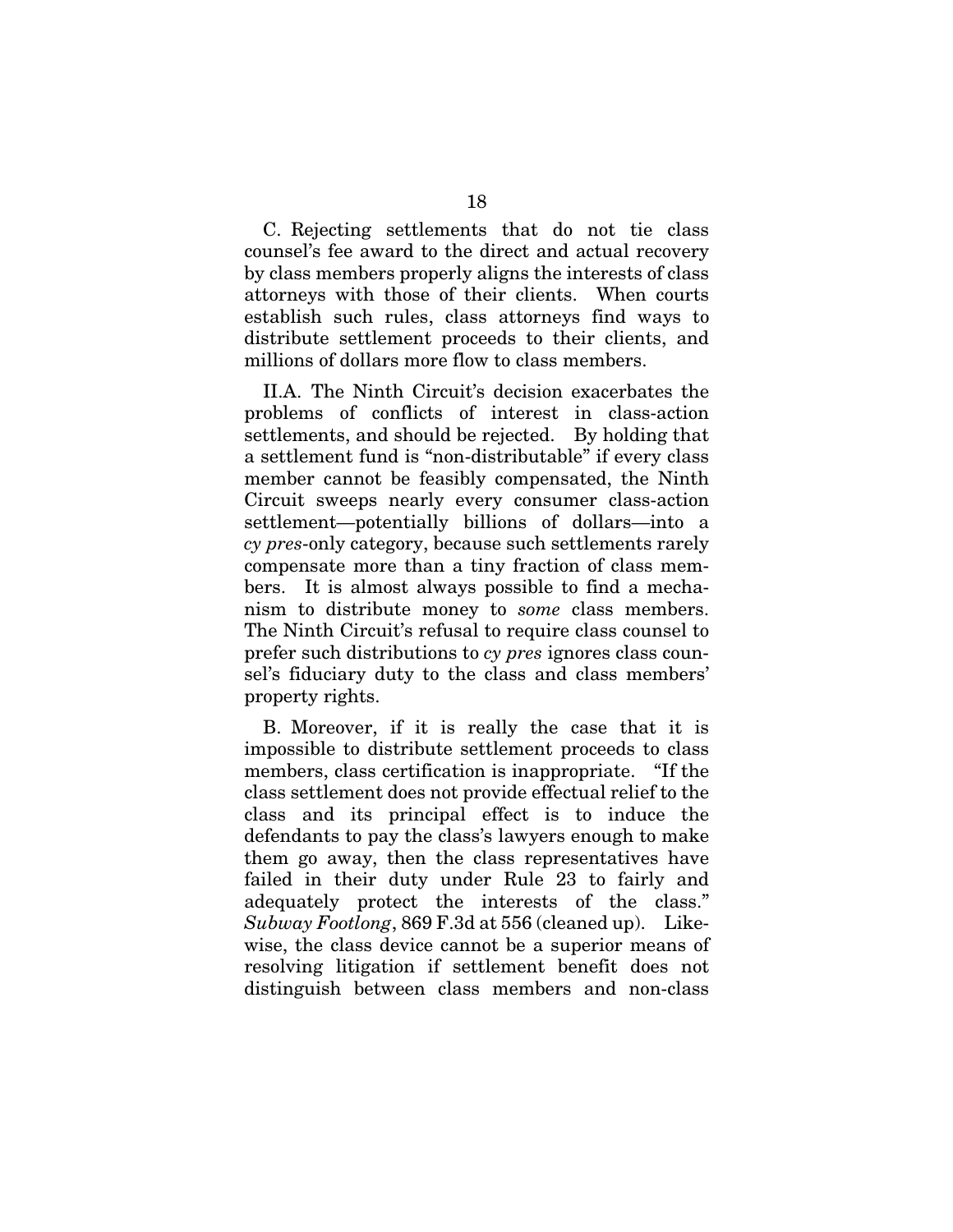C. Rejecting settlements that do not tie class counsel's fee award to the direct and actual recovery by class members properly aligns the interests of class attorneys with those of their clients. When courts establish such rules, class attorneys find ways to distribute settlement proceeds to their clients, and millions of dollars more flow to class members.

II.A. The Ninth Circuit's decision exacerbates the problems of conflicts of interest in class-action settlements, and should be rejected. By holding that a settlement fund is "non-distributable" if every class member cannot be feasibly compensated, the Ninth Circuit sweeps nearly every consumer class-action settlement—potentially billions of dollars—into a *cy pres*-only category, because such settlements rarely compensate more than a tiny fraction of class members. It is almost always possible to find a mechanism to distribute money to *some* class members. The Ninth Circuit's refusal to require class counsel to prefer such distributions to *cy pres* ignores class counsel's fiduciary duty to the class and class members' property rights.

B. Moreover, if it is really the case that it is impossible to distribute settlement proceeds to class members, class certification is inappropriate. "If the class settlement does not provide effectual relief to the class and its principal effect is to induce the defendants to pay the class's lawyers enough to make them go away, then the class representatives have failed in their duty under Rule 23 to fairly and adequately protect the interests of the class." *Subway Footlong*, 869 F.3d at 556 (cleaned up). Likewise, the class device cannot be a superior means of resolving litigation if settlement benefit does not distinguish between class members and non-class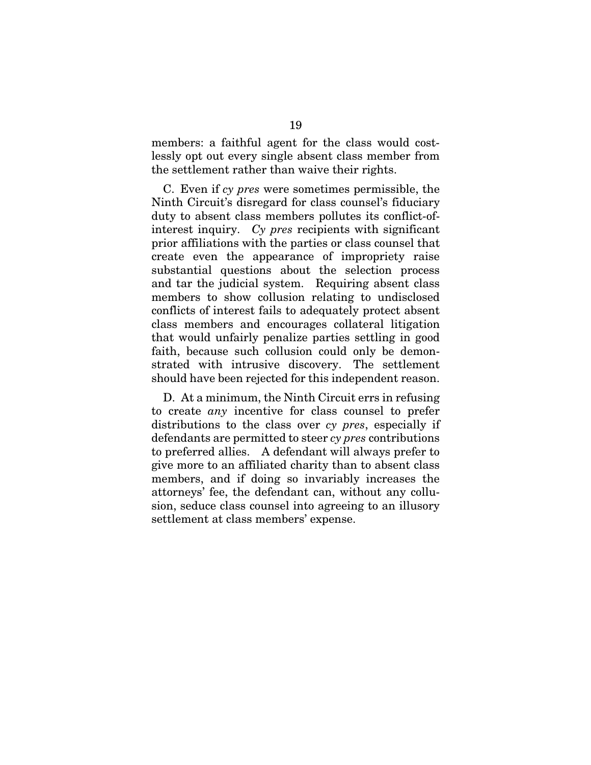members: a faithful agent for the class would costlessly opt out every single absent class member from the settlement rather than waive their rights.

C. Even if *cy pres* were sometimes permissible, the Ninth Circuit's disregard for class counsel's fiduciary duty to absent class members pollutes its conflict-of-interest inquiry. *Cy pres* recipients with significant prior affiliations with the parties or class counsel that create even the appearance of impropriety raise substantial questions about the selection process and tar the judicial system. Requiring absent class members to show collusion relating to undisclosed conflicts of interest fails to adequately protect absent class members and encourages collateral litigation that would unfairly penalize parties settling in good faith, because such collusion could only be demonstrated with intrusive discovery. The settlement should have been rejected for this independent reason.

D. At a minimum, the Ninth Circuit errs in refusing to create *any* incentive for class counsel to prefer distributions to the class over *cy pres*, especially if defendants are permitted to steer *cy pres* contributions to preferred allies. A defendant will always prefer to give more to an affiliated charity than to absent class members, and if doing so invariably increases the attorneys' fee, the defendant can, without any collusion, seduce class counsel into agreeing to an illusory settlement at class members' expense.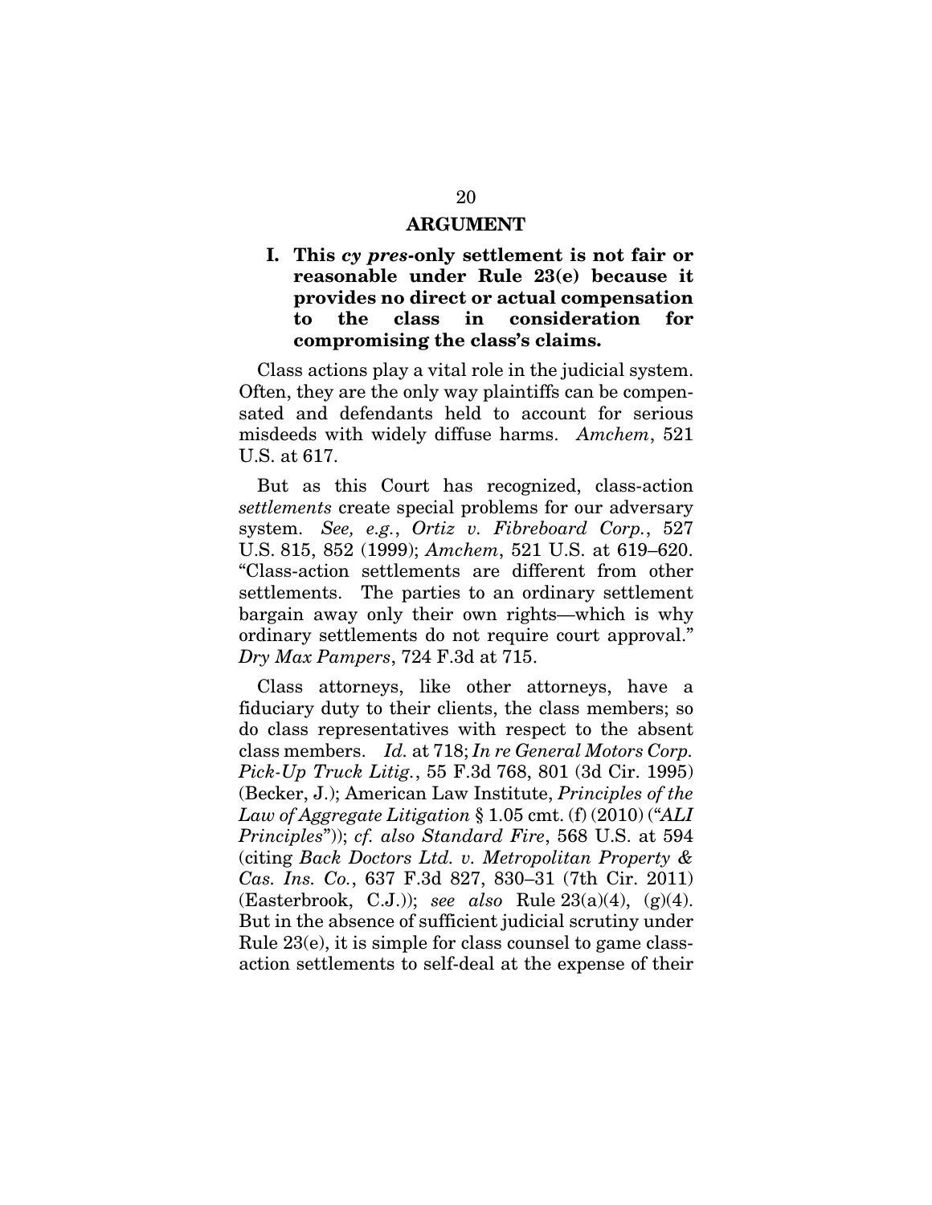## ARGUMENT

### I. This *cy pres*-only settlement is not fair or reasonable under Rule 23(e) because it provides no direct or actual compensation to the class in consideration for compromising the class's claims.

Class actions play a vital role in the judicial system. Often, they are the only way plaintiffs can be compensated and defendants held to account for serious misdeeds with widely diffuse harms. *Amchem*, 521 U.S. at 617.

But as this Court has recognized, class-action *settlements* create special problems for our adversary system. *See, e.g.*, *Ortiz v. Fibreboard Corp.*, 527 U.S. 815, 852 (1999); *Amchem*, 521 U.S. at 619–620. "Class-action settlements are different from other settlements. The parties to an ordinary settlement bargain away only their own rights—which is why ordinary settlements do not require court approval." *Dry Max Pampers*, 724 F.3d at 715.

Class attorneys, like other attorneys, have a fiduciary duty to their clients, the class members; so do class representatives with respect to the absent class members. *Id.* at 718; *In re General Motors Corp. Pick-Up Truck Litig.*, 55 F.3d 768, 801 (3d Cir. 1995) (Becker, J.); American Law Institute, *Principles of the Law of Aggregate Litigation* § 1.05 cmt. (f) (2010) ("*ALI Principles*")); *cf. also Standard Fire*, 568 U.S. at 594 (citing *Back Doctors Ltd. v. Metropolitan Property & Cas. Ins. Co.*, 637 F.3d 827, 830–31 (7th Cir. 2011) (Easterbrook, C.J.)); *see also* Rule 23(a)(4), (g)(4). But in the absence of sufficient judicial scrutiny under Rule 23(e), it is simple for class counsel to game class-action settlements to self-deal at the expense of their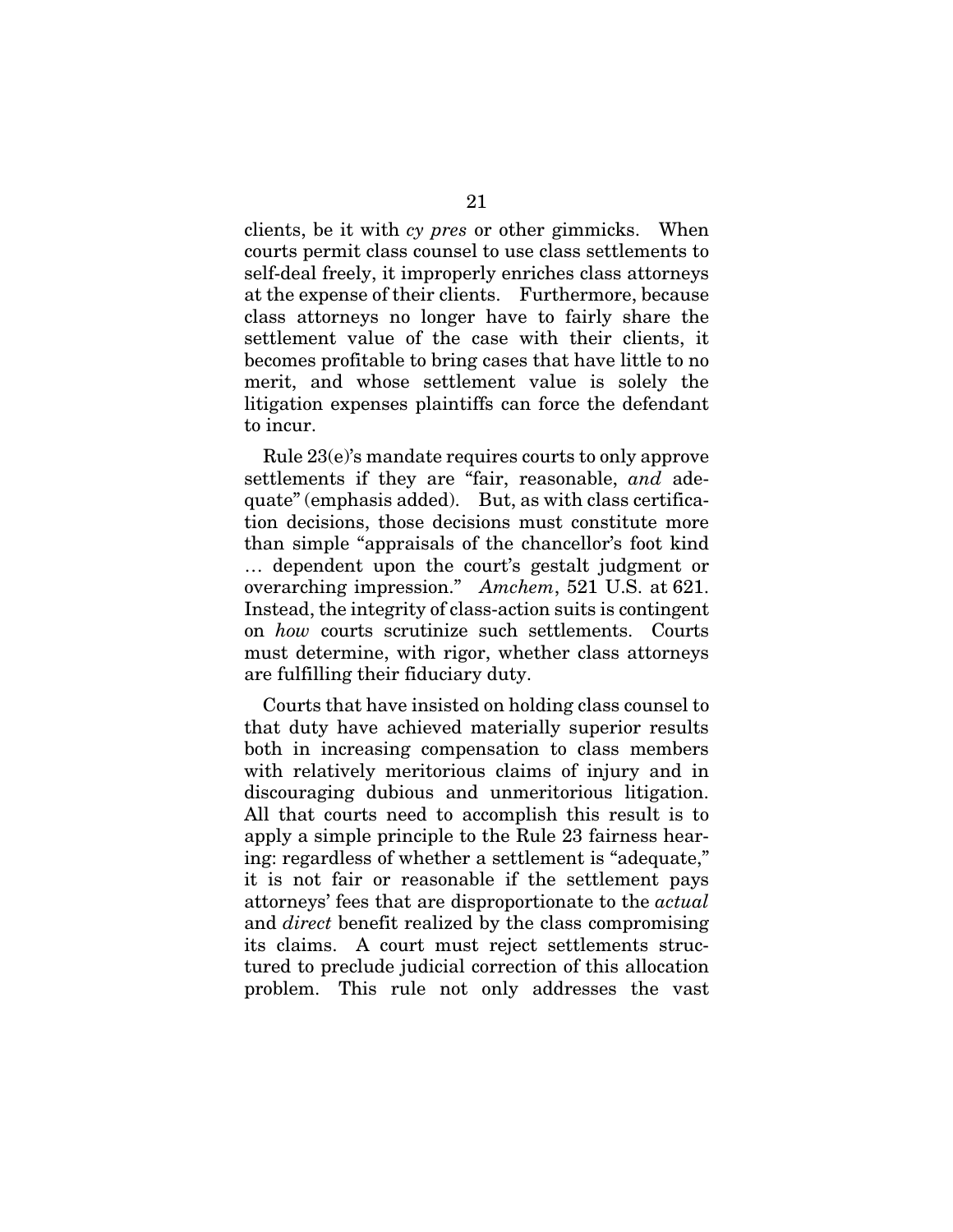clients, be it with *cy pres* or other gimmicks. When courts permit class counsel to use class settlements to self-deal freely, it improperly enriches class attorneys at the expense of their clients. Furthermore, because class attorneys no longer have to fairly share the settlement value of the case with their clients, it becomes profitable to bring cases that have little to no merit, and whose settlement value is solely the litigation expenses plaintiffs can force the defendant to incur.

Rule 23(e)'s mandate requires courts to only approve settlements if they are "fair, reasonable, *and* adequate" (emphasis added). But, as with class certification decisions, those decisions must constitute more than simple "appraisals of the chancellor's foot kind … dependent upon the court's gestalt judgment or overarching impression." *Amchem*, 521 U.S. at 621. Instead, the integrity of class-action suits is contingent on *how* courts scrutinize such settlements. Courts must determine, with rigor, whether class attorneys are fulfilling their fiduciary duty.

Courts that have insisted on holding class counsel to that duty have achieved materially superior results both in increasing compensation to class members with relatively meritorious claims of injury and in discouraging dubious and unmeritorious litigation. All that courts need to accomplish this result is to apply a simple principle to the Rule 23 fairness hearing: regardless of whether a settlement is "adequate," it is not fair or reasonable if the settlement pays attorneys' fees that are disproportionate to the *actual* and *direct* benefit realized by the class compromising its claims. A court must reject settlements structured to preclude judicial correction of this allocation problem. This rule not only addresses the vast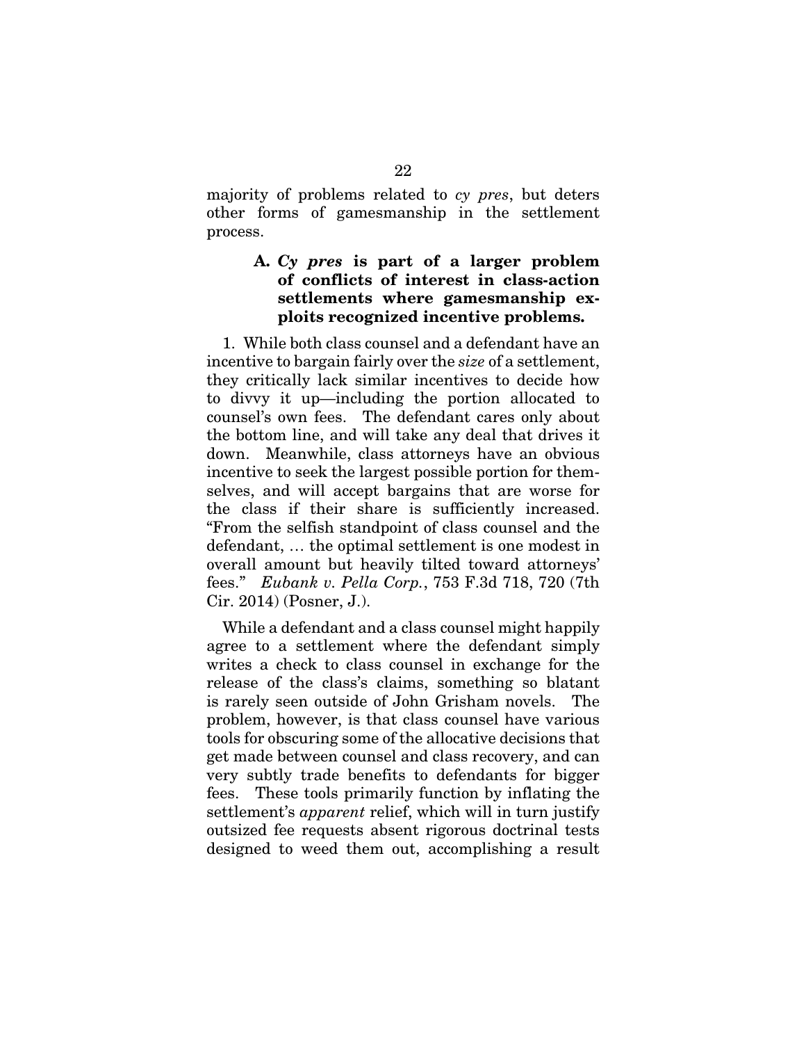majority of problems related to *cy pres*, but deters other forms of gamesmanship in the settlement process.

### A. *Cy pres* is part of a larger problem of conflicts of interest in class-action settlements where gamesmanship exploits recognized incentive problems.

1. While both class counsel and a defendant have an incentive to bargain fairly over the *size* of a settlement, they critically lack similar incentives to decide how to divvy it up—including the portion allocated to counsel's own fees. The defendant cares only about the bottom line, and will take any deal that drives it down. Meanwhile, class attorneys have an obvious incentive to seek the largest possible portion for themselves, and will accept bargains that are worse for the class if their share is sufficiently increased. "From the selfish standpoint of class counsel and the defendant, … the optimal settlement is one modest in overall amount but heavily tilted toward attorneys' fees." *Eubank v. Pella Corp.*, 753 F.3d 718, 720 (7th Cir. 2014) (Posner, J.).

While a defendant and a class counsel might happily agree to a settlement where the defendant simply writes a check to class counsel in exchange for the release of the class's claims, something so blatant is rarely seen outside of John Grisham novels. The problem, however, is that class counsel have various tools for obscuring some of the allocative decisions that get made between counsel and class recovery, and can very subtly trade benefits to defendants for bigger fees. These tools primarily function by inflating the settlement's *apparent* relief, which will in turn justify outsized fee requests absent rigorous doctrinal tests designed to weed them out, accomplishing a result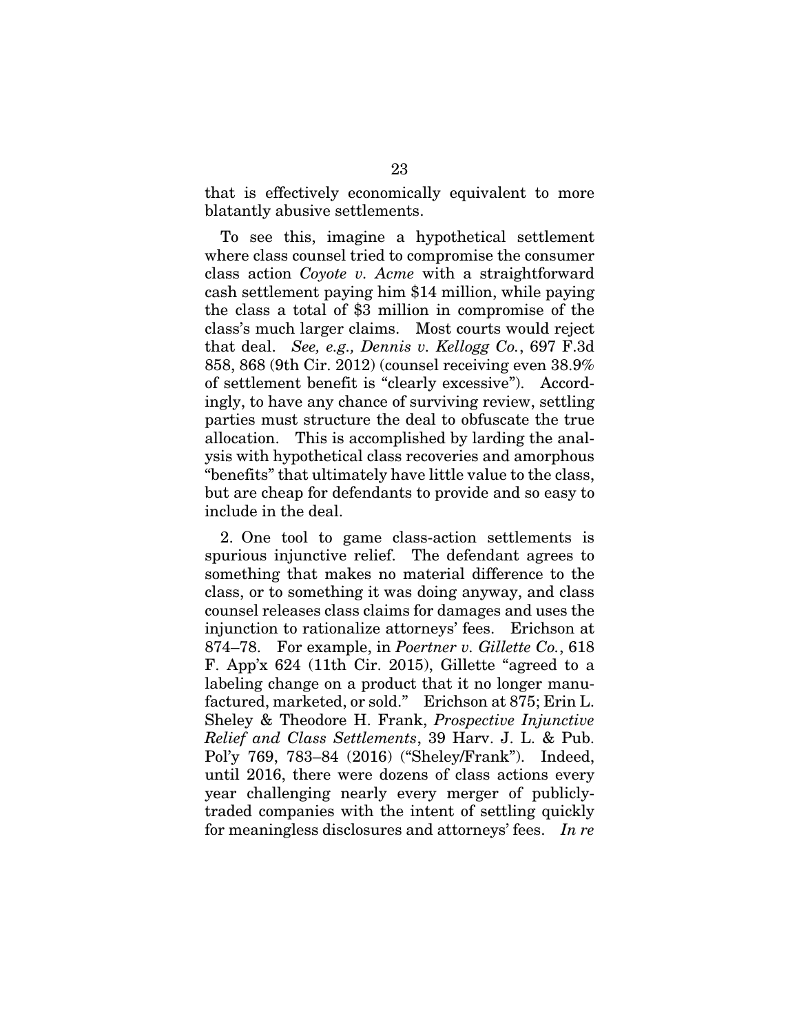that is effectively economically equivalent to more blatantly abusive settlements.

To see this, imagine a hypothetical settlement where class counsel tried to compromise the consumer class action *Coyote v. Acme* with a straightforward cash settlement paying him $14 million, while paying the class a total of $3 million in compromise of the class's much larger claims. Most courts would reject that deal. *See, e.g., Dennis v. Kellogg Co.*, 697 F.3d 858, 868 (9th Cir. 2012) (counsel receiving even 38.9% of settlement benefit is "clearly excessive"). Accordingly, to have any chance of surviving review, settling parties must structure the deal to obfuscate the true allocation. This is accomplished by larding the analysis with hypothetical class recoveries and amorphous "benefits" that ultimately have little value to the class, but are cheap for defendants to provide and so easy to include in the deal.

2. One tool to game class-action settlements is spurious injunctive relief. The defendant agrees to something that makes no material difference to the class, or to something it was doing anyway, and class counsel releases class claims for damages and uses the injunction to rationalize attorneys' fees. Erichson at 874–78. For example, in *Poertner v. Gillette Co.*, 618 F. App'x 624 (11th Cir. 2015), Gillette "agreed to a labeling change on a product that it no longer manufactured, marketed, or sold." Erichson at 875; Erin L. Sheley & Theodore H. Frank, *Prospective Injunctive Relief and Class Settlements*, 39 Harv. J. L. & Pub. Pol'y 769, 783–84 (2016) ("Sheley/Frank"). Indeed, until 2016, there were dozens of class actions every year challenging nearly every merger of publicly-traded companies with the intent of settling quickly for meaningless disclosures and attorneys' fees. *In re*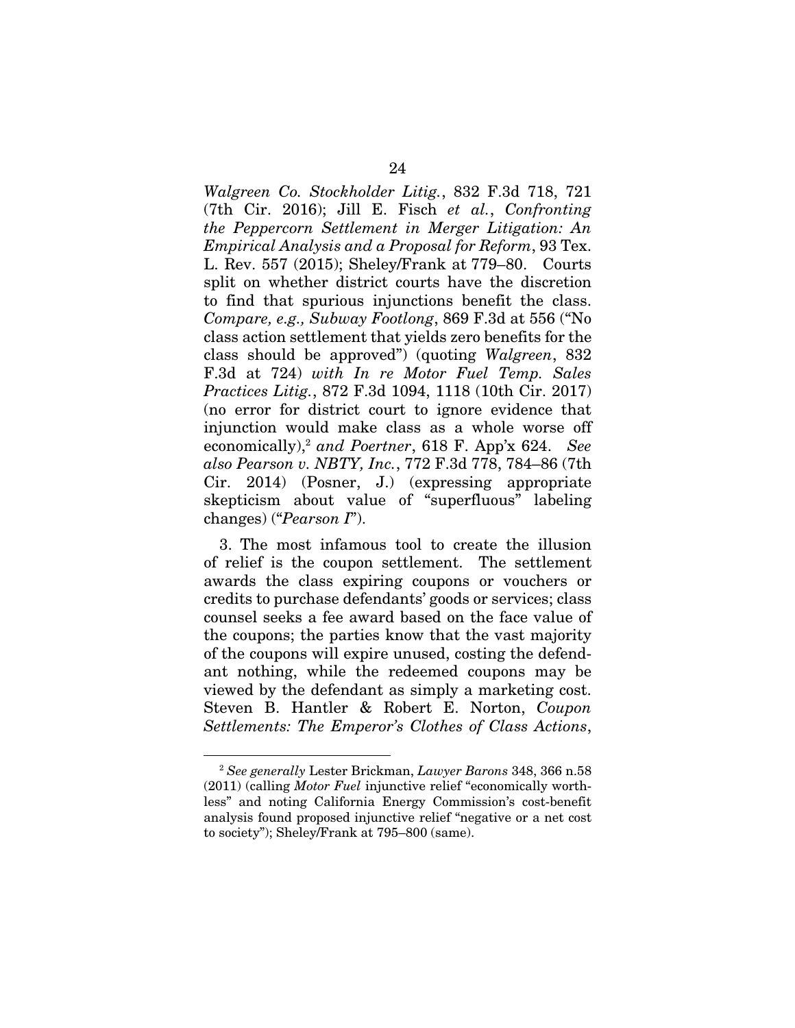*Walgreen Co. Stockholder Litig.*, 832 F.3d 718, 721 (7th Cir. 2016); Jill E. Fisch *et al.*, *Confronting the Peppercorn Settlement in Merger Litigation: An Empirical Analysis and a Proposal for Reform*, 93 Tex. L. Rev. 557 (2015); Sheley/Frank at 779–80. Courts split on whether district courts have the discretion to find that spurious injunctions benefit the class. *Compare, e.g., Subway Footlong*, 869 F.3d at 556 ("No class action settlement that yields zero benefits for the class should be approved") (quoting *Walgreen*, 832 F.3d at 724) *with In re Motor Fuel Temp. Sales Practices Litig.*, 872 F.3d 1094, 1118 (10th Cir. 2017) (no error for district court to ignore evidence that injunction would make class as a whole worse off economically),[2] *and Poertner*, 618 F. App'x 624. *See also Pearson v. NBTY, Inc.*, 772 F.3d 778, 784–86 (7th Cir. 2014) (Posner, J.) (expressing appropriate skepticism about value of "superfluous" labeling changes) ("*Pearson I*").

3. The most infamous tool to create the illusion of relief is the coupon settlement. The settlement awards the class expiring coupons or vouchers or credits to purchase defendants' goods or services; class counsel seeks a fee award based on the face value of the coupons; the parties know that the vast majority of the coupons will expire unused, costing the defendant nothing, while the redeemed coupons may be viewed by the defendant as simply a marketing cost. Steven B. Hantler & Robert E. Norton, *Coupon Settlements: The Emperor's Clothes of Class Actions*,

---

[2] *See generally* Lester Brickman, *Lawyer Barons* 348, 366 n.58 (2011) (calling *Motor Fuel* injunctive relief "economically worthless" and noting California Energy Commission's cost-benefit analysis found proposed injunctive relief "negative or a net cost to society"); Sheley/Frank at 795–800 (same).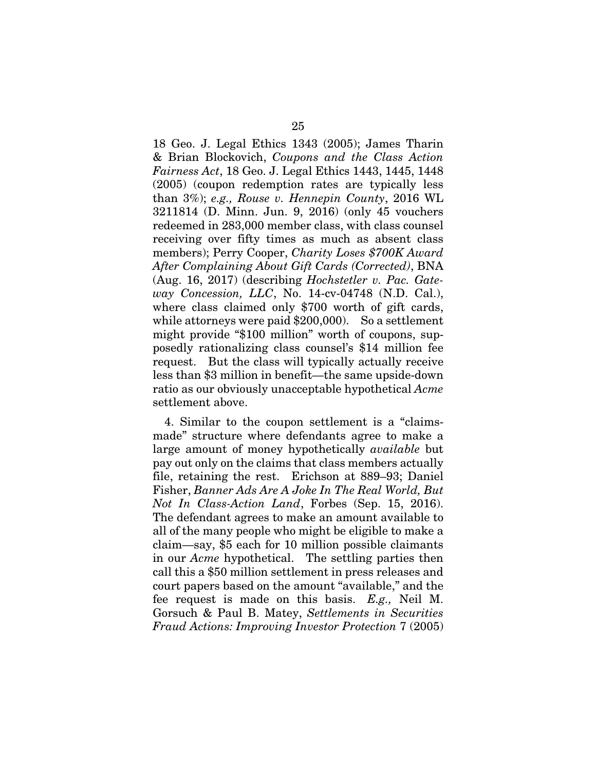18 Geo. J. Legal Ethics 1343 (2005); James Tharin & Brian Blockovich, *Coupons and the Class Action Fairness Act*, 18 Geo. J. Legal Ethics 1443, 1445, 1448 (2005) (coupon redemption rates are typically less than 3%); *e.g., Rouse v. Hennepin County*, 2016 WL 3211814 (D. Minn. Jun. 9, 2016) (only 45 vouchers redeemed in 283,000 member class, with class counsel receiving over fifty times as much as absent class members); Perry Cooper, *Charity Loses $700K Award After Complaining About Gift Cards (Corrected)*, BNA (Aug. 16, 2017) (describing *Hochstetler v. Pac. Gateway Concession, LLC*, No. 14-cv-04748 (N.D. Cal.), where class claimed only $700 worth of gift cards, while attorneys were paid $200,000). So a settlement might provide "$100 million" worth of coupons, supposedly rationalizing class counsel's $14 million fee request. But the class will typically actually receive less than $3 million in benefit—the same upside-down ratio as our obviously unacceptable hypothetical *Acme* settlement above.

4. Similar to the coupon settlement is a "claims-made" structure where defendants agree to make a large amount of money hypothetically *available* but pay out only on the claims that class members actually file, retaining the rest. Erichson at 889–93; Daniel Fisher, *Banner Ads Are A Joke In The Real World, But Not In Class-Action Land*, Forbes (Sep. 15, 2016). The defendant agrees to make an amount available to all of the many people who might be eligible to make a claim—say, $5 each for 10 million possible claimants in our *Acme* hypothetical. The settling parties then call this a $50 million settlement in press releases and court papers based on the amount "available," and the fee request is made on this basis. *E.g.,* Neil M. Gorsuch & Paul B. Matey, *Settlements in Securities Fraud Actions: Improving Investor Protection* 7 (2005)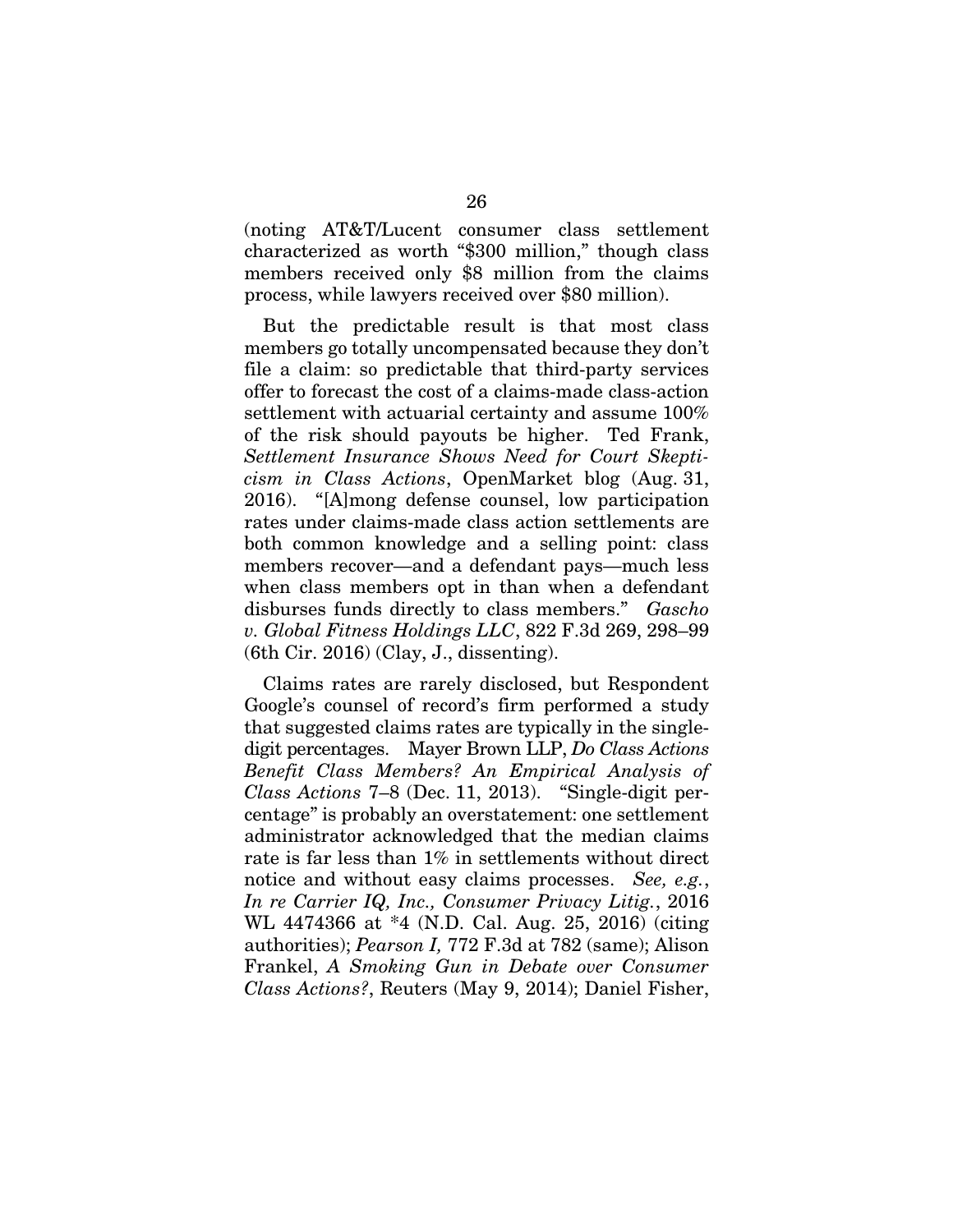(noting AT&T/Lucent consumer class settlement characterized as worth "$300 million," though class members received only $8 million from the claims process, while lawyers received over $80 million).

But the predictable result is that most class members go totally uncompensated because they don't file a claim: so predictable that third-party services offer to forecast the cost of a claims-made class-action settlement with actuarial certainty and assume 100% of the risk should payouts be higher. Ted Frank, *Settlement Insurance Shows Need for Court Skepticism in Class Actions*, OpenMarket blog (Aug. 31, 2016). "[A]mong defense counsel, low participation rates under claims-made class action settlements are both common knowledge and a selling point: class members recover—and a defendant pays—much less when class members opt in than when a defendant disburses funds directly to class members." *Gascho v. Global Fitness Holdings LLC*, 822 F.3d 269, 298–99 (6th Cir. 2016) (Clay, J., dissenting).

Claims rates are rarely disclosed, but Respondent Google's counsel of record's firm performed a study that suggested claims rates are typically in the single-digit percentages. Mayer Brown LLP, *Do Class Actions Benefit Class Members? An Empirical Analysis of Class Actions* 7–8 (Dec. 11, 2013). "Single-digit percentage" is probably an overstatement: one settlement administrator acknowledged that the median claims rate is far less than 1% in settlements without direct notice and without easy claims processes. *See, e.g.*, *In re Carrier IQ, Inc., Consumer Privacy Litig.*, 2016 WL 4474366 at *4 (N.D. Cal. Aug. 25, 2016) (citing authorities); *Pearson I,* 772 F.3d at 782 (same); Alison Frankel, *A Smoking Gun in Debate over Consumer Class Actions?*, Reuters (May 9, 2014); Daniel Fisher,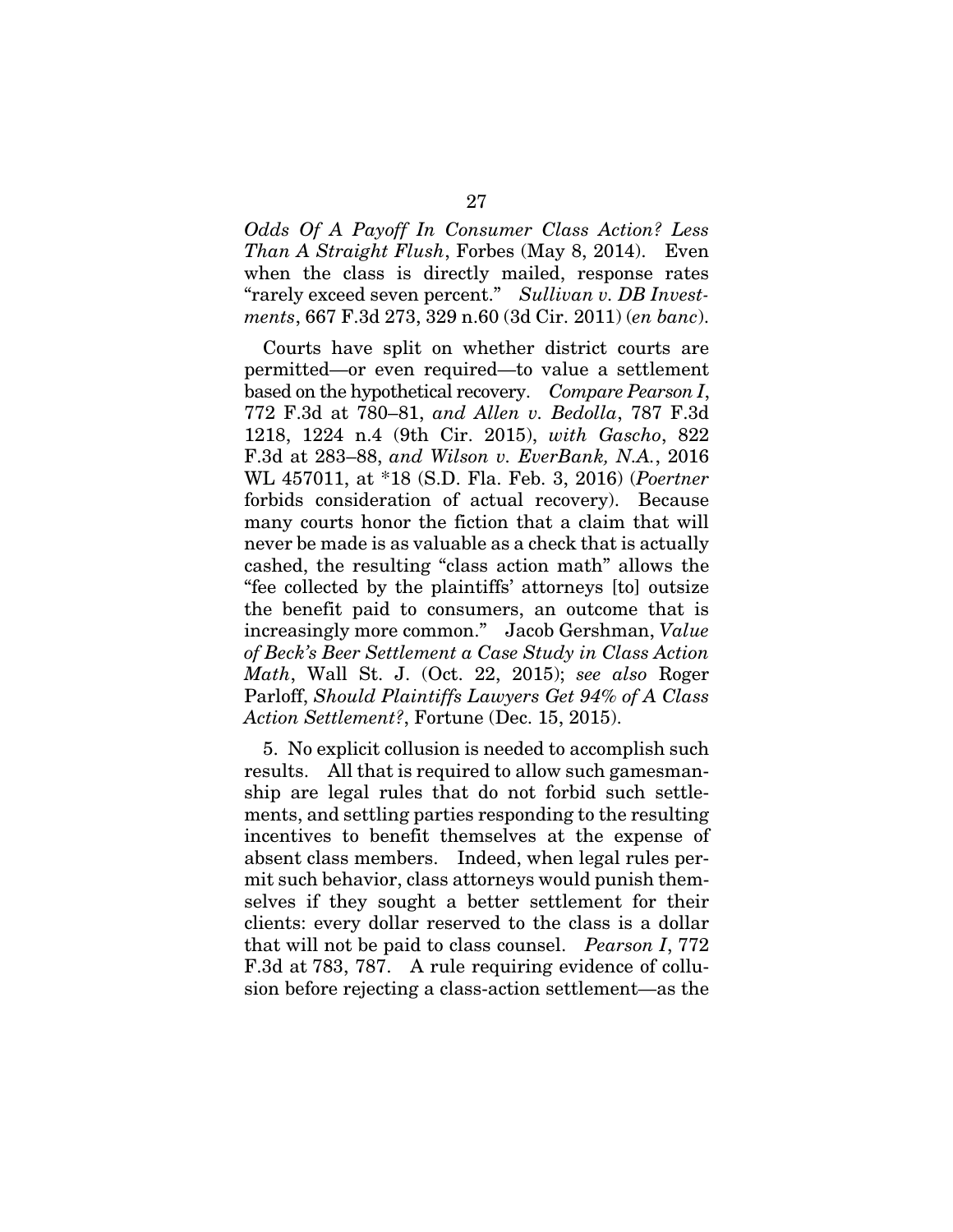*Odds Of A Payoff In Consumer Class Action? Less Than A Straight Flush*, Forbes (May 8, 2014). Even when the class is directly mailed, response rates "rarely exceed seven percent." *Sullivan v. DB Investments*, 667 F.3d 273, 329 n.60 (3d Cir. 2011) (*en banc*).

Courts have split on whether district courts are permitted—or even required—to value a settlement based on the hypothetical recovery. *Compare Pearson I*, 772 F.3d at 780–81, *and Allen v. Bedolla*, 787 F.3d 1218, 1224 n.4 (9th Cir. 2015), *with Gascho*, 822 F.3d at 283–88, *and Wilson v. EverBank, N.A.*, 2016 WL 457011, at *18 (S.D. Fla. Feb. 3, 2016) (*Poertner* forbids consideration of actual recovery). Because many courts honor the fiction that a claim that will never be made is as valuable as a check that is actually cashed, the resulting "class action math" allows the "fee collected by the plaintiffs' attorneys [to] outsize the benefit paid to consumers, an outcome that is increasingly more common." Jacob Gershman, *Value of Beck's Beer Settlement a Case Study in Class Action Math*, Wall St. J. (Oct. 22, 2015); *see also* Roger Parloff, *Should Plaintiffs Lawyers Get 94% of A Class Action Settlement?*, Fortune (Dec. 15, 2015).

5. No explicit collusion is needed to accomplish such results. All that is required to allow such gamesmanship are legal rules that do not forbid such settlements, and settling parties responding to the resulting incentives to benefit themselves at the expense of absent class members. Indeed, when legal rules permit such behavior, class attorneys would punish themselves if they sought a better settlement for their clients: every dollar reserved to the class is a dollar that will not be paid to class counsel. *Pearson I*, 772 F.3d at 783, 787. A rule requiring evidence of collusion before rejecting a class-action settlement—as the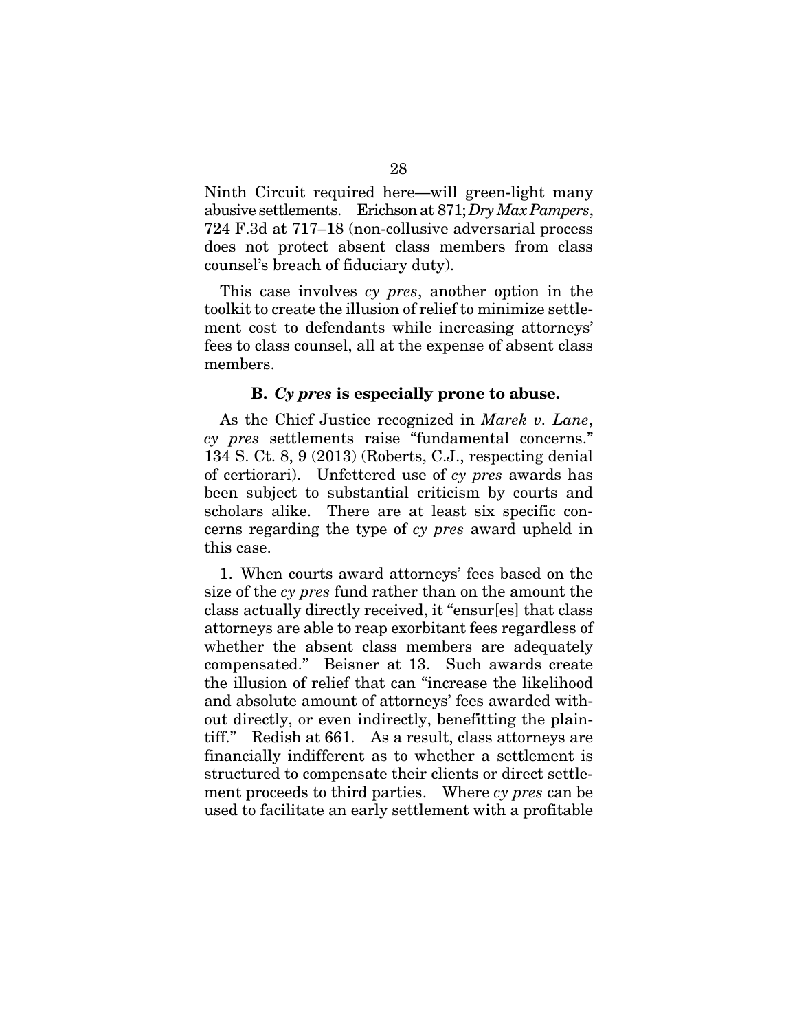Ninth Circuit required here—will green-light many abusive settlements. Erichson at 871; *Dry Max Pampers*, 724 F.3d at 717–18 (non-collusive adversarial process does not protect absent class members from class counsel's breach of fiduciary duty).

This case involves *cy pres*, another option in the toolkit to create the illusion of relief to minimize settlement cost to defendants while increasing attorneys' fees to class counsel, all at the expense of absent class members.

### B. *Cy pres* is especially prone to abuse.

As the Chief Justice recognized in *Marek v. Lane*, *cy pres* settlements raise "fundamental concerns." 134 S. Ct. 8, 9 (2013) (Roberts, C.J., respecting denial of certiorari). Unfettered use of *cy pres* awards has been subject to substantial criticism by courts and scholars alike. There are at least six specific concerns regarding the type of *cy pres* award upheld in this case.

1. When courts award attorneys' fees based on the size of the *cy pres* fund rather than on the amount the class actually directly received, it "ensur[es] that class attorneys are able to reap exorbitant fees regardless of whether the absent class members are adequately compensated." Beisner at 13. Such awards create the illusion of relief that can "increase the likelihood and absolute amount of attorneys' fees awarded without directly, or even indirectly, benefitting the plaintiff." Redish at 661. As a result, class attorneys are financially indifferent as to whether a settlement is structured to compensate their clients or direct settlement proceeds to third parties. Where *cy pres* can be used to facilitate an early settlement with a profitable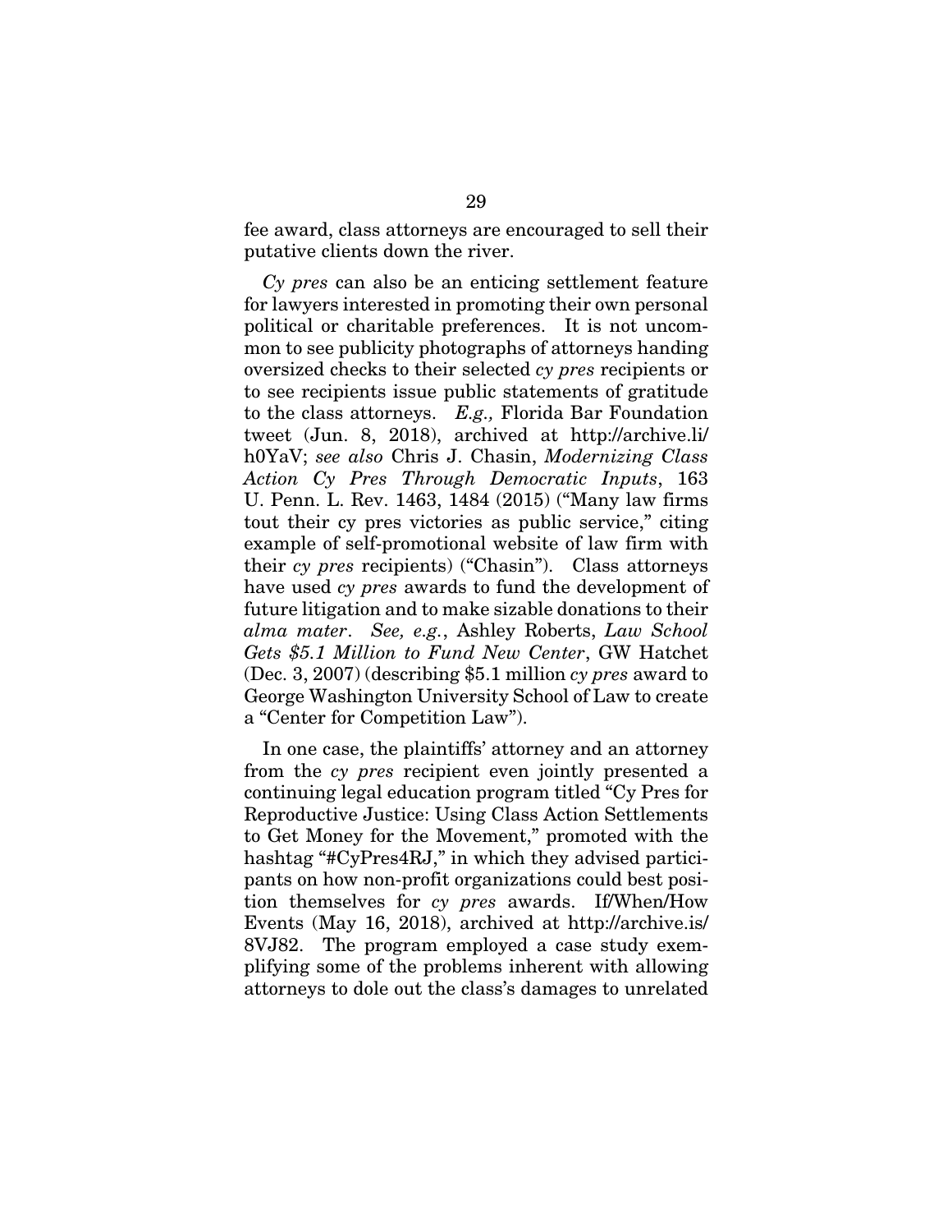fee award, class attorneys are encouraged to sell their putative clients down the river.

*Cy pres* can also be an enticing settlement feature for lawyers interested in promoting their own personal political or charitable preferences. It is not uncommon to see publicity photographs of attorneys handing oversized checks to their selected *cy pres* recipients or to see recipients issue public statements of gratitude to the class attorneys. *E.g.,* Florida Bar Foundation tweet (Jun. 8, 2018), archived at http://archive.li/h0YaV; *see also* Chris J. Chasin, *Modernizing Class Action Cy Pres Through Democratic Inputs*, 163 U. Penn. L. Rev. 1463, 1484 (2015) ("Many law firms tout their cy pres victories as public service," citing example of self-promotional website of law firm with their *cy pres* recipients) ("Chasin"). Class attorneys have used *cy pres* awards to fund the development of future litigation and to make sizable donations to their *alma mater*. *See, e.g.*, Ashley Roberts, *Law School Gets $5.1 Million to Fund New Center*, GW Hatchet (Dec. 3, 2007) (describing $5.1 million *cy pres* award to George Washington University School of Law to create a "Center for Competition Law").

In one case, the plaintiffs' attorney and an attorney from the *cy pres* recipient even jointly presented a continuing legal education program titled "Cy Pres for Reproductive Justice: Using Class Action Settlements to Get Money for the Movement," promoted with the hashtag "#CyPres4RJ," in which they advised participants on how non-profit organizations could best position themselves for *cy pres* awards. If/When/How Events (May 16, 2018), archived at http://archive.is/8VJ82. The program employed a case study exemplifying some of the problems inherent with allowing attorneys to dole out the class's damages to unrelated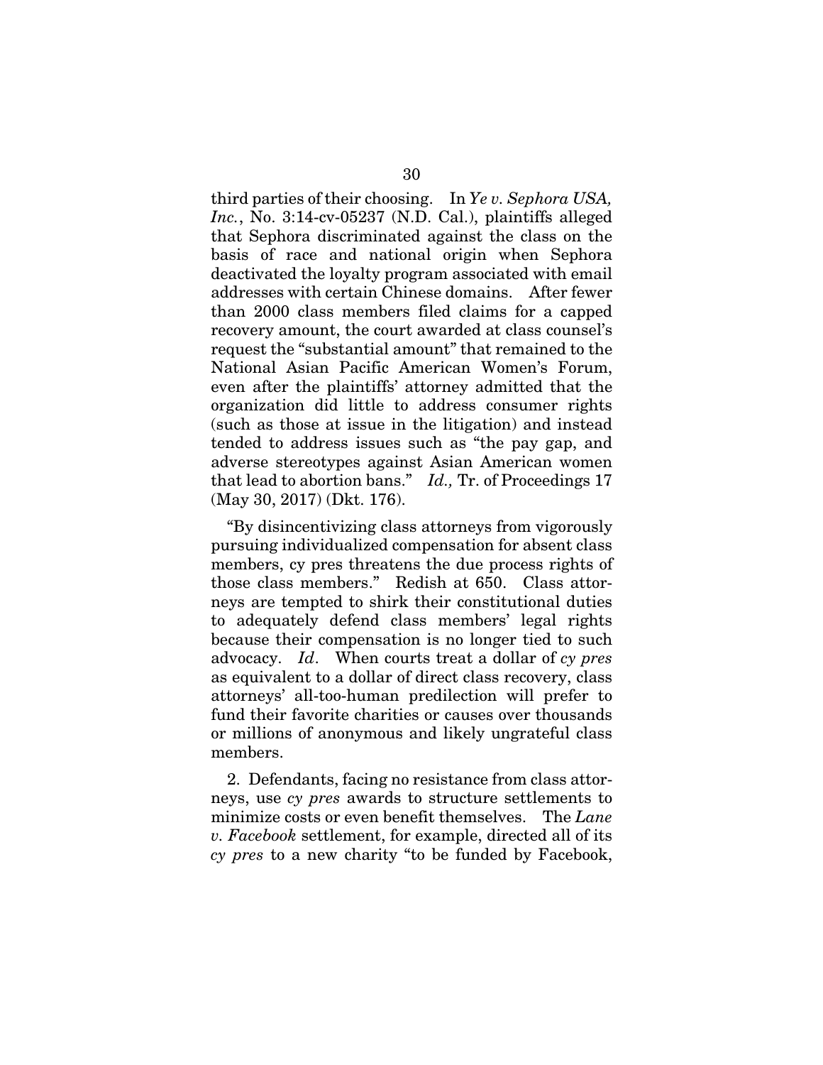third parties of their choosing. In *Ye v. Sephora USA, Inc.*, No. 3:14-cv-05237 (N.D. Cal.), plaintiffs alleged that Sephora discriminated against the class on the basis of race and national origin when Sephora deactivated the loyalty program associated with email addresses with certain Chinese domains. After fewer than 2000 class members filed claims for a capped recovery amount, the court awarded at class counsel's request the "substantial amount" that remained to the National Asian Pacific American Women's Forum, even after the plaintiffs' attorney admitted that the organization did little to address consumer rights (such as those at issue in the litigation) and instead tended to address issues such as "the pay gap, and adverse stereotypes against Asian American women that lead to abortion bans." *Id.,* Tr. of Proceedings 17 (May 30, 2017) (Dkt. 176).

"By disincentivizing class attorneys from vigorously pursuing individualized compensation for absent class members, cy pres threatens the due process rights of those class members." Redish at 650. Class attorneys are tempted to shirk their constitutional duties to adequately defend class members' legal rights because their compensation is no longer tied to such advocacy. *Id*. When courts treat a dollar of *cy pres* as equivalent to a dollar of direct class recovery, class attorneys' all-too-human predilection will prefer to fund their favorite charities or causes over thousands or millions of anonymous and likely ungrateful class members.

2. Defendants, facing no resistance from class attorneys, use *cy pres* awards to structure settlements to minimize costs or even benefit themselves. The *Lane v. Facebook* settlement, for example, directed all of its *cy pres* to a new charity "to be funded by Facebook,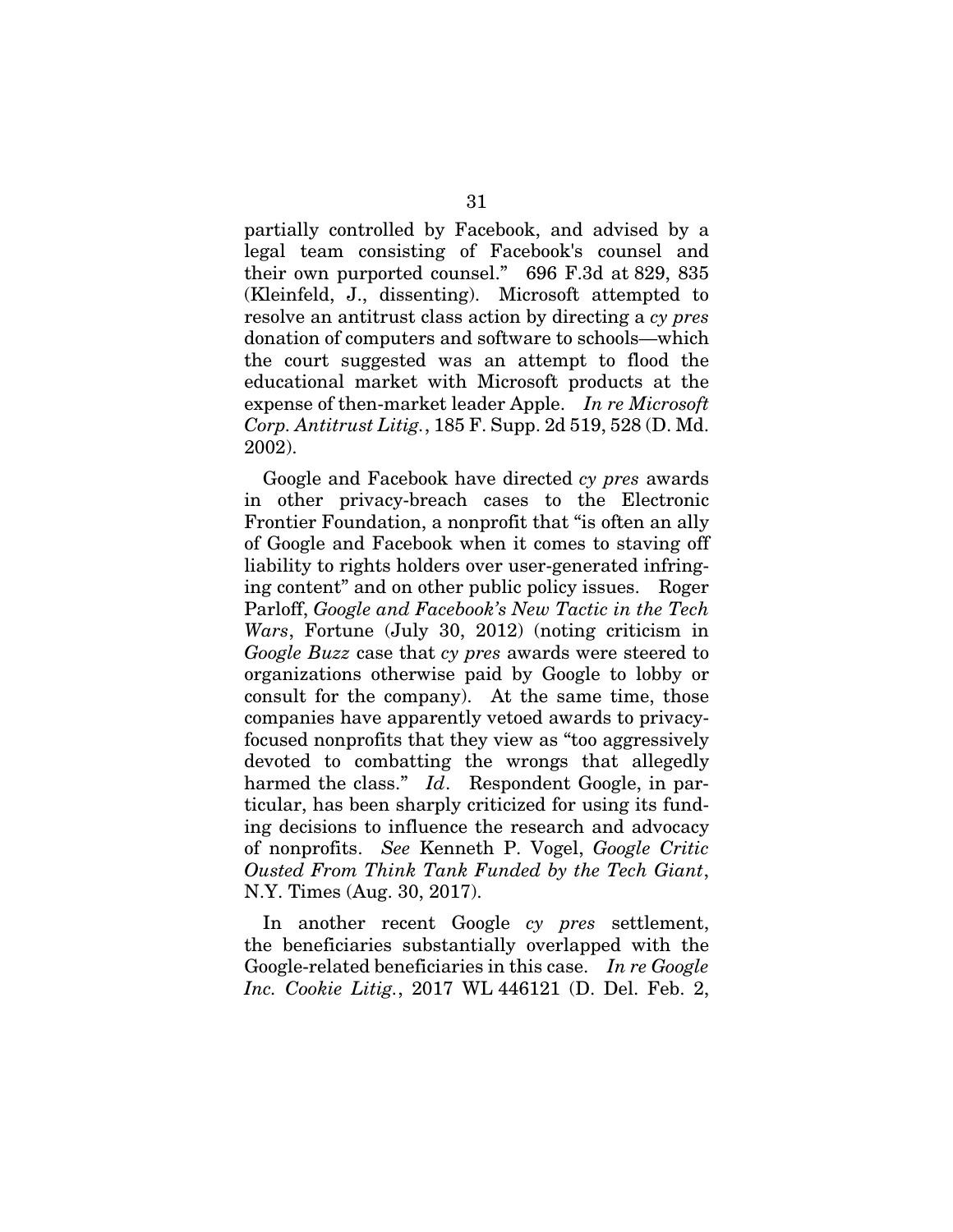partially controlled by Facebook, and advised by a legal team consisting of Facebook's counsel and their own purported counsel." 696 F.3d at 829, 835 (Kleinfeld, J., dissenting). Microsoft attempted to resolve an antitrust class action by directing a *cy pres* donation of computers and software to schools—which the court suggested was an attempt to flood the educational market with Microsoft products at the expense of then-market leader Apple. *In re Microsoft Corp. Antitrust Litig.*, 185 F. Supp. 2d 519, 528 (D. Md. 2002).

Google and Facebook have directed *cy pres* awards in other privacy-breach cases to the Electronic Frontier Foundation, a nonprofit that "is often an ally of Google and Facebook when it comes to staving off liability to rights holders over user-generated infringing content" and on other public policy issues. Roger Parloff, *Google and Facebook's New Tactic in the Tech Wars*, Fortune (July 30, 2012) (noting criticism in *Google Buzz* case that *cy pres* awards were steered to organizations otherwise paid by Google to lobby or consult for the company). At the same time, those companies have apparently vetoed awards to privacy-focused nonprofits that they view as "too aggressively devoted to combatting the wrongs that allegedly harmed the class." *Id*. Respondent Google, in particular, has been sharply criticized for using its funding decisions to influence the research and advocacy of nonprofits. *See* Kenneth P. Vogel, *Google Critic Ousted From Think Tank Funded by the Tech Giant*, N.Y. Times (Aug. 30, 2017).

In another recent Google *cy pres* settlement, the beneficiaries substantially overlapped with the Google-related beneficiaries in this case. *In re Google Inc. Cookie Litig.*, 2017 WL 446121 (D. Del. Feb. 2,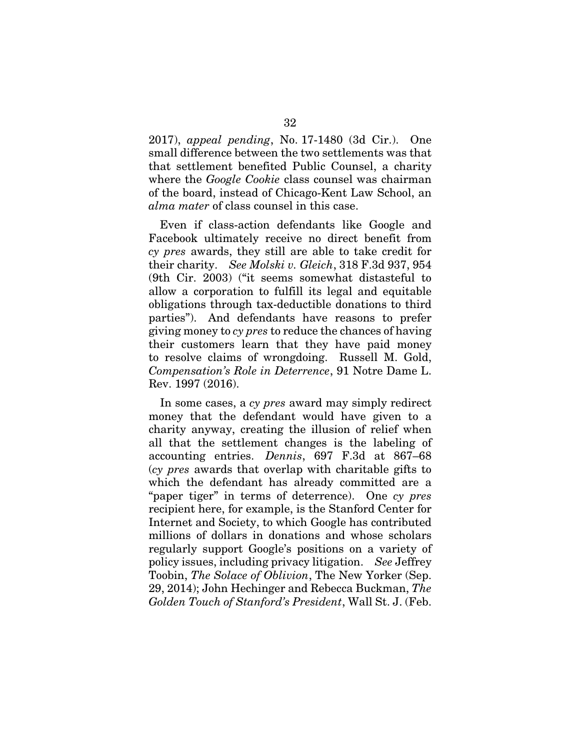2017), *appeal pending*, No. 17-1480 (3d Cir.). One small difference between the two settlements was that that settlement benefited Public Counsel, a charity where the *Google Cookie* class counsel was chairman of the board, instead of Chicago-Kent Law School, an *alma mater* of class counsel in this case.

Even if class-action defendants like Google and Facebook ultimately receive no direct benefit from *cy pres* awards, they still are able to take credit for their charity. *See Molski v. Gleich*, 318 F.3d 937, 954 (9th Cir. 2003) ("it seems somewhat distasteful to allow a corporation to fulfill its legal and equitable obligations through tax-deductible donations to third parties"). And defendants have reasons to prefer giving money to *cy pres* to reduce the chances of having their customers learn that they have paid money to resolve claims of wrongdoing. Russell M. Gold, *Compensation's Role in Deterrence*, 91 Notre Dame L. Rev. 1997 (2016).

In some cases, a *cy pres* award may simply redirect money that the defendant would have given to a charity anyway, creating the illusion of relief when all that the settlement changes is the labeling of accounting entries. *Dennis*, 697 F.3d at 867–68 (*cy pres* awards that overlap with charitable gifts to which the defendant has already committed are a "paper tiger" in terms of deterrence). One *cy pres* recipient here, for example, is the Stanford Center for Internet and Society, to which Google has contributed millions of dollars in donations and whose scholars regularly support Google's positions on a variety of policy issues, including privacy litigation. *See* Jeffrey Toobin, *The Solace of Oblivion*, The New Yorker (Sep. 29, 2014); John Hechinger and Rebecca Buckman, *The Golden Touch of Stanford's President*, Wall St. J. (Feb.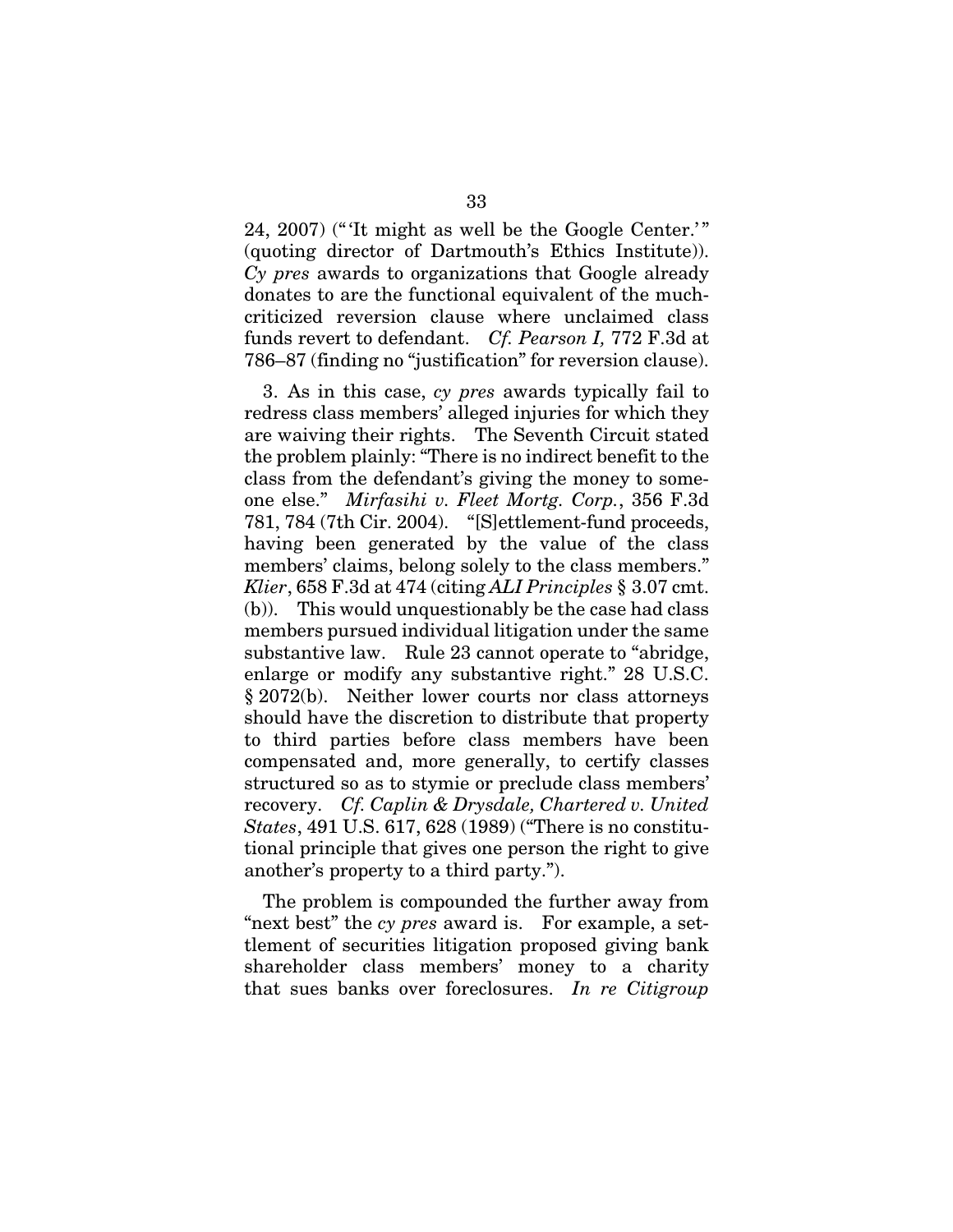24, 2007) ("'It might as well be the Google Center.'" (quoting director of Dartmouth's Ethics Institute)). *Cy pres* awards to organizations that Google already donates to are the functional equivalent of the much-criticized reversion clause where unclaimed class funds revert to defendant. *Cf. Pearson I,* 772 F.3d at 786–87 (finding no "justification" for reversion clause).

3. As in this case, *cy pres* awards typically fail to redress class members' alleged injuries for which they are waiving their rights. The Seventh Circuit stated the problem plainly: "There is no indirect benefit to the class from the defendant's giving the money to someone else." *Mirfasihi v. Fleet Mortg. Corp.*, 356 F.3d 781, 784 (7th Cir. 2004). "[S]ettlement-fund proceeds, having been generated by the value of the class members' claims, belong solely to the class members." *Klier*, 658 F.3d at 474 (citing *ALI Principles* § 3.07 cmt. (b)). This would unquestionably be the case had class members pursued individual litigation under the same substantive law. Rule 23 cannot operate to "abridge, enlarge or modify any substantive right." 28 U.S.C. § 2072(b). Neither lower courts nor class attorneys should have the discretion to distribute that property to third parties before class members have been compensated and, more generally, to certify classes structured so as to stymie or preclude class members' recovery. *Cf. Caplin & Drysdale, Chartered v. United States*, 491 U.S. 617, 628 (1989) ("There is no constitutional principle that gives one person the right to give another's property to a third party.").

The problem is compounded the further away from "next best" the *cy pres* award is. For example, a settlement of securities litigation proposed giving bank shareholder class members' money to a charity that sues banks over foreclosures. *In re Citigroup*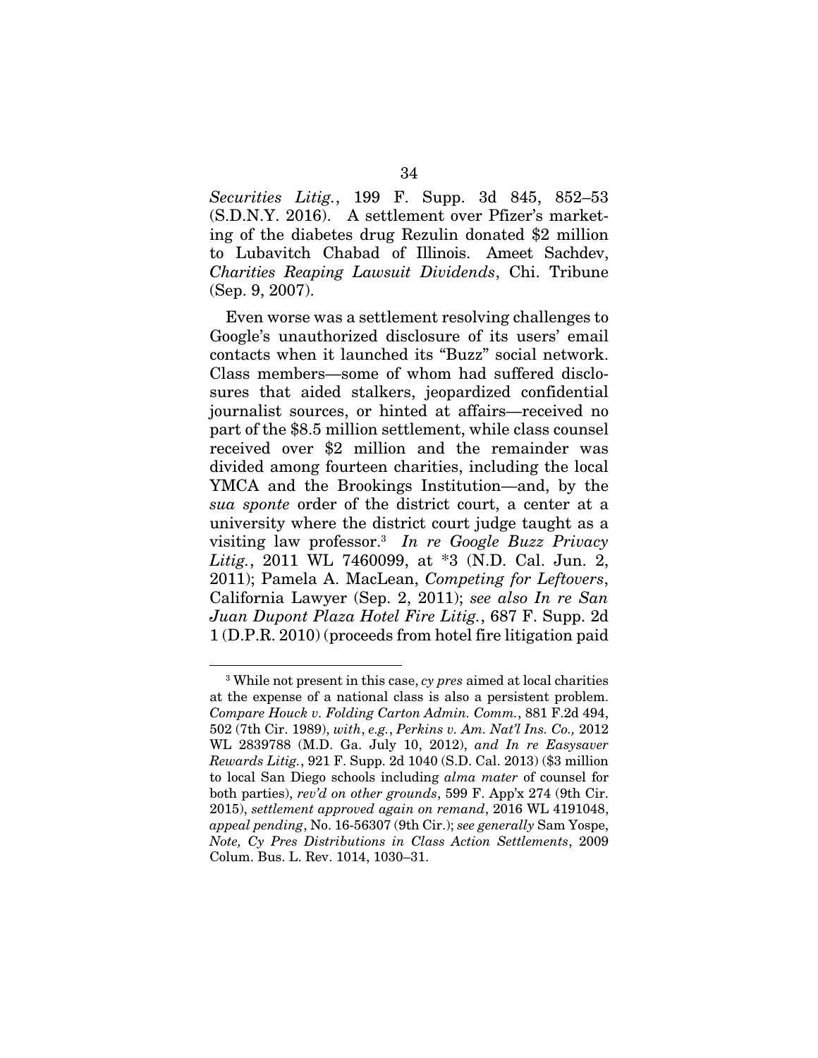*Securities Litig.*, 199 F. Supp. 3d 845, 852–53 (S.D.N.Y. 2016). A settlement over Pfizer's marketing of the diabetes drug Rezulin donated $2 million to Lubavitch Chabad of Illinois. Ameet Sachdev, *Charities Reaping Lawsuit Dividends*, Chi. Tribune (Sep. 9, 2007).

Even worse was a settlement resolving challenges to Google's unauthorized disclosure of its users' email contacts when it launched its "Buzz" social network. Class members—some of whom had suffered disclosures that aided stalkers, jeopardized confidential journalist sources, or hinted at affairs—received no part of the $8.5 million settlement, while class counsel received over $2 million and the remainder was divided among fourteen charities, including the local YMCA and the Brookings Institution—and, by the *sua sponte* order of the district court, a center at a university where the district court judge taught as a visiting law professor.[3] *In re Google Buzz Privacy Litig.*, 2011 WL 7460099, at *3 (N.D. Cal. Jun. 2, 2011); Pamela A. MacLean, *Competing for Leftovers*, California Lawyer (Sep. 2, 2011); *see also In re San Juan Dupont Plaza Hotel Fire Litig.*, 687 F. Supp. 2d 1 (D.P.R. 2010) (proceeds from hotel fire litigation paid

---

[3] While not present in this case, *cy pres* aimed at local charities at the expense of a national class is also a persistent problem. *Compare Houck v. Folding Carton Admin. Comm.*, 881 F.2d 494, 502 (7th Cir. 1989), *with*, *e.g.*, *Perkins v. Am. Nat'l Ins. Co.,* 2012 WL 2839788 (M.D. Ga. July 10, 2012), *and In re Easysaver Rewards Litig.*, 921 F. Supp. 2d 1040 (S.D. Cal. 2013) ($3 million to local San Diego schools including *alma mater* of counsel for both parties), *rev'd on other grounds*, 599 F. App'x 274 (9th Cir. 2015), *settlement approved again on remand*, 2016 WL 4191048, *appeal pending*, No. 16-56307 (9th Cir.); *see generally* Sam Yospe, *Note, Cy Pres Distributions in Class Action Settlements*, 2009 Colum. Bus. L. Rev. 1014, 1030–31.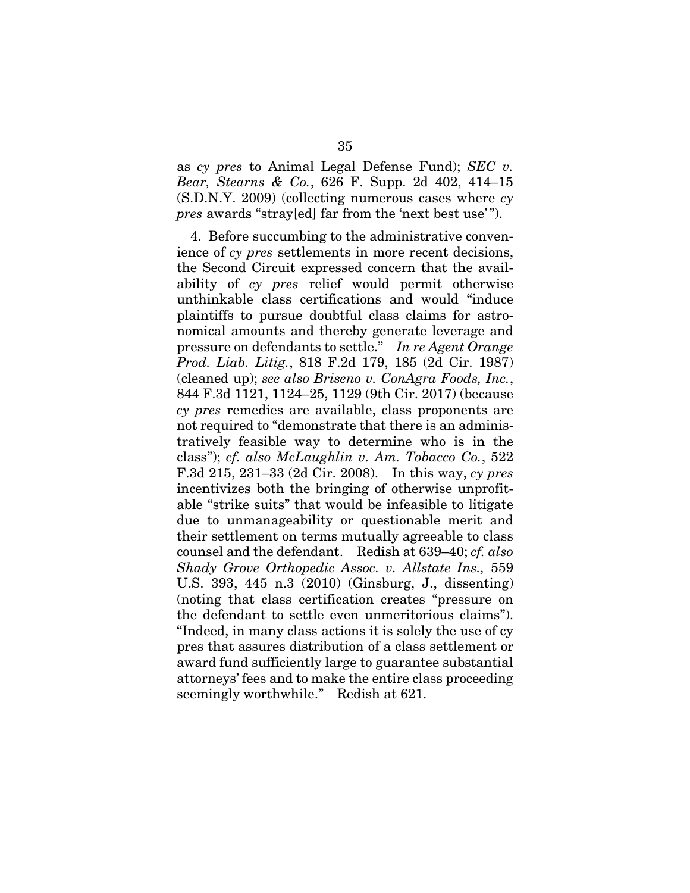as *cy pres* to Animal Legal Defense Fund); *SEC v. Bear, Stearns & Co.*, 626 F. Supp. 2d 402, 414–15 (S.D.N.Y. 2009) (collecting numerous cases where *cy pres* awards "stray[ed] far from the 'next best use'").

4. Before succumbing to the administrative convenience of *cy pres* settlements in more recent decisions, the Second Circuit expressed concern that the availability of *cy pres* relief would permit otherwise unthinkable class certifications and would "induce plaintiffs to pursue doubtful class claims for astronomical amounts and thereby generate leverage and pressure on defendants to settle." *In re Agent Orange Prod. Liab. Litig.*, 818 F.2d 179, 185 (2d Cir. 1987) (cleaned up); *see also Briseno v. ConAgra Foods, Inc.*, 844 F.3d 1121, 1124–25, 1129 (9th Cir. 2017) (because *cy pres* remedies are available, class proponents are not required to "demonstrate that there is an administratively feasible way to determine who is in the class"); *cf. also McLaughlin v. Am. Tobacco Co.*, 522 F.3d 215, 231–33 (2d Cir. 2008). In this way, *cy pres* incentivizes both the bringing of otherwise unprofitable "strike suits" that would be infeasible to litigate due to unmanageability or questionable merit and their settlement on terms mutually agreeable to class counsel and the defendant. Redish at 639–40; *cf. also Shady Grove Orthopedic Assoc. v. Allstate Ins.,* 559 U.S. 393, 445 n.3 (2010) (Ginsburg, J., dissenting) (noting that class certification creates "pressure on the defendant to settle even unmeritorious claims"). "Indeed, in many class actions it is solely the use of cy pres that assures distribution of a class settlement or award fund sufficiently large to guarantee substantial attorneys' fees and to make the entire class proceeding seemingly worthwhile." Redish at 621.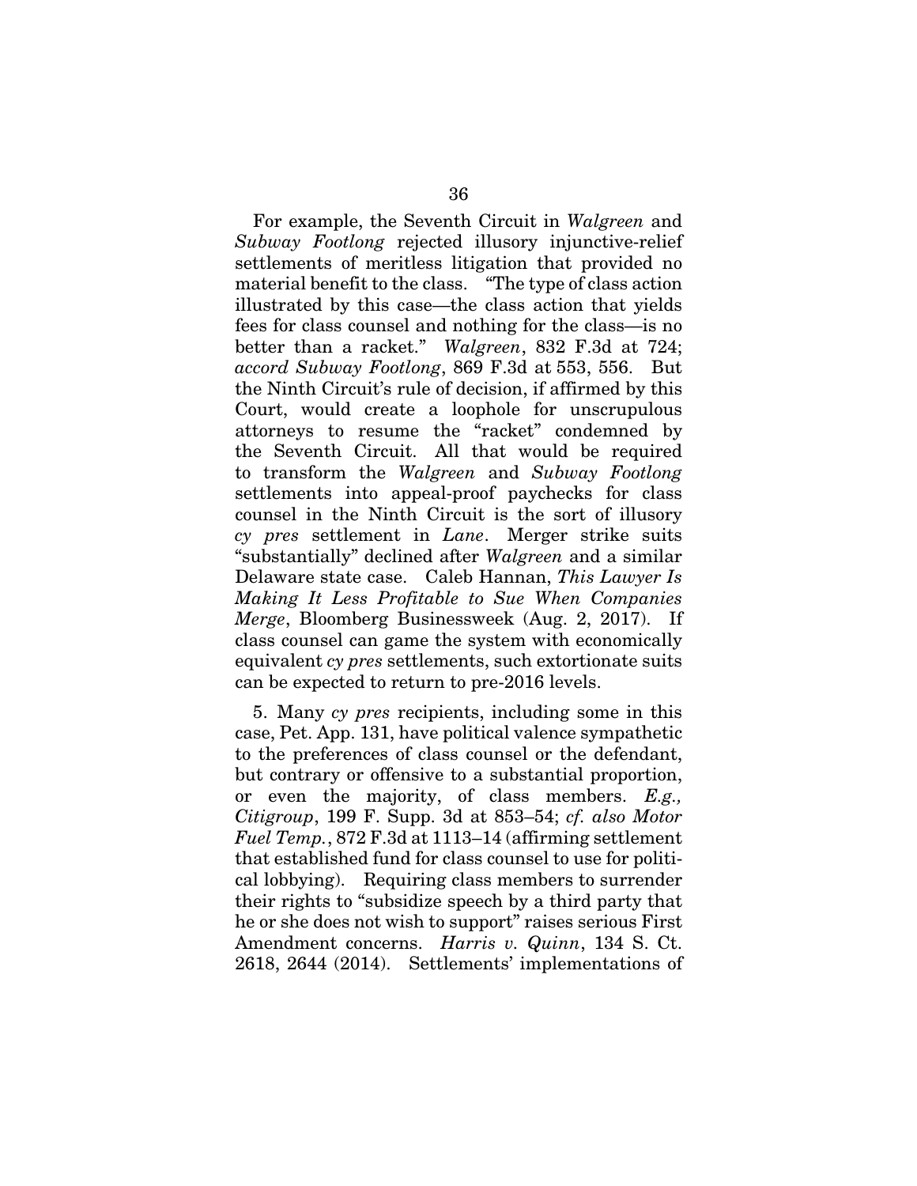For example, the Seventh Circuit in *Walgreen* and *Subway Footlong* rejected illusory injunctive-relief settlements of meritless litigation that provided no material benefit to the class. "The type of class action illustrated by this case—the class action that yields fees for class counsel and nothing for the class—is no better than a racket." *Walgreen*, 832 F.3d at 724; *accord Subway Footlong*, 869 F.3d at 553, 556. But the Ninth Circuit's rule of decision, if affirmed by this Court, would create a loophole for unscrupulous attorneys to resume the "racket" condemned by the Seventh Circuit. All that would be required to transform the *Walgreen* and *Subway Footlong* settlements into appeal-proof paychecks for class counsel in the Ninth Circuit is the sort of illusory *cy pres* settlement in *Lane*. Merger strike suits "substantially" declined after *Walgreen* and a similar Delaware state case. Caleb Hannan, *This Lawyer Is Making It Less Profitable to Sue When Companies Merge*, Bloomberg Businessweek (Aug. 2, 2017). If class counsel can game the system with economically equivalent *cy pres* settlements, such extortionate suits can be expected to return to pre-2016 levels.

5. Many *cy pres* recipients, including some in this case, Pet. App. 131, have political valence sympathetic to the preferences of class counsel or the defendant, but contrary or offensive to a substantial proportion, or even the majority, of class members. *E.g., Citigroup*, 199 F. Supp. 3d at 853–54; *cf. also Motor Fuel Temp.*, 872 F.3d at 1113–14 (affirming settlement that established fund for class counsel to use for political lobbying). Requiring class members to surrender their rights to "subsidize speech by a third party that he or she does not wish to support" raises serious First Amendment concerns. *Harris v. Quinn*, 134 S. Ct. 2618, 2644 (2014). Settlements' implementations of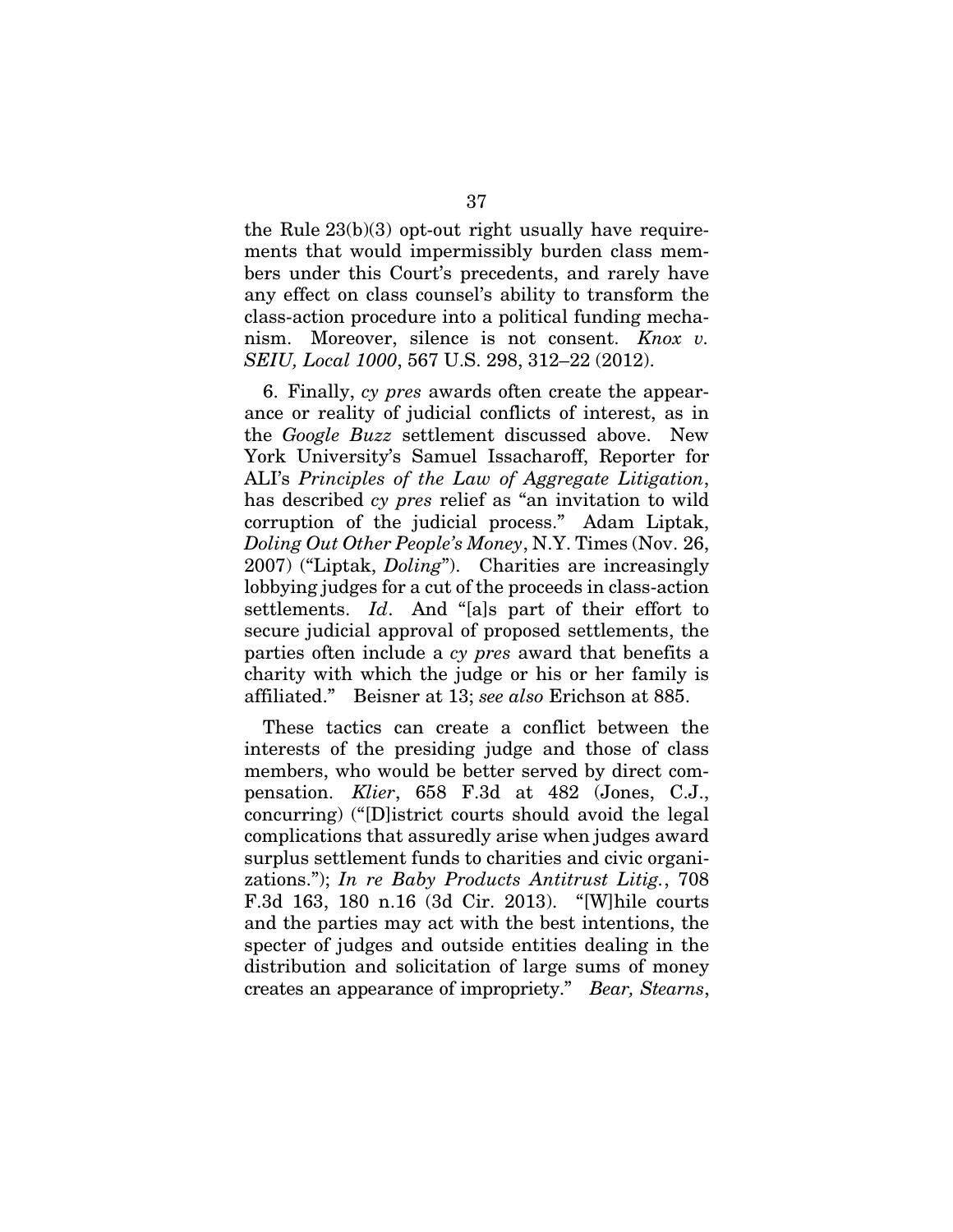the Rule 23(b)(3) opt-out right usually have requirements that would impermissibly burden class members under this Court's precedents, and rarely have any effect on class counsel's ability to transform the class-action procedure into a political funding mechanism. Moreover, silence is not consent. *Knox v. SEIU, Local 1000*, 567 U.S. 298, 312–22 (2012).

6. Finally, *cy pres* awards often create the appearance or reality of judicial conflicts of interest, as in the *Google Buzz* settlement discussed above. New York University's Samuel Issacharoff, Reporter for ALI's *Principles of the Law of Aggregate Litigation*, has described *cy pres* relief as "an invitation to wild corruption of the judicial process." Adam Liptak, *Doling Out Other People's Money*, N.Y. Times (Nov. 26, 2007) ("Liptak, *Doling*"). Charities are increasingly lobbying judges for a cut of the proceeds in class-action settlements. *Id*. And "[a]s part of their effort to secure judicial approval of proposed settlements, the parties often include a *cy pres* award that benefits a charity with which the judge or his or her family is affiliated." Beisner at 13; *see also* Erichson at 885.

These tactics can create a conflict between the interests of the presiding judge and those of class members, who would be better served by direct compensation. *Klier*, 658 F.3d at 482 (Jones, C.J., concurring) ("[D]istrict courts should avoid the legal complications that assuredly arise when judges award surplus settlement funds to charities and civic organizations."); *In re Baby Products Antitrust Litig.*, 708 F.3d 163, 180 n.16 (3d Cir. 2013). "[W]hile courts and the parties may act with the best intentions, the specter of judges and outside entities dealing in the distribution and solicitation of large sums of money creates an appearance of impropriety." *Bear, Stearns*,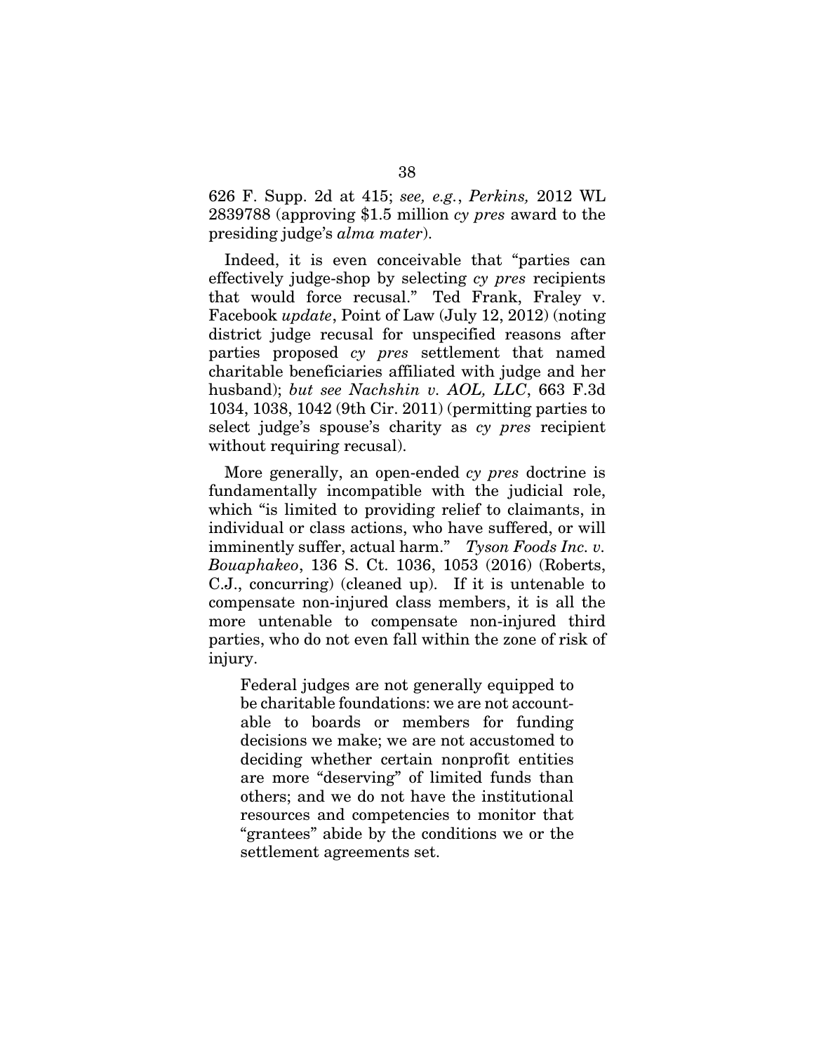626 F. Supp. 2d at 415; *see, e.g.*, *Perkins,* 2012 WL 2839788 (approving $1.5 million *cy pres* award to the presiding judge's *alma mater*).

Indeed, it is even conceivable that "parties can effectively judge-shop by selecting *cy pres* recipients that would force recusal." Ted Frank, Fraley v. Facebook *update*, Point of Law (July 12, 2012) (noting district judge recusal for unspecified reasons after parties proposed *cy pres* settlement that named charitable beneficiaries affiliated with judge and her husband); *but see Nachshin v. AOL, LLC*, 663 F.3d 1034, 1038, 1042 (9th Cir. 2011) (permitting parties to select judge's spouse's charity as *cy pres* recipient without requiring recusal).

More generally, an open-ended *cy pres* doctrine is fundamentally incompatible with the judicial role, which "is limited to providing relief to claimants, in individual or class actions, who have suffered, or will imminently suffer, actual harm." *Tyson Foods Inc. v. Bouaphakeo*, 136 S. Ct. 1036, 1053 (2016) (Roberts, C.J., concurring) (cleaned up). If it is untenable to compensate non-injured class members, it is all the more untenable to compensate non-injured third parties, who do not even fall within the zone of risk of injury.

> Federal judges are not generally equipped to be charitable foundations: we are not accountable to boards or members for funding decisions we make; we are not accustomed to deciding whether certain nonprofit entities are more "deserving" of limited funds than others; and we do not have the institutional resources and competencies to monitor that "grantees" abide by the conditions we or the settlement agreements set.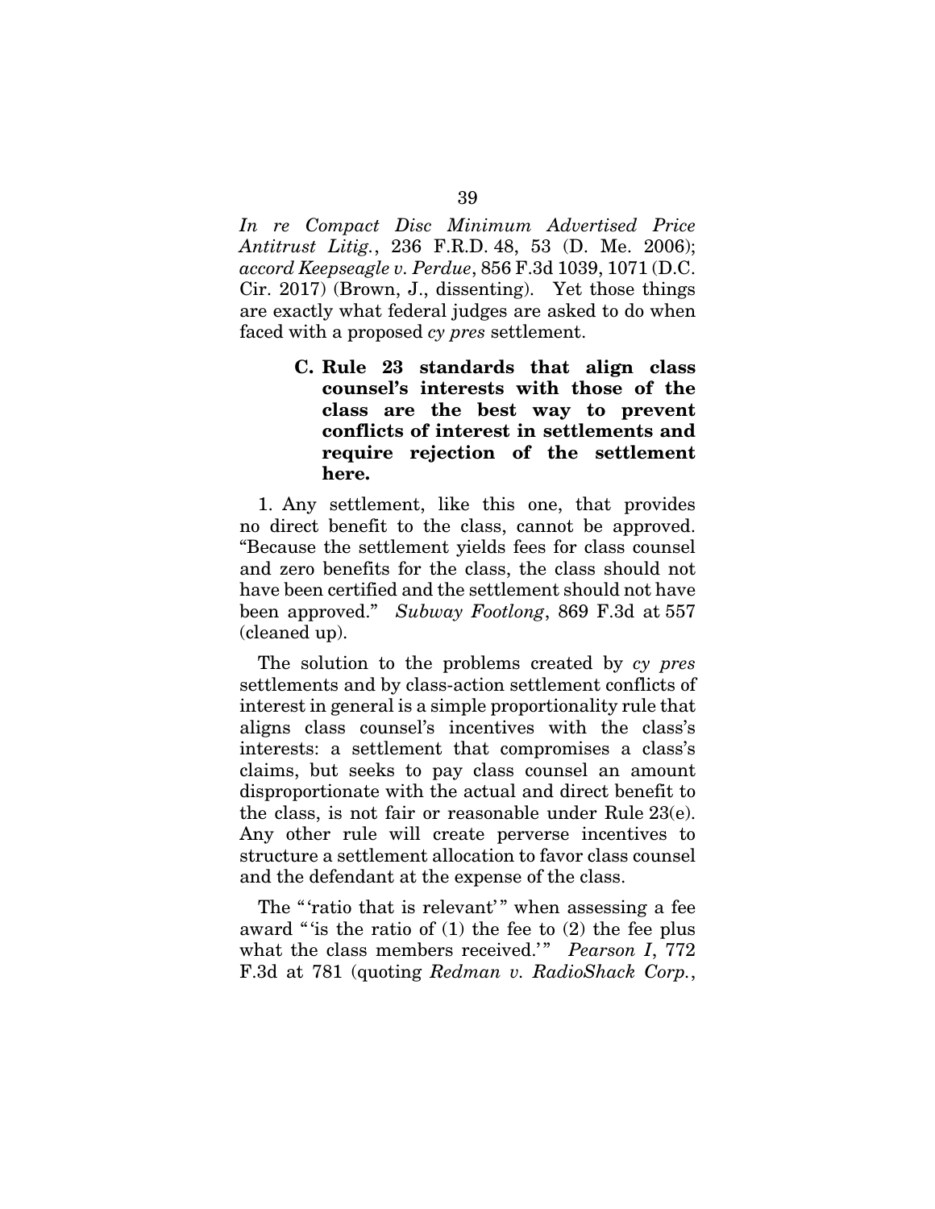*In re Compact Disc Minimum Advertised Price Antitrust Litig.*, 236 F.R.D. 48, 53 (D. Me. 2006); *accord Keepseagle v. Perdue*, 856 F.3d 1039, 1071 (D.C. Cir. 2017) (Brown, J., dissenting). Yet those things are exactly what federal judges are asked to do when faced with a proposed *cy pres* settlement.

### C. Rule 23 standards that align class counsel's interests with those of the class are the best way to prevent conflicts of interest in settlements and require rejection of the settlement here.

1. Any settlement, like this one, that provides no direct benefit to the class, cannot be approved. "Because the settlement yields fees for class counsel and zero benefits for the class, the class should not have been certified and the settlement should not have been approved." *Subway Footlong*, 869 F.3d at 557 (cleaned up).

The solution to the problems created by *cy pres* settlements and by class-action settlement conflicts of interest in general is a simple proportionality rule that aligns class counsel's incentives with the class's interests: a settlement that compromises a class's claims, but seeks to pay class counsel an amount disproportionate with the actual and direct benefit to the class, is not fair or reasonable under Rule 23(e). Any other rule will create perverse incentives to structure a settlement allocation to favor class counsel and the defendant at the expense of the class.

The "'ratio that is relevant'" when assessing a fee award "'is the ratio of (1) the fee to (2) the fee plus what the class members received.'" *Pearson I*, 772 F.3d at 781 (quoting *Redman v. RadioShack Corp.*,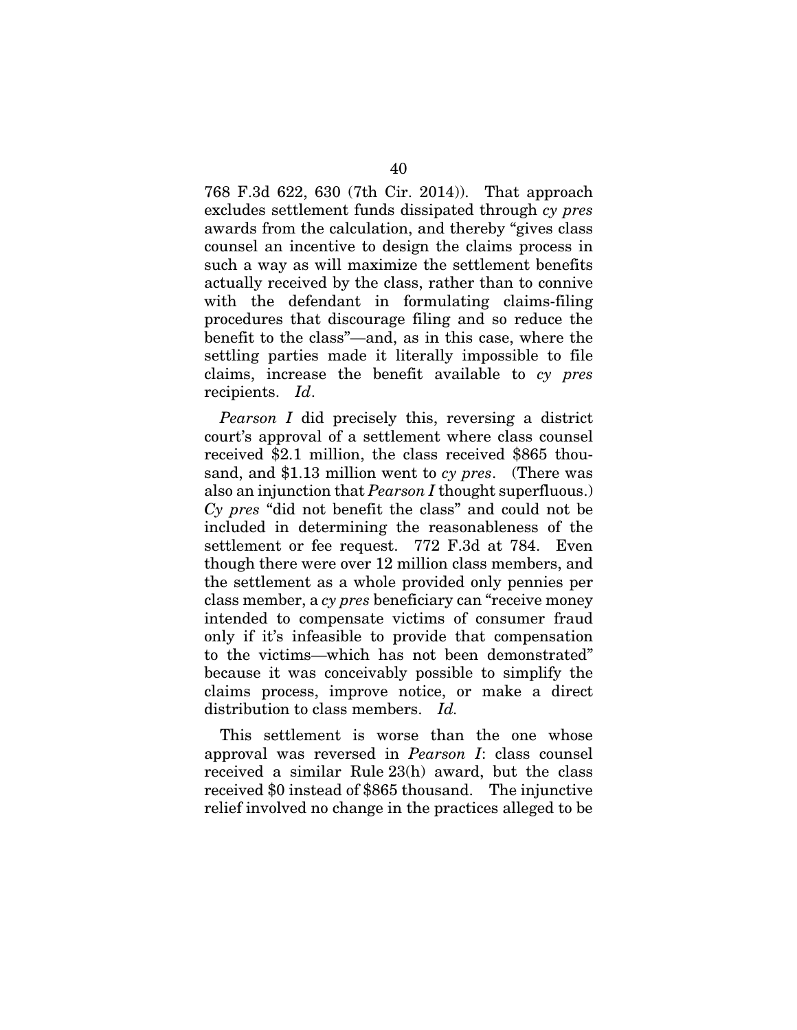768 F.3d 622, 630 (7th Cir. 2014)). That approach excludes settlement funds dissipated through *cy pres* awards from the calculation, and thereby "gives class counsel an incentive to design the claims process in such a way as will maximize the settlement benefits actually received by the class, rather than to connive with the defendant in formulating claims-filing procedures that discourage filing and so reduce the benefit to the class"—and, as in this case, where the settling parties made it literally impossible to file claims, increase the benefit available to *cy pres* recipients. *Id*.

*Pearson I* did precisely this, reversing a district court's approval of a settlement where class counsel received $2.1 million, the class received $865 thousand, and $1.13 million went to *cy pres*. (There was also an injunction that *Pearson I* thought superfluous.) *Cy pres* "did not benefit the class" and could not be included in determining the reasonableness of the settlement or fee request. 772 F.3d at 784. Even though there were over 12 million class members, and the settlement as a whole provided only pennies per class member, a *cy pres* beneficiary can "receive money intended to compensate victims of consumer fraud only if it's infeasible to provide that compensation to the victims—which has not been demonstrated" because it was conceivably possible to simplify the claims process, improve notice, or make a direct distribution to class members. *Id.*

This settlement is worse than the one whose approval was reversed in *Pearson I*: class counsel received a similar Rule 23(h) award, but the class received $0 instead of $865 thousand. The injunctive relief involved no change in the practices alleged to be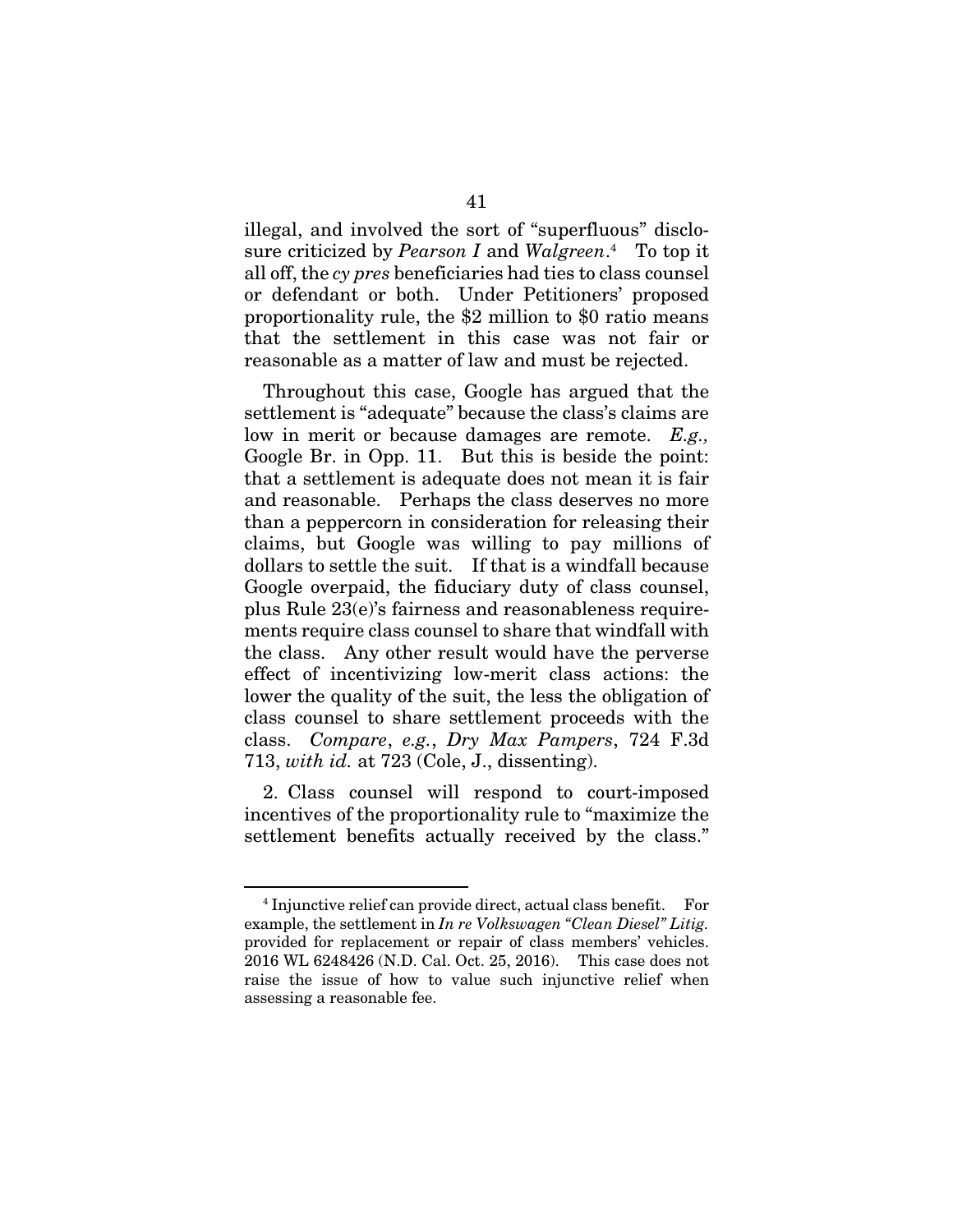illegal, and involved the sort of "superfluous" disclosure criticized by *Pearson I* and *Walgreen*.[4] To top it all off, the *cy pres* beneficiaries had ties to class counsel or defendant or both. Under Petitioners' proposed proportionality rule, the $2 million to $0 ratio means that the settlement in this case was not fair or reasonable as a matter of law and must be rejected.

Throughout this case, Google has argued that the settlement is "adequate" because the class's claims are low in merit or because damages are remote. *E.g.,* Google Br. in Opp. 11. But this is beside the point: that a settlement is adequate does not mean it is fair and reasonable. Perhaps the class deserves no more than a peppercorn in consideration for releasing their claims, but Google was willing to pay millions of dollars to settle the suit. If that is a windfall because Google overpaid, the fiduciary duty of class counsel, plus Rule 23(e)'s fairness and reasonableness requirements require class counsel to share that windfall with the class. Any other result would have the perverse effect of incentivizing low-merit class actions: the lower the quality of the suit, the less the obligation of class counsel to share settlement proceeds with the class. *Compare*, *e.g.*, *Dry Max Pampers*, 724 F.3d 713, *with id.* at 723 (Cole, J., dissenting).

2. Class counsel will respond to court-imposed incentives of the proportionality rule to "maximize the settlement benefits actually received by the class."

---

[4] Injunctive relief can provide direct, actual class benefit. For example, the settlement in *In re Volkswagen "Clean Diesel" Litig.* provided for replacement or repair of class members' vehicles. 2016 WL 6248426 (N.D. Cal. Oct. 25, 2016). This case does not raise the issue of how to value such injunctive relief when assessing a reasonable fee.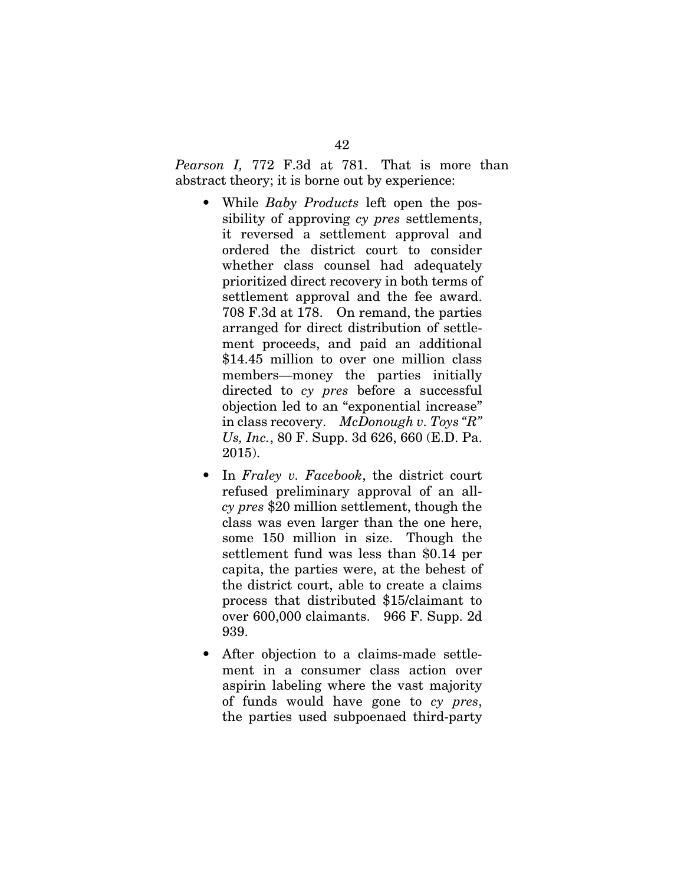*Pearson I,* 772 F.3d at 781. That is more than abstract theory; it is borne out by experience:

- While *Baby Products* left open the possibility of approving *cy pres* settlements, it reversed a settlement approval and ordered the district court to consider whether class counsel had adequately prioritized direct recovery in both terms of settlement approval and the fee award. 708 F.3d at 178. On remand, the parties arranged for direct distribution of settlement proceeds, and paid an additional $14.45 million to over one million class members—money the parties initially directed to *cy pres* before a successful objection led to an "exponential increase" in class recovery. *McDonough v. Toys "R" Us, Inc.*, 80 F. Supp. 3d 626, 660 (E.D. Pa. 2015).

- In *Fraley v. Facebook*, the district court refused preliminary approval of an all-*cy pres* $20 million settlement, though the class was even larger than the one here, some 150 million in size. Though the settlement fund was less than $0.14 per capita, the parties were, at the behest of the district court, able to create a claims process that distributed $15/claimant to over 600,000 claimants. 966 F. Supp. 2d 939.

- After objection to a claims-made settlement in a consumer class action over aspirin labeling where the vast majority of funds would have gone to *cy pres*, the parties used subpoenaed third-party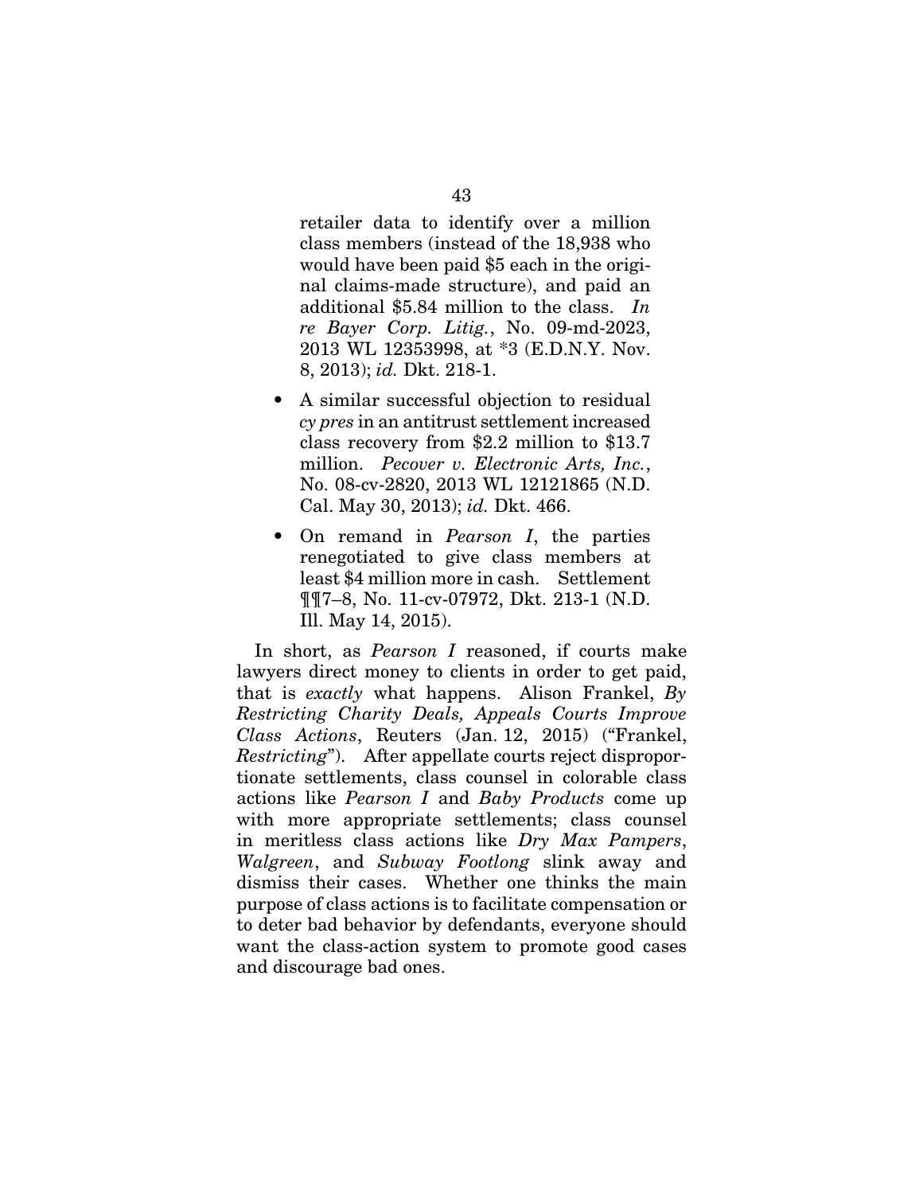retailer data to identify over a million class members (instead of the 18,938 who would have been paid $5 each in the original claims-made structure), and paid an additional $5.84 million to the class. *In re Bayer Corp. Litig.*, No. 09-md-2023, 2013 WL 12353998, at *3 (E.D.N.Y. Nov. 8, 2013); *id.* Dkt. 218-1.

- A similar successful objection to residual *cy pres* in an antitrust settlement increased class recovery from $2.2 million to $13.7 million. *Pecover v. Electronic Arts, Inc.*, No. 08-cv-2820, 2013 WL 12121865 (N.D. Cal. May 30, 2013); *id.* Dkt. 466.

- On remand in *Pearson I*, the parties renegotiated to give class members at least $4 million more in cash. Settlement ¶¶7–8, No. 11-cv-07972, Dkt. 213-1 (N.D. Ill. May 14, 2015).

In short, as *Pearson I* reasoned, if courts make lawyers direct money to clients in order to get paid, that is *exactly* what happens. Alison Frankel, *By Restricting Charity Deals, Appeals Courts Improve Class Actions*, Reuters (Jan. 12, 2015) ("Frankel, *Restricting*"). After appellate courts reject disproportionate settlements, class counsel in colorable class actions like *Pearson I* and *Baby Products* come up with more appropriate settlements; class counsel in meritless class actions like *Dry Max Pampers*, *Walgreen*, and *Subway Footlong* slink away and dismiss their cases. Whether one thinks the main purpose of class actions is to facilitate compensation or to deter bad behavior by defendants, everyone should want the class-action system to promote good cases and discourage bad ones.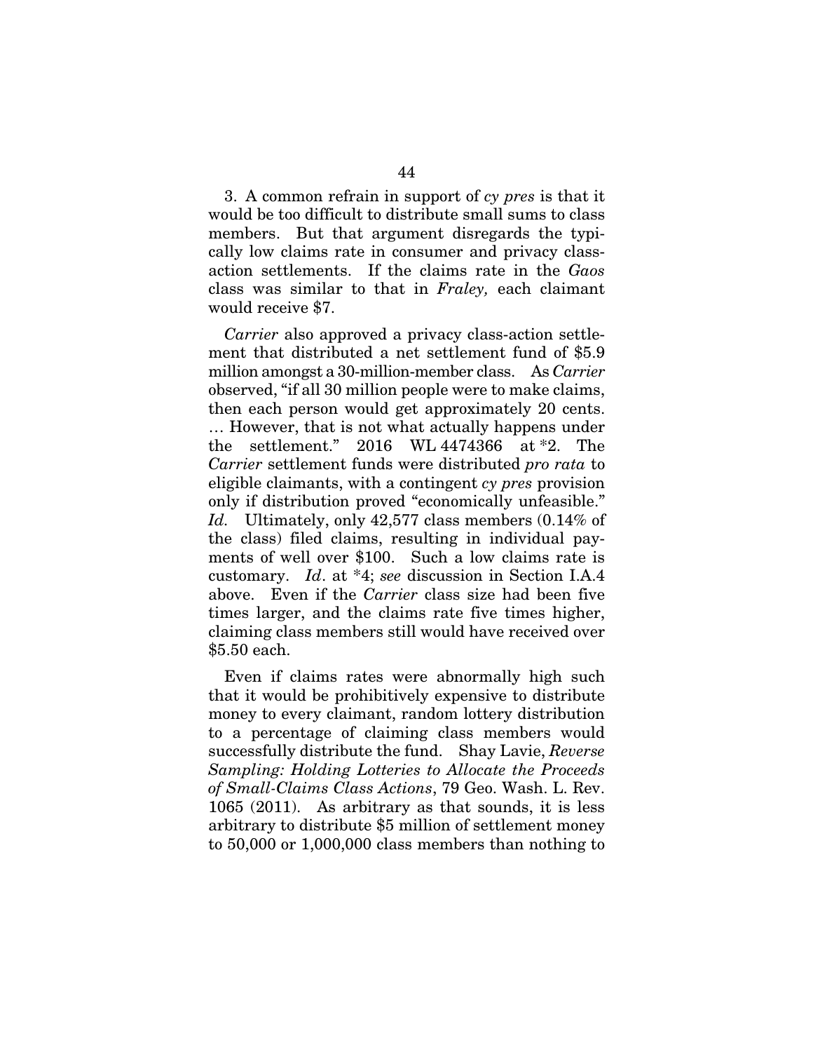3. A common refrain in support of *cy pres* is that it would be too difficult to distribute small sums to class members. But that argument disregards the typically low claims rate in consumer and privacy class-action settlements. If the claims rate in the *Gaos* class was similar to that in *Fraley,* each claimant would receive $7.

*Carrier* also approved a privacy class-action settlement that distributed a net settlement fund of $5.9 million amongst a 30-million-member class. As *Carrier* observed, "if all 30 million people were to make claims, then each person would get approximately 20 cents. … However, that is not what actually happens under the settlement." 2016 WL 4474366 at *2. The *Carrier* settlement funds were distributed *pro rata* to eligible claimants, with a contingent *cy pres* provision only if distribution proved "economically unfeasible." *Id.* Ultimately, only 42,577 class members (0.14% of the class) filed claims, resulting in individual payments of well over $100. Such a low claims rate is customary. *Id*. at *4; *see* discussion in Section I.A.4 above. Even if the *Carrier* class size had been five times larger, and the claims rate five times higher, claiming class members still would have received over $5.50 each.

Even if claims rates were abnormally high such that it would be prohibitively expensive to distribute money to every claimant, random lottery distribution to a percentage of claiming class members would successfully distribute the fund. Shay Lavie, *Reverse Sampling: Holding Lotteries to Allocate the Proceeds of Small-Claims Class Actions*, 79 Geo. Wash. L. Rev. 1065 (2011). As arbitrary as that sounds, it is less arbitrary to distribute $5 million of settlement money to 50,000 or 1,000,000 class members than nothing to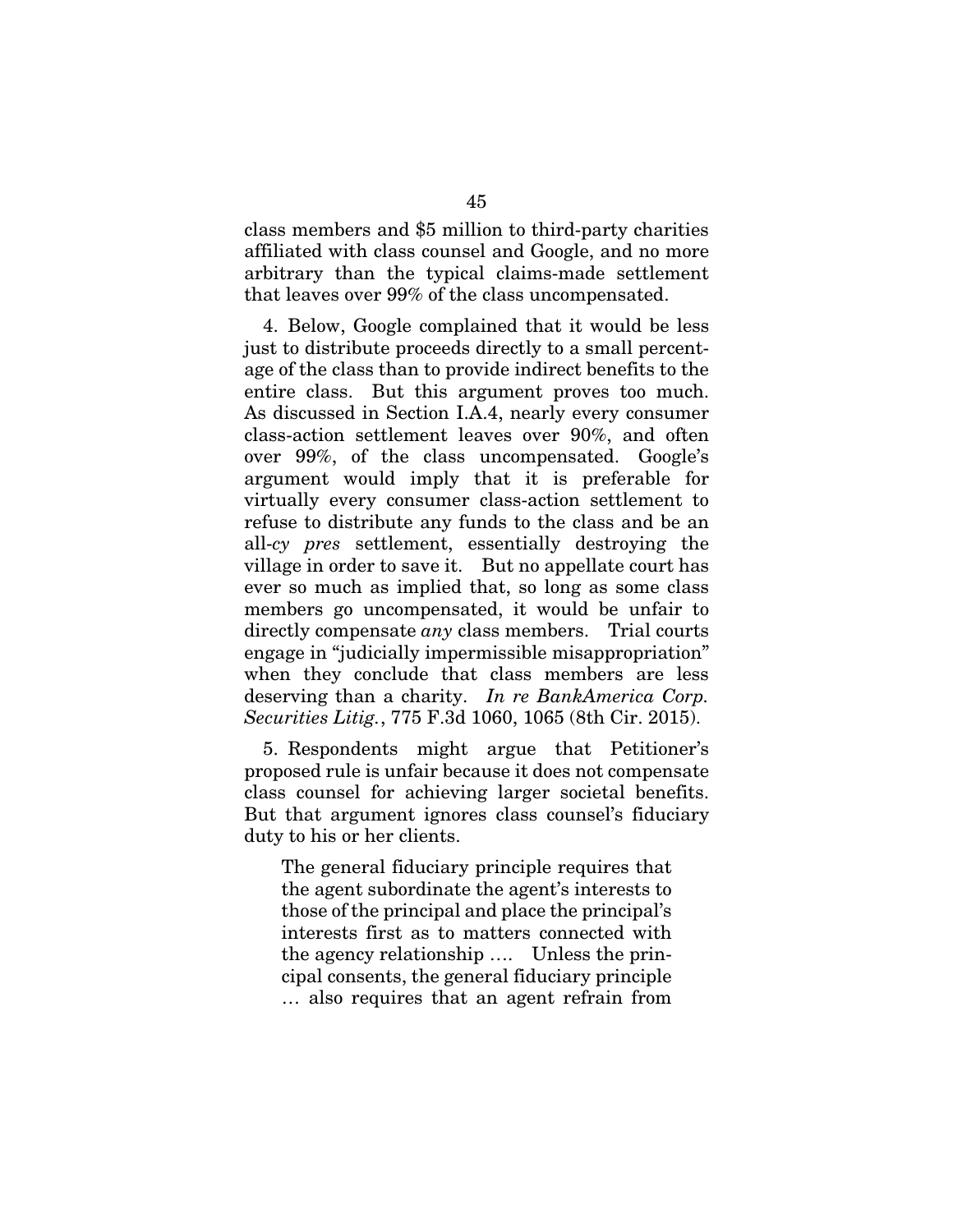class members and $5 million to third-party charities affiliated with class counsel and Google, and no more arbitrary than the typical claims-made settlement that leaves over 99% of the class uncompensated.

4. Below, Google complained that it would be less just to distribute proceeds directly to a small percentage of the class than to provide indirect benefits to the entire class. But this argument proves too much. As discussed in Section I.A.4, nearly every consumer class-action settlement leaves over 90%, and often over 99%, of the class uncompensated. Google's argument would imply that it is preferable for virtually every consumer class-action settlement to refuse to distribute any funds to the class and be an all-*cy pres* settlement, essentially destroying the village in order to save it. But no appellate court has ever so much as implied that, so long as some class members go uncompensated, it would be unfair to directly compensate *any* class members. Trial courts engage in "judicially impermissible misappropriation" when they conclude that class members are less deserving than a charity. *In re BankAmerica Corp. Securities Litig.*, 775 F.3d 1060, 1065 (8th Cir. 2015).

5. Respondents might argue that Petitioner's proposed rule is unfair because it does not compensate class counsel for achieving larger societal benefits. But that argument ignores class counsel's fiduciary duty to his or her clients.

> The general fiduciary principle requires that the agent subordinate the agent's interests to those of the principal and place the principal's interests first as to matters connected with the agency relationship …. Unless the principal consents, the general fiduciary principle … also requires that an agent refrain from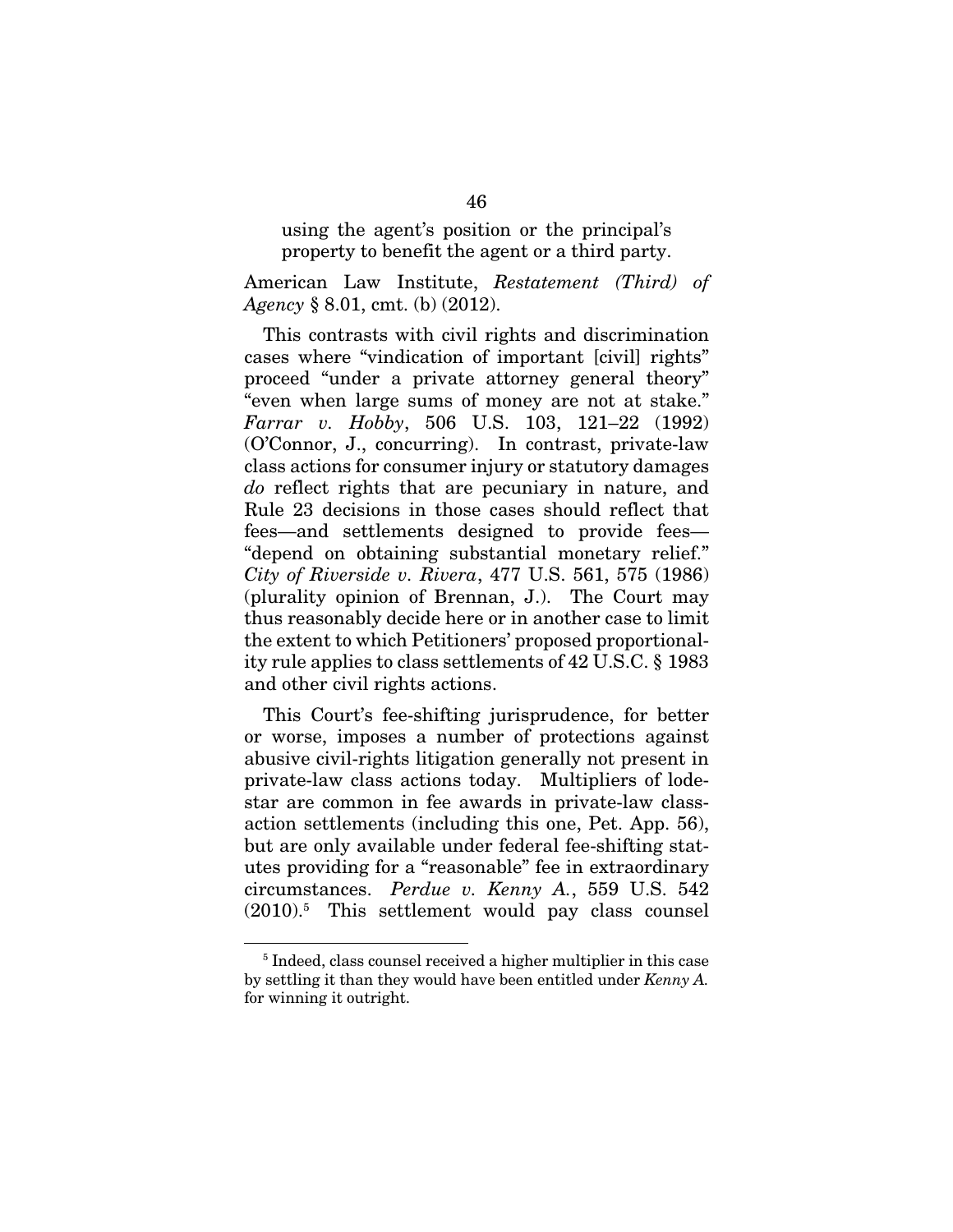using the agent's position or the principal's property to benefit the agent or a third party.

American Law Institute, *Restatement (Third) of Agency* § 8.01, cmt. (b) (2012).

This contrasts with civil rights and discrimination cases where "vindication of important [civil] rights" proceed "under a private attorney general theory" "even when large sums of money are not at stake." *Farrar v. Hobby*, 506 U.S. 103, 121–22 (1992) (O'Connor, J., concurring). In contrast, private-law class actions for consumer injury or statutory damages *do* reflect rights that are pecuniary in nature, and Rule 23 decisions in those cases should reflect that fees—and settlements designed to provide fees—"depend on obtaining substantial monetary relief." *City of Riverside v. Rivera*, 477 U.S. 561, 575 (1986) (plurality opinion of Brennan, J.). The Court may thus reasonably decide here or in another case to limit the extent to which Petitioners' proposed proportionality rule applies to class settlements of 42 U.S.C. § 1983 and other civil rights actions.

This Court's fee-shifting jurisprudence, for better or worse, imposes a number of protections against abusive civil-rights litigation generally not present in private-law class actions today. Multipliers of lodestar are common in fee awards in private-law class-action settlements (including this one, Pet. App. 56), but are only available under federal fee-shifting statutes providing for a "reasonable" fee in extraordinary circumstances. *Perdue v. Kenny A.*, 559 U.S. 542 (2010).[5] This settlement would pay class counsel

---

[5] Indeed, class counsel received a higher multiplier in this case by settling it than they would have been entitled under *Kenny A.* for winning it outright.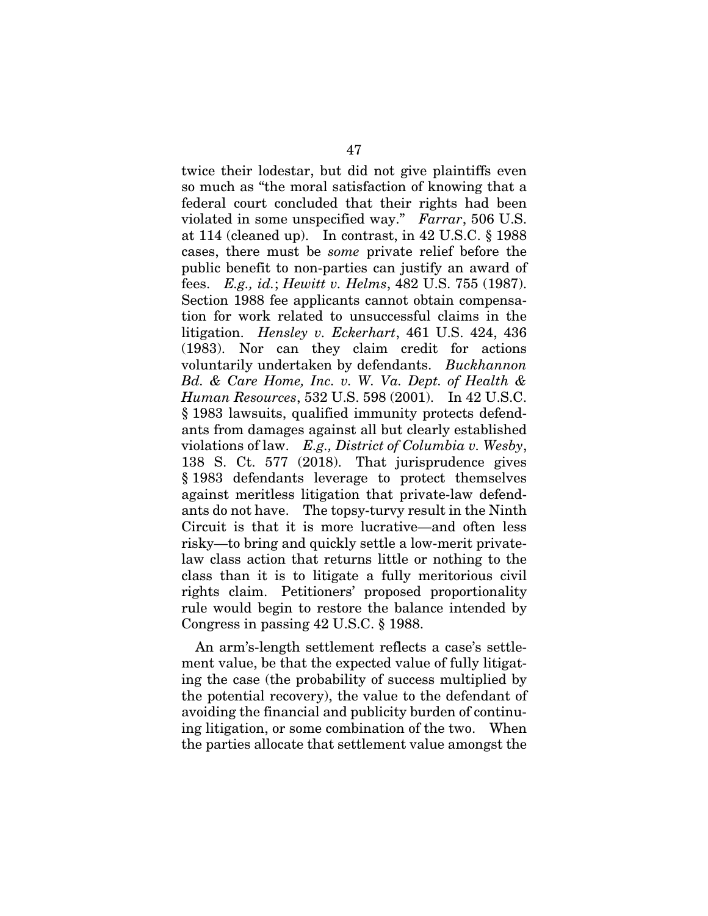twice their lodestar, but did not give plaintiffs even so much as "the moral satisfaction of knowing that a federal court concluded that their rights had been violated in some unspecified way." *Farrar*, 506 U.S. at 114 (cleaned up). In contrast, in 42 U.S.C. § 1988 cases, there must be *some* private relief before the public benefit to non-parties can justify an award of fees. *E.g., id.*; *Hewitt v. Helms*, 482 U.S. 755 (1987). Section 1988 fee applicants cannot obtain compensation for work related to unsuccessful claims in the litigation. *Hensley v. Eckerhart*, 461 U.S. 424, 436 (1983). Nor can they claim credit for actions voluntarily undertaken by defendants. *Buckhannon Bd. & Care Home, Inc. v. W. Va. Dept. of Health & Human Resources*, 532 U.S. 598 (2001). In 42 U.S.C. § 1983 lawsuits, qualified immunity protects defendants from damages against all but clearly established violations of law. *E.g., District of Columbia v. Wesby*, 138 S. Ct. 577 (2018). That jurisprudence gives § 1983 defendants leverage to protect themselves against meritless litigation that private-law defendants do not have. The topsy-turvy result in the Ninth Circuit is that it is more lucrative—and often less risky—to bring and quickly settle a low-merit private-law class action that returns little or nothing to the class than it is to litigate a fully meritorious civil rights claim. Petitioners' proposed proportionality rule would begin to restore the balance intended by Congress in passing 42 U.S.C. § 1988.

An arm's-length settlement reflects a case's settlement value, be that the expected value of fully litigating the case (the probability of success multiplied by the potential recovery), the value to the defendant of avoiding the financial and publicity burden of continuing litigation, or some combination of the two. When the parties allocate that settlement value amongst the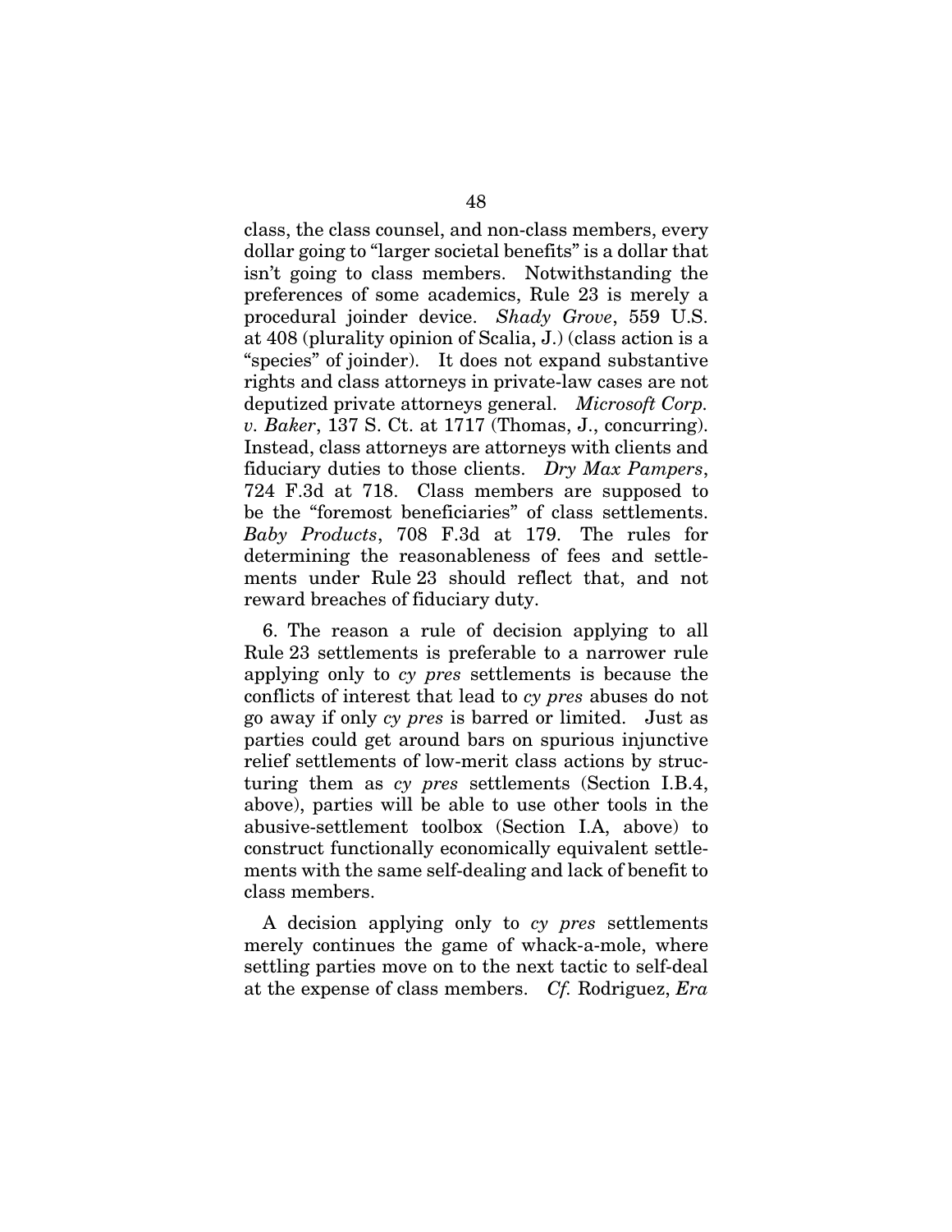class, the class counsel, and non-class members, every dollar going to "larger societal benefits" is a dollar that isn't going to class members. Notwithstanding the preferences of some academics, Rule 23 is merely a procedural joinder device. *Shady Grove*, 559 U.S. at 408 (plurality opinion of Scalia, J.) (class action is a "species" of joinder). It does not expand substantive rights and class attorneys in private-law cases are not deputized private attorneys general. *Microsoft Corp. v. Baker*, 137 S. Ct. at 1717 (Thomas, J., concurring). Instead, class attorneys are attorneys with clients and fiduciary duties to those clients. *Dry Max Pampers*, 724 F.3d at 718. Class members are supposed to be the "foremost beneficiaries" of class settlements. *Baby Products*, 708 F.3d at 179. The rules for determining the reasonableness of fees and settlements under Rule 23 should reflect that, and not reward breaches of fiduciary duty.

6. The reason a rule of decision applying to all Rule 23 settlements is preferable to a narrower rule applying only to *cy pres* settlements is because the conflicts of interest that lead to *cy pres* abuses do not go away if only *cy pres* is barred or limited. Just as parties could get around bars on spurious injunctive relief settlements of low-merit class actions by structuring them as *cy pres* settlements (Section I.B.4, above), parties will be able to use other tools in the abusive-settlement toolbox (Section I.A, above) to construct functionally economically equivalent settlements with the same self-dealing and lack of benefit to class members.

A decision applying only to *cy pres* settlements merely continues the game of whack-a-mole, where settling parties move on to the next tactic to self-deal at the expense of class members. *Cf.* Rodriguez, *Era*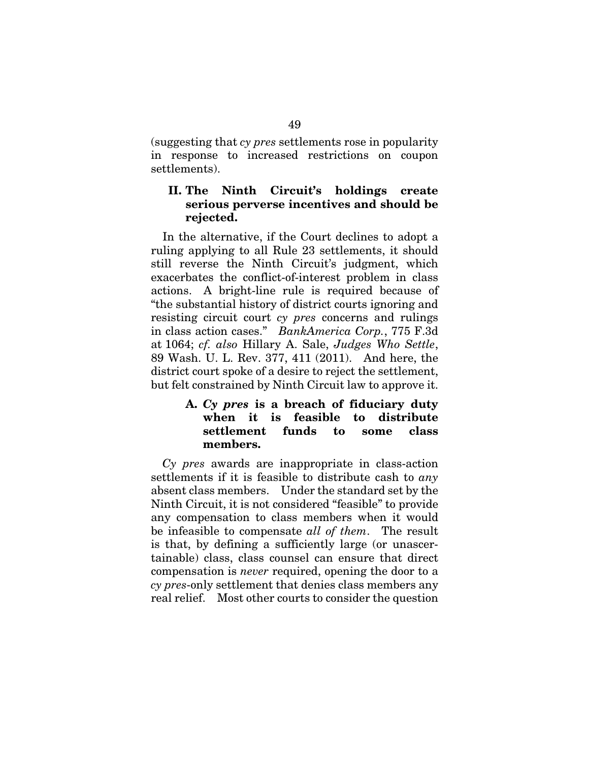(suggesting that *cy pres* settlements rose in popularity in response to increased restrictions on coupon settlements).

## II. The Ninth Circuit's holdings create serious perverse incentives and should be rejected.

In the alternative, if the Court declines to adopt a ruling applying to all Rule 23 settlements, it should still reverse the Ninth Circuit's judgment, which exacerbates the conflict-of-interest problem in class actions. A bright-line rule is required because of "the substantial history of district courts ignoring and resisting circuit court *cy pres* concerns and rulings in class action cases." *BankAmerica Corp.*, 775 F.3d at 1064; *cf. also* Hillary A. Sale, *Judges Who Settle*, 89 Wash. U. L. Rev. 377, 411 (2011). And here, the district court spoke of a desire to reject the settlement, but felt constrained by Ninth Circuit law to approve it.

### A. *Cy pres* is a breach of fiduciary duty when it is feasible to distribute settlement funds to some class members.

*Cy pres* awards are inappropriate in class-action settlements if it is feasible to distribute cash to *any* absent class members. Under the standard set by the Ninth Circuit, it is not considered "feasible" to provide any compensation to class members when it would be infeasible to compensate *all of them*. The result is that, by defining a sufficiently large (or unascertainable) class, class counsel can ensure that direct compensation is *never* required, opening the door to a *cy pres*-only settlement that denies class members any real relief. Most other courts to consider the question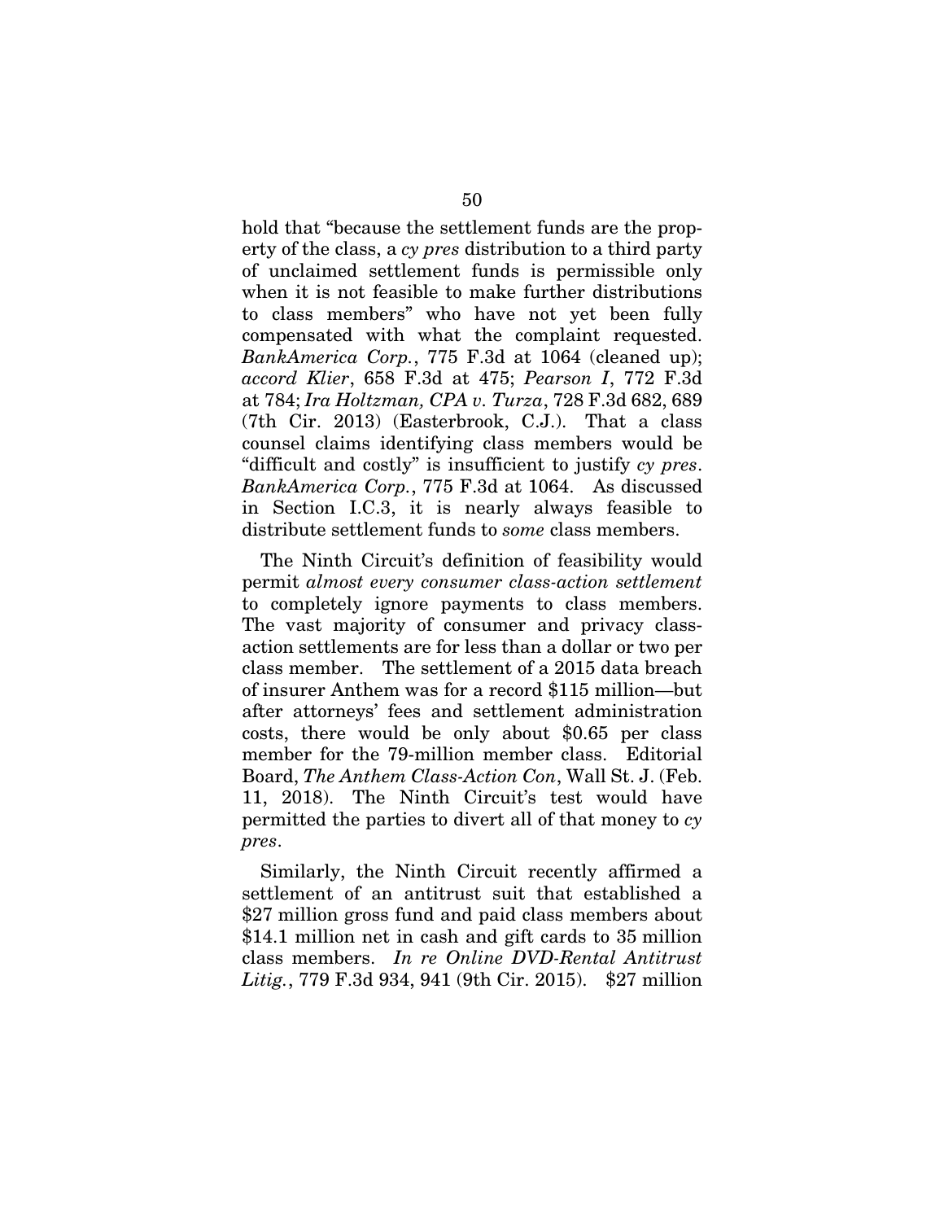hold that "because the settlement funds are the property of the class, a *cy pres* distribution to a third party of unclaimed settlement funds is permissible only when it is not feasible to make further distributions to class members" who have not yet been fully compensated with what the complaint requested. *BankAmerica Corp.*, 775 F.3d at 1064 (cleaned up); *accord Klier*, 658 F.3d at 475; *Pearson I*, 772 F.3d at 784; *Ira Holtzman, CPA v. Turza*, 728 F.3d 682, 689 (7th Cir. 2013) (Easterbrook, C.J.). That a class counsel claims identifying class members would be "difficult and costly" is insufficient to justify *cy pres*. *BankAmerica Corp.*, 775 F.3d at 1064. As discussed in Section I.C.3, it is nearly always feasible to distribute settlement funds to *some* class members.

The Ninth Circuit's definition of feasibility would permit *almost every consumer class-action settlement* to completely ignore payments to class members. The vast majority of consumer and privacy class-action settlements are for less than a dollar or two per class member. The settlement of a 2015 data breach of insurer Anthem was for a record $115 million—but after attorneys' fees and settlement administration costs, there would be only about $0.65 per class member for the 79-million member class. Editorial Board, *The Anthem Class-Action Con*, Wall St. J. (Feb. 11, 2018). The Ninth Circuit's test would have permitted the parties to divert all of that money to *cy pres*.

Similarly, the Ninth Circuit recently affirmed a settlement of an antitrust suit that established a $27 million gross fund and paid class members about $14.1 million net in cash and gift cards to 35 million class members. *In re Online DVD-Rental Antitrust Litig.*, 779 F.3d 934, 941 (9th Cir. 2015). $27 million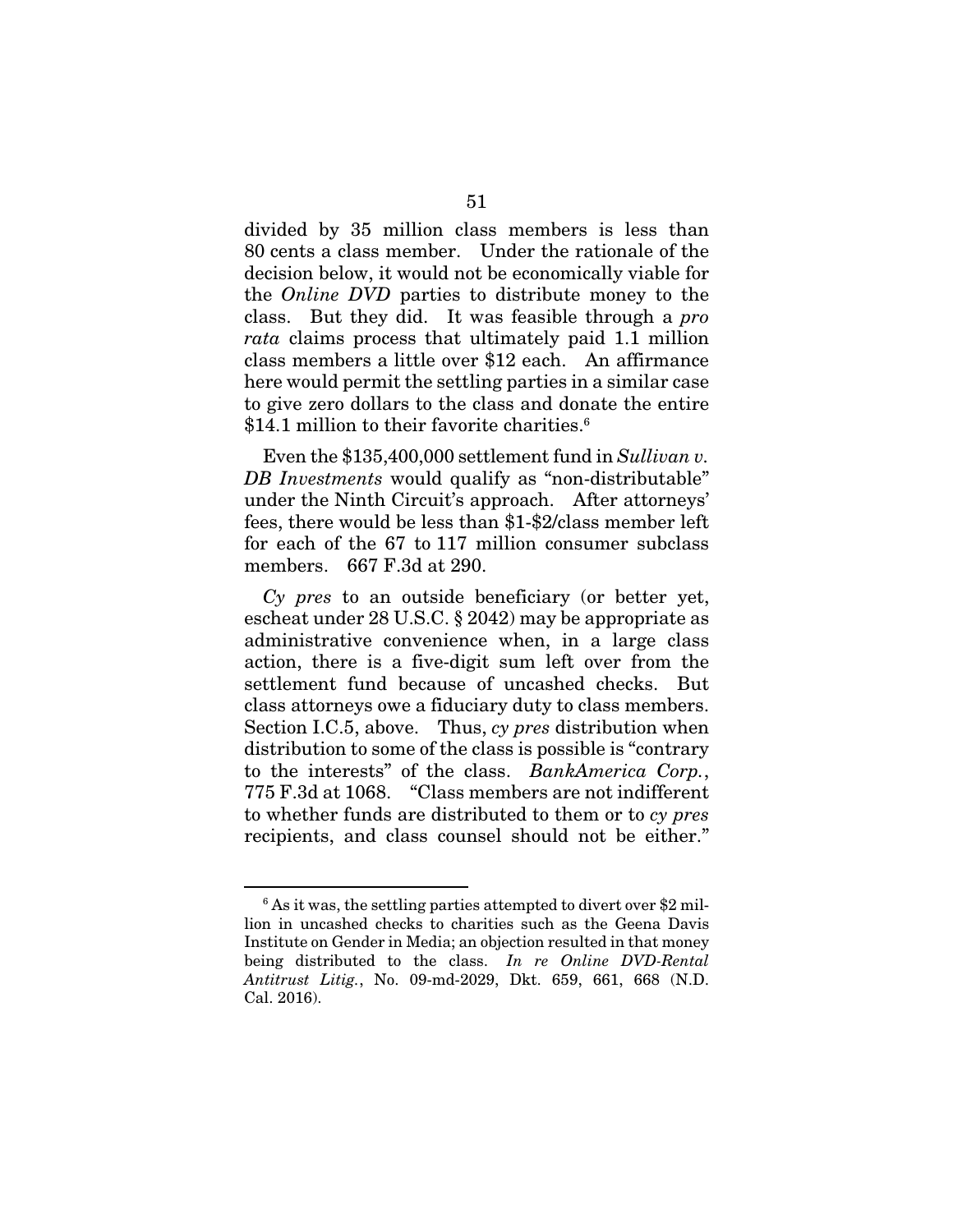divided by 35 million class members is less than 80 cents a class member. Under the rationale of the decision below, it would not be economically viable for the *Online DVD* parties to distribute money to the class. But they did. It was feasible through a *pro rata* claims process that ultimately paid 1.1 million class members a little over $12 each. An affirmance here would permit the settling parties in a similar case to give zero dollars to the class and donate the entire $14.1 million to their favorite charities.[6]

Even the $135,400,000 settlement fund in *Sullivan v. DB Investments* would qualify as "non-distributable" under the Ninth Circuit's approach. After attorneys' fees, there would be less than $1-$2/class member left for each of the 67 to 117 million consumer subclass members. 667 F.3d at 290.

*Cy pres* to an outside beneficiary (or better yet, escheat under 28 U.S.C. § 2042) may be appropriate as administrative convenience when, in a large class action, there is a five-digit sum left over from the settlement fund because of uncashed checks. But class attorneys owe a fiduciary duty to class members. Section I.C.5, above. Thus, *cy pres* distribution when distribution to some of the class is possible is "contrary to the interests" of the class. *BankAmerica Corp.*, 775 F.3d at 1068. "Class members are not indifferent to whether funds are distributed to them or to *cy pres* recipients, and class counsel should not be either."

---

[6] As it was, the settling parties attempted to divert over $2 million in uncashed checks to charities such as the Geena Davis Institute on Gender in Media; an objection resulted in that money being distributed to the class. *In re Online DVD-Rental Antitrust Litig.*, No. 09-md-2029, Dkt. 659, 661, 668 (N.D. Cal. 2016).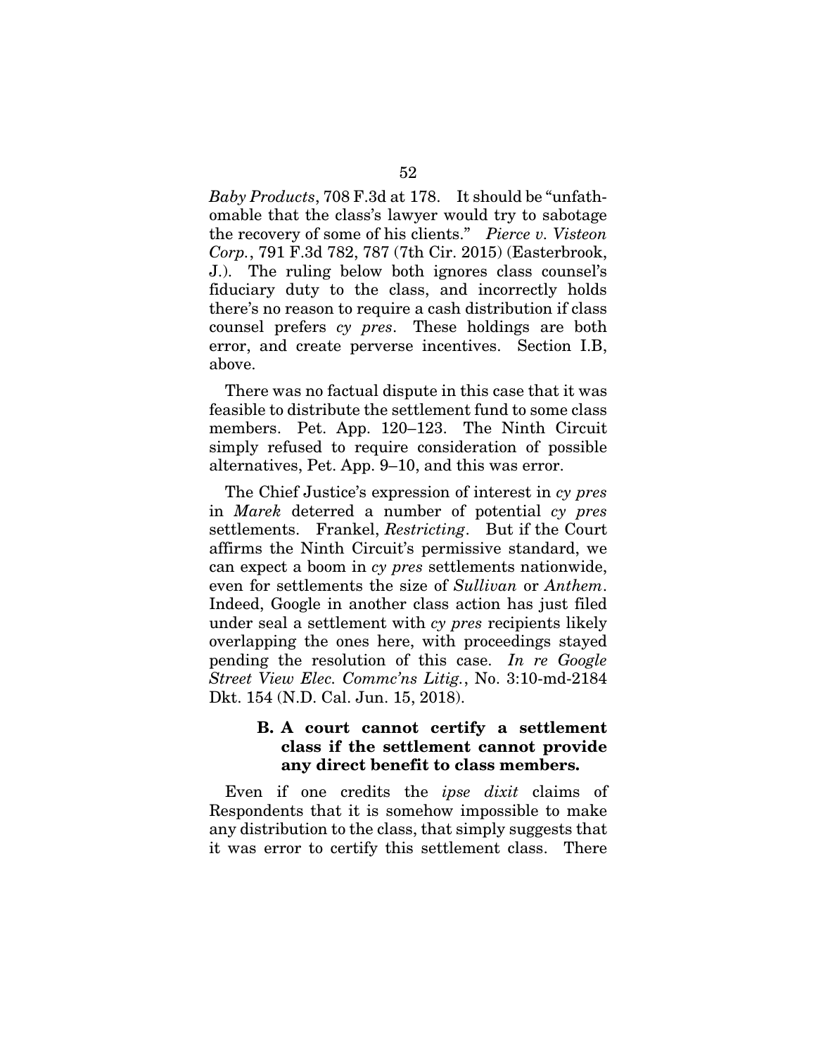*Baby Products*, 708 F.3d at 178. It should be "unfathomable that the class's lawyer would try to sabotage the recovery of some of his clients." *Pierce v. Visteon Corp.*, 791 F.3d 782, 787 (7th Cir. 2015) (Easterbrook, J.). The ruling below both ignores class counsel's fiduciary duty to the class, and incorrectly holds there's no reason to require a cash distribution if class counsel prefers *cy pres*. These holdings are both error, and create perverse incentives. Section I.B, above.

There was no factual dispute in this case that it was feasible to distribute the settlement fund to some class members. Pet. App. 120–123. The Ninth Circuit simply refused to require consideration of possible alternatives, Pet. App. 9–10, and this was error.

The Chief Justice's expression of interest in *cy pres* in *Marek* deterred a number of potential *cy pres* settlements. Frankel, *Restricting*. But if the Court affirms the Ninth Circuit's permissive standard, we can expect a boom in *cy pres* settlements nationwide, even for settlements the size of *Sullivan* or *Anthem*. Indeed, Google in another class action has just filed under seal a settlement with *cy pres* recipients likely overlapping the ones here, with proceedings stayed pending the resolution of this case. *In re Google Street View Elec. Commc'ns Litig.*, No. 3:10-md-2184 Dkt. 154 (N.D. Cal. Jun. 15, 2018).

### B. A court cannot certify a settlement class if the settlement cannot provide any direct benefit to class members.

Even if one credits the *ipse dixit* claims of Respondents that it is somehow impossible to make any distribution to the class, that simply suggests that it was error to certify this settlement class. There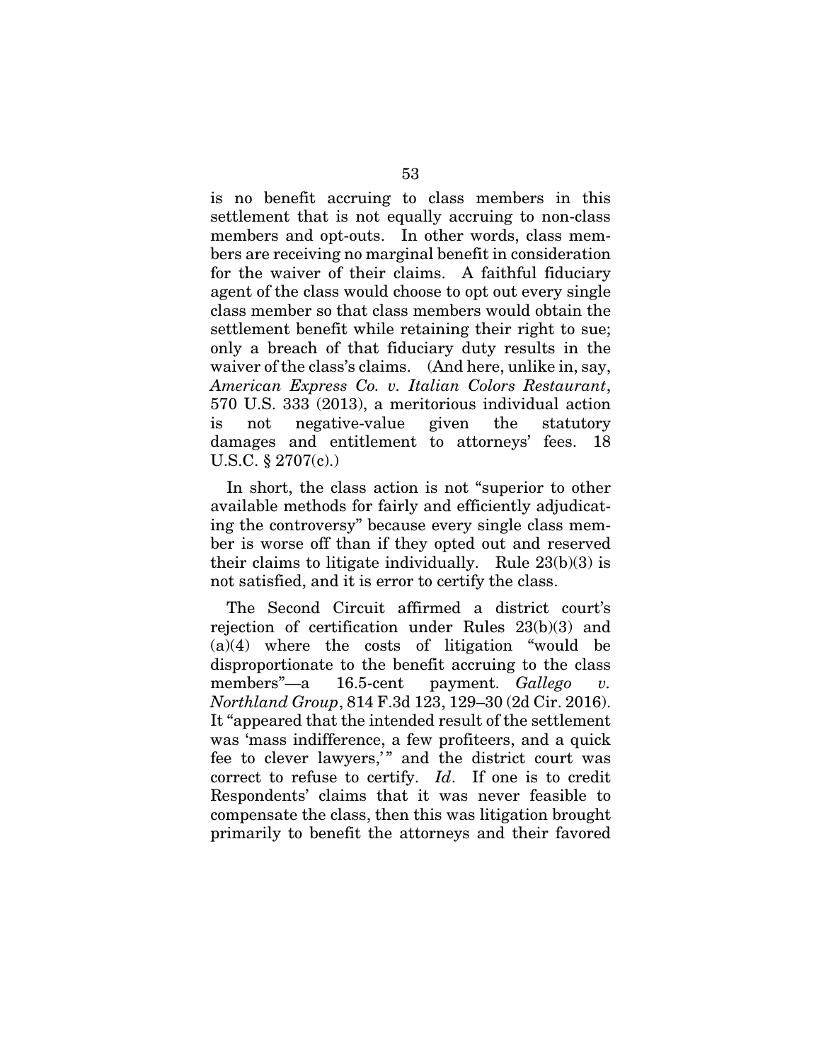is no benefit accruing to class members in this settlement that is not equally accruing to non-class members and opt-outs. In other words, class members are receiving no marginal benefit in consideration for the waiver of their claims. A faithful fiduciary agent of the class would choose to opt out every single class member so that class members would obtain the settlement benefit while retaining their right to sue; only a breach of that fiduciary duty results in the waiver of the class's claims. (And here, unlike in, say, *American Express Co. v. Italian Colors Restaurant*, 570 U.S. 333 (2013), a meritorious individual action is not negative-value given the statutory damages and entitlement to attorneys' fees. 18 U.S.C. § 2707(c).)

In short, the class action is not "superior to other available methods for fairly and efficiently adjudicating the controversy" because every single class member is worse off than if they opted out and reserved their claims to litigate individually. Rule 23(b)(3) is not satisfied, and it is error to certify the class.

The Second Circuit affirmed a district court's rejection of certification under Rules 23(b)(3) and (a)(4) where the costs of litigation "would be disproportionate to the benefit accruing to the class members"—a 16.5-cent payment. *Gallego v. Northland Group*, 814 F.3d 123, 129–30 (2d Cir. 2016). It "appeared that the intended result of the settlement was 'mass indifference, a few profiteers, and a quick fee to clever lawyers,'" and the district court was correct to refuse to certify. *Id*. If one is to credit Respondents' claims that it was never feasible to compensate the class, then this was litigation brought primarily to benefit the attorneys and their favored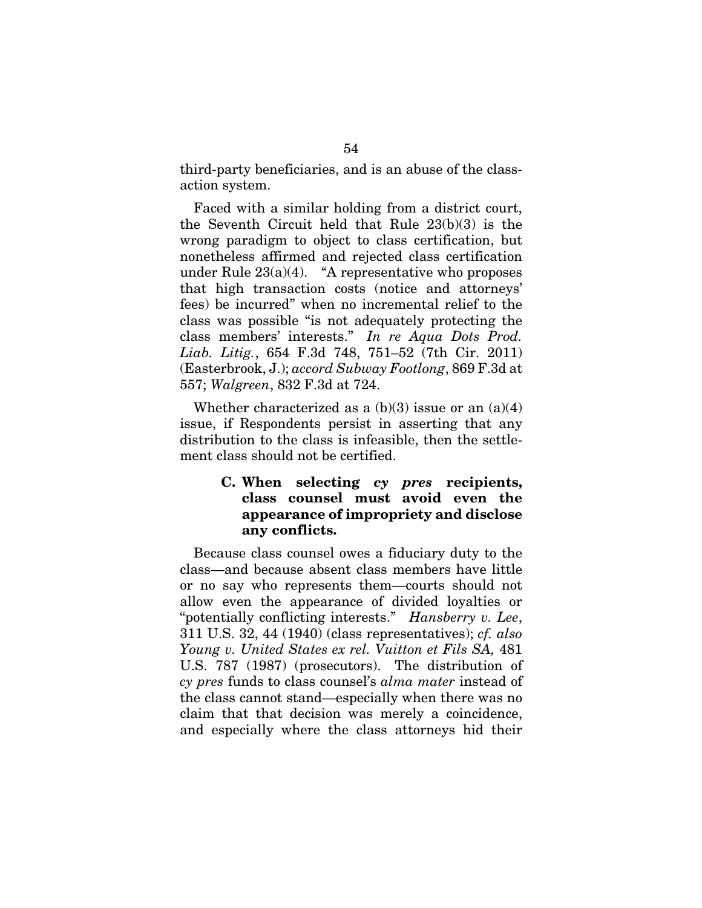third-party beneficiaries, and is an abuse of the class-action system.

Faced with a similar holding from a district court, the Seventh Circuit held that Rule 23(b)(3) is the wrong paradigm to object to class certification, but nonetheless affirmed and rejected class certification under Rule 23(a)(4). "A representative who proposes that high transaction costs (notice and attorneys' fees) be incurred" when no incremental relief to the class was possible "is not adequately protecting the class members' interests." *In re Aqua Dots Prod. Liab. Litig.*, 654 F.3d 748, 751–52 (7th Cir. 2011) (Easterbrook, J.); *accord Subway Footlong*, 869 F.3d at 557; *Walgreen*, 832 F.3d at 724.

Whether characterized as a (b)(3) issue or an (a)(4) issue, if Respondents persist in asserting that any distribution to the class is infeasible, then the settlement class should not be certified.

### C. When selecting *cy pres* recipients, class counsel must avoid even the appearance of impropriety and disclose any conflicts.

Because class counsel owes a fiduciary duty to the class—and because absent class members have little or no say who represents them—courts should not allow even the appearance of divided loyalties or "potentially conflicting interests." *Hansberry v. Lee*, 311 U.S. 32, 44 (1940) (class representatives); *cf. also Young v. United States ex rel. Vuitton et Fils SA,* 481 U.S. 787 (1987) (prosecutors). The distribution of *cy pres* funds to class counsel's *alma mater* instead of the class cannot stand—especially when there was no claim that that decision was merely a coincidence, and especially where the class attorneys hid their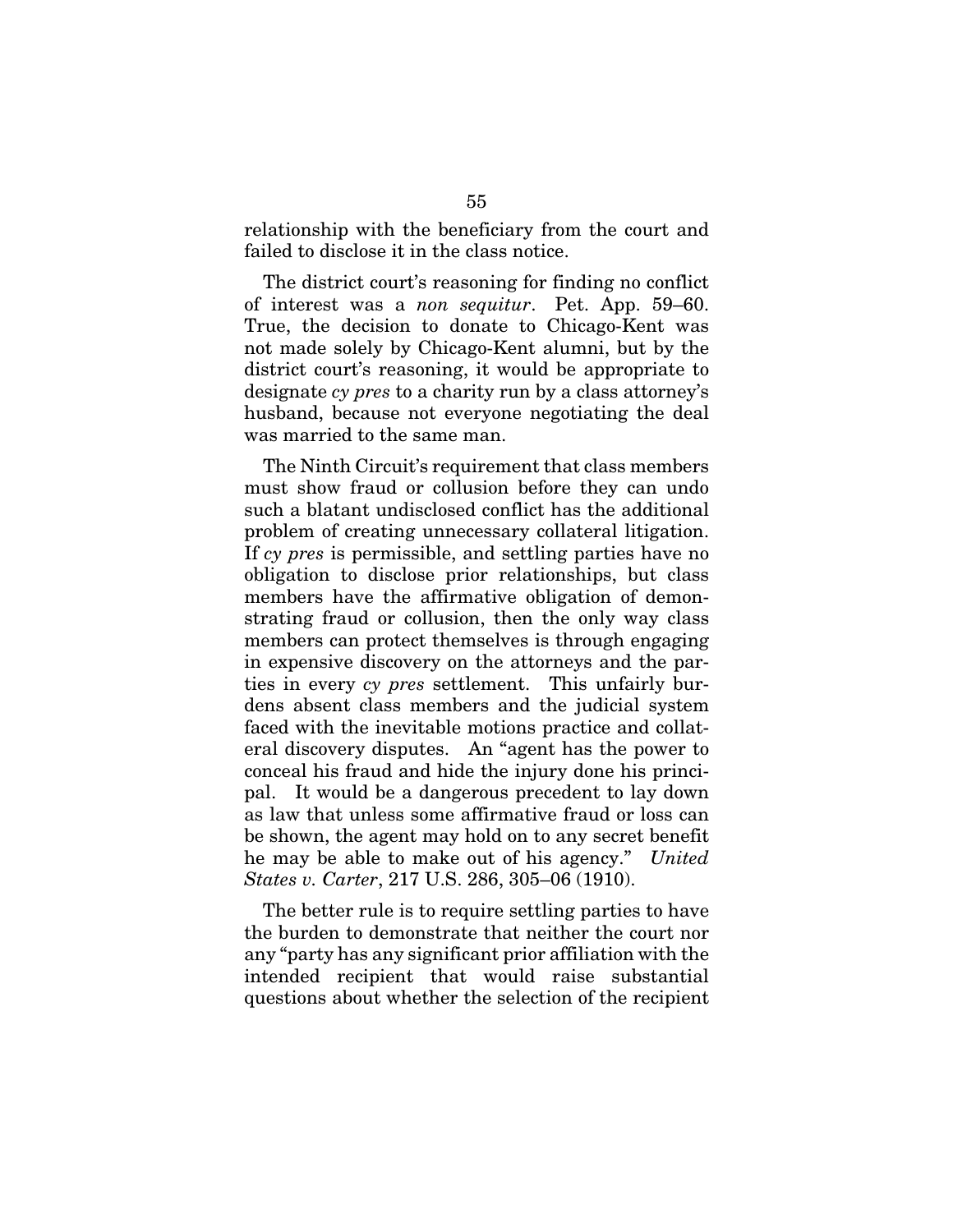relationship with the beneficiary from the court and failed to disclose it in the class notice.

The district court's reasoning for finding no conflict of interest was a *non sequitur*. Pet. App. 59–60. True, the decision to donate to Chicago-Kent was not made solely by Chicago-Kent alumni, but by the district court's reasoning, it would be appropriate to designate *cy pres* to a charity run by a class attorney's husband, because not everyone negotiating the deal was married to the same man.

The Ninth Circuit's requirement that class members must show fraud or collusion before they can undo such a blatant undisclosed conflict has the additional problem of creating unnecessary collateral litigation. If *cy pres* is permissible, and settling parties have no obligation to disclose prior relationships, but class members have the affirmative obligation of demonstrating fraud or collusion, then the only way class members can protect themselves is through engaging in expensive discovery on the attorneys and the parties in every *cy pres* settlement. This unfairly burdens absent class members and the judicial system faced with the inevitable motions practice and collateral discovery disputes. An "agent has the power to conceal his fraud and hide the injury done his principal. It would be a dangerous precedent to lay down as law that unless some affirmative fraud or loss can be shown, the agent may hold on to any secret benefit he may be able to make out of his agency." *United States v. Carter*, 217 U.S. 286, 305–06 (1910).

The better rule is to require settling parties to have the burden to demonstrate that neither the court nor any "party has any significant prior affiliation with the intended recipient that would raise substantial questions about whether the selection of the recipient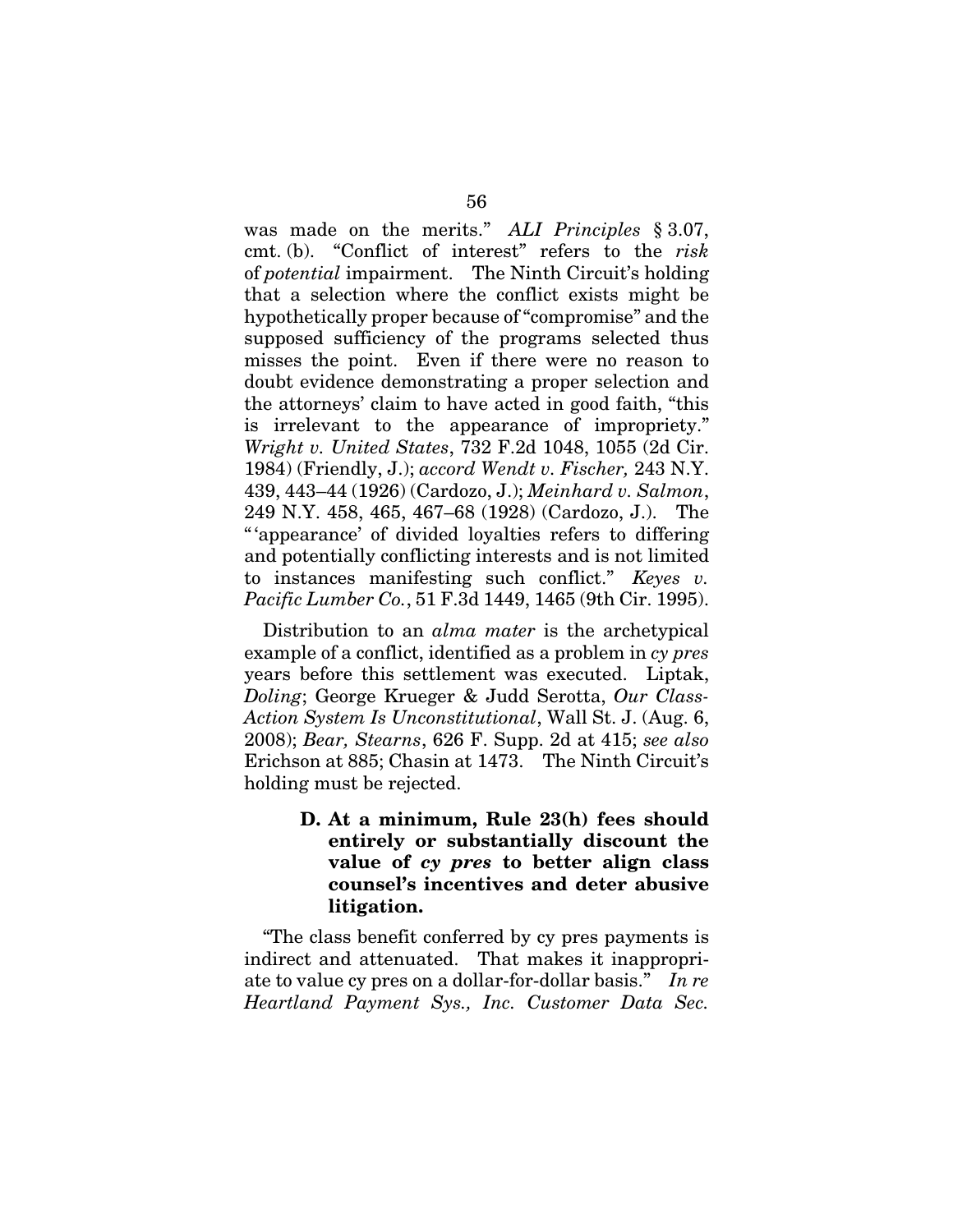was made on the merits." *ALI Principles* § 3.07, cmt. (b). "Conflict of interest" refers to the *risk* of *potential* impairment. The Ninth Circuit's holding that a selection where the conflict exists might be hypothetically proper because of "compromise" and the supposed sufficiency of the programs selected thus misses the point. Even if there were no reason to doubt evidence demonstrating a proper selection and the attorneys' claim to have acted in good faith, "this is irrelevant to the appearance of impropriety." *Wright v. United States*, 732 F.2d 1048, 1055 (2d Cir. 1984) (Friendly, J.); *accord Wendt v. Fischer,* 243 N.Y. 439, 443–44 (1926) (Cardozo, J.); *Meinhard v. Salmon*, 249 N.Y. 458, 465, 467–68 (1928) (Cardozo, J.). The "'appearance' of divided loyalties refers to differing and potentially conflicting interests and is not limited to instances manifesting such conflict." *Keyes v. Pacific Lumber Co.*, 51 F.3d 1449, 1465 (9th Cir. 1995).

Distribution to an *alma mater* is the archetypical example of a conflict, identified as a problem in *cy pres* years before this settlement was executed. Liptak, *Doling*; George Krueger & Judd Serotta, *Our Class-Action System Is Unconstitutional*, Wall St. J. (Aug. 6, 2008); *Bear, Stearns*, 626 F. Supp. 2d at 415; *see also* Erichson at 885; Chasin at 1473. The Ninth Circuit's holding must be rejected.

### D. At a minimum, Rule 23(h) fees should entirely or substantially discount the value of *cy pres* to better align class counsel's incentives and deter abusive litigation.

"The class benefit conferred by cy pres payments is indirect and attenuated. That makes it inappropriate to value cy pres on a dollar-for-dollar basis." *In re Heartland Payment Sys., Inc. Customer Data Sec.*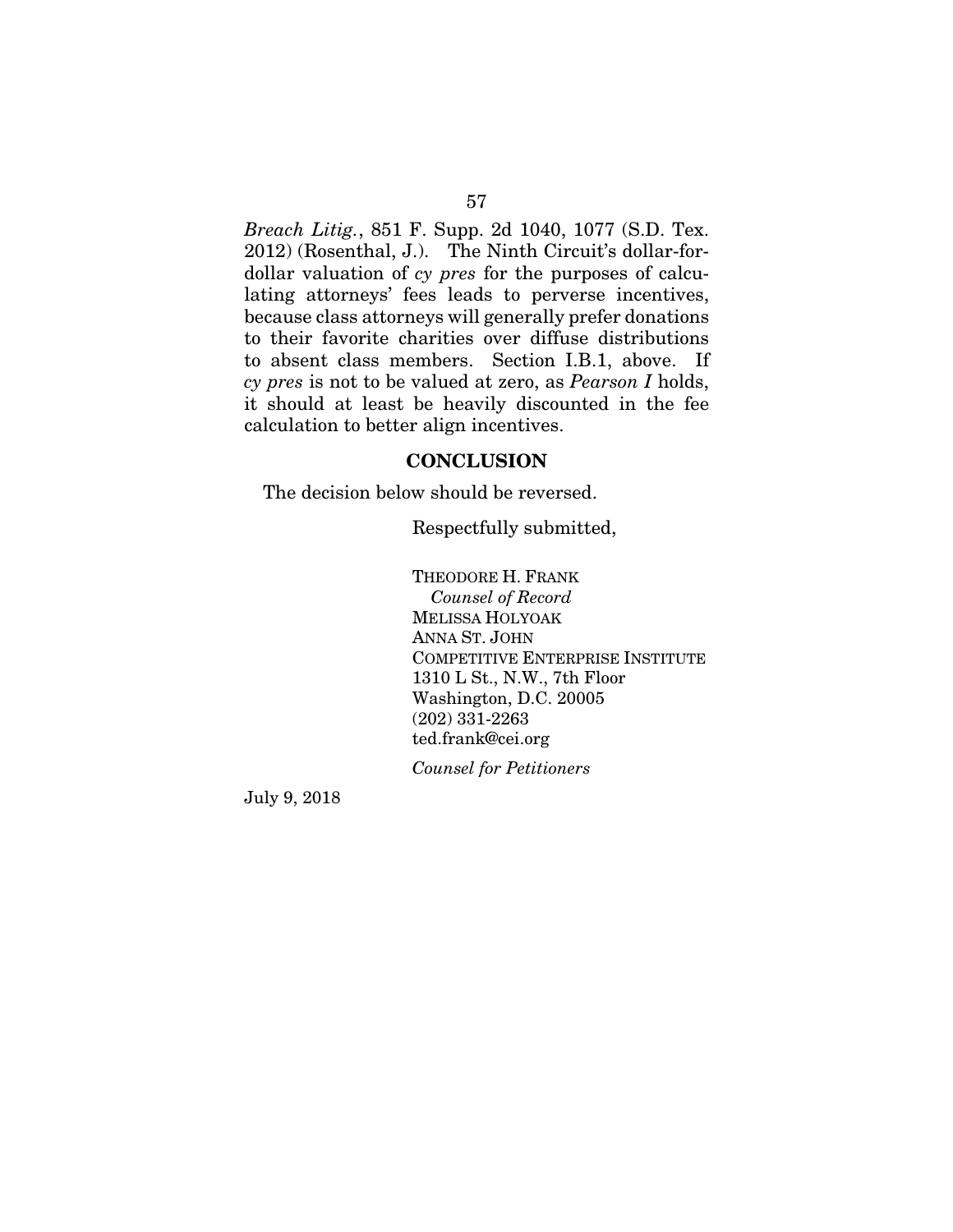*Breach Litig.*, 851 F. Supp. 2d 1040, 1077 (S.D. Tex. 2012) (Rosenthal, J.). The Ninth Circuit's dollar-for-dollar valuation of *cy pres* for the purposes of calculating attorneys' fees leads to perverse incentives, because class attorneys will generally prefer donations to their favorite charities over diffuse distributions to absent class members. Section I.B.1, above. If *cy pres* is not to be valued at zero, as *Pearson I* holds, it should at least be heavily discounted in the fee calculation to better align incentives.

## CONCLUSION

The decision below should be reversed.

Respectfully submitted,

THEODORE H. FRANK
*Counsel of Record*
MELISSA HOLYOAK
ANNA ST. JOHN
COMPETITIVE ENTERPRISE INSTITUTE
1310 L St., N.W., 7th Floor
Washington, D.C. 20005
(202) 331-2263
ted.frank@cei.org

*Counsel for Petitioners*

July 9, 2018